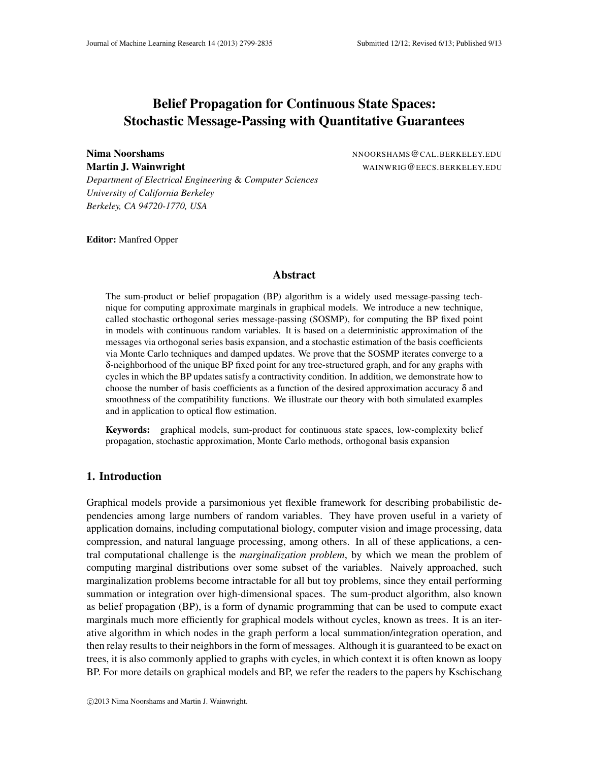# Belief Propagation for Continuous State Spaces: Stochastic Message-Passing with Quantitative Guarantees

**Nima Noorshams** NNOORSHAMS@CAL.BERKELEY.EDU
**Martin J. Wainwright** WAINWRIG@EECS.BERKELEY.EDU
*Department of Electrical Engineering & Computer Sciences*
*University of California Berkeley*
*Berkeley, CA 94720-1770, USA*

**Editor:** Manfred Opper

## Abstract

The sum-product or belief propagation (BP) algorithm is a widely used message-passing technique for computing approximate marginals in graphical models. We introduce a new technique, called stochastic orthogonal series message-passing (SOSMP), for computing the BP fixed point in models with continuous random variables. It is based on a deterministic approximation of the messages via orthogonal series basis expansion, and a stochastic estimation of the basis coefficients via Monte Carlo techniques and damped updates. We prove that the SOSMP iterates converge to a $\delta$-neighborhood of the unique BP fixed point for any tree-structured graph, and for any graphs with cycles in which the BP updates satisfy a contractivity condition. In addition, we demonstrate how to choose the number of basis coefficients as a function of the desired approximation accuracy $\delta$ and smoothness of the compatibility functions. We illustrate our theory with both simulated examples and in application to optical flow estimation.

**Keywords:** graphical models, sum-product for continuous state spaces, low-complexity belief propagation, stochastic approximation, Monte Carlo methods, orthogonal basis expansion

## 1. Introduction

Graphical models provide a parsimonious yet flexible framework for describing probabilistic dependencies among large numbers of random variables. They have proven useful in a variety of application domains, including computational biology, computer vision and image processing, data compression, and natural language processing, among others. In all of these applications, a central computational challenge is the *marginalization problem*, by which we mean the problem of computing marginal distributions over some subset of the variables. Naively approached, such marginalization problems become intractable for all but toy problems, since they entail performing summation or integration over high-dimensional spaces. The sum-product algorithm, also known as belief propagation (BP), is a form of dynamic programming that can be used to compute exact marginals much more efficiently for graphical models without cycles, known as trees. It is an iterative algorithm in which nodes in the graph perform a local summation/integration operation, and then relay results to their neighbors in the form of messages. Although it is guaranteed to be exact on trees, it is also commonly applied to graphs with cycles, in which context it is often known as loopy BP. For more details on graphical models and BP, we refer the readers to the papers by Kschischang

©2013 Nima Noorshams and Martin J. Wainwright.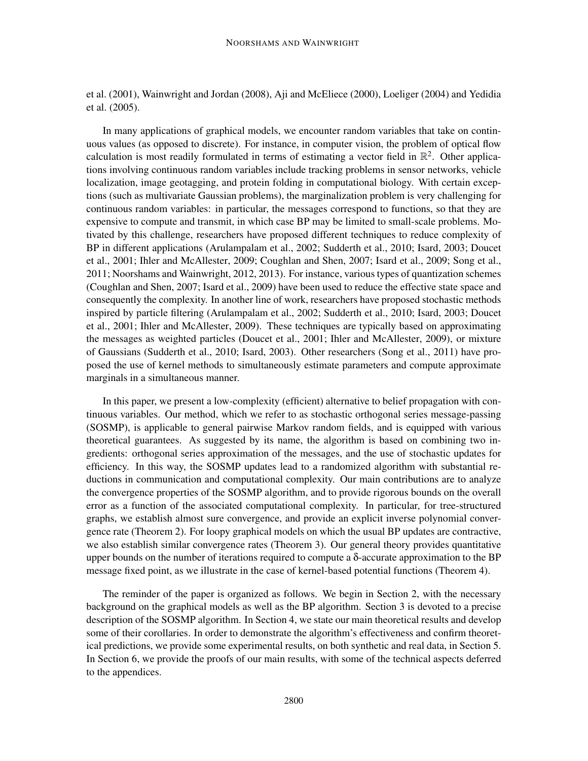et al. (2001), Wainwright and Jordan (2008), Aji and McEliece (2000), Loeliger (2004) and Yedidia et al. (2005).

In many applications of graphical models, we encounter random variables that take on continuous values (as opposed to discrete). For instance, in computer vision, the problem of optical flow calculation is most readily formulated in terms of estimating a vector field in $\mathbb{R}^2$. Other applications involving continuous random variables include tracking problems in sensor networks, vehicle localization, image geotagging, and protein folding in computational biology. With certain exceptions (such as multivariate Gaussian problems), the marginalization problem is very challenging for continuous random variables: in particular, the messages correspond to functions, so that they are expensive to compute and transmit, in which case BP may be limited to small-scale problems. Motivated by this challenge, researchers have proposed different techniques to reduce complexity of BP in different applications (Arulampalam et al., 2002; Sudderth et al., 2010; Isard, 2003; Doucet et al., 2001; Ihler and McAllester, 2009; Coughlan and Shen, 2007; Isard et al., 2009; Song et al., 2011; Noorshams and Wainwright, 2012, 2013). For instance, various types of quantization schemes (Coughlan and Shen, 2007; Isard et al., 2009) have been used to reduce the effective state space and consequently the complexity. In another line of work, researchers have proposed stochastic methods inspired by particle filtering (Arulampalam et al., 2002; Sudderth et al., 2010; Isard, 2003; Doucet et al., 2001; Ihler and McAllester, 2009). These techniques are typically based on approximating the messages as weighted particles (Doucet et al., 2001; Ihler and McAllester, 2009), or mixture of Gaussians (Sudderth et al., 2010; Isard, 2003). Other researchers (Song et al., 2011) have proposed the use of kernel methods to simultaneously estimate parameters and compute approximate marginals in a simultaneous manner.

In this paper, we present a low-complexity (efficient) alternative to belief propagation with continuous variables. Our method, which we refer to as stochastic orthogonal series message-passing (SOSMP), is applicable to general pairwise Markov random fields, and is equipped with various theoretical guarantees. As suggested by its name, the algorithm is based on combining two ingredients: orthogonal series approximation of the messages, and the use of stochastic updates for efficiency. In this way, the SOSMP updates lead to a randomized algorithm with substantial reductions in communication and computational complexity. Our main contributions are to analyze the convergence properties of the SOSMP algorithm, and to provide rigorous bounds on the overall error as a function of the associated computational complexity. In particular, for tree-structured graphs, we establish almost sure convergence, and provide an explicit inverse polynomial convergence rate (Theorem 2). For loopy graphical models on which the usual BP updates are contractive, we also establish similar convergence rates (Theorem 3). Our general theory provides quantitative upper bounds on the number of iterations required to compute a $\delta$-accurate approximation to the BP message fixed point, as we illustrate in the case of kernel-based potential functions (Theorem 4).

The reminder of the paper is organized as follows. We begin in Section 2, with the necessary background on the graphical models as well as the BP algorithm. Section 3 is devoted to a precise description of the SOSMP algorithm. In Section 4, we state our main theoretical results and develop some of their corollaries. In order to demonstrate the algorithm's effectiveness and confirm theoretical predictions, we provide some experimental results, on both synthetic and real data, in Section 5. In Section 6, we provide the proofs of our main results, with some of the technical aspects deferred to the appendices.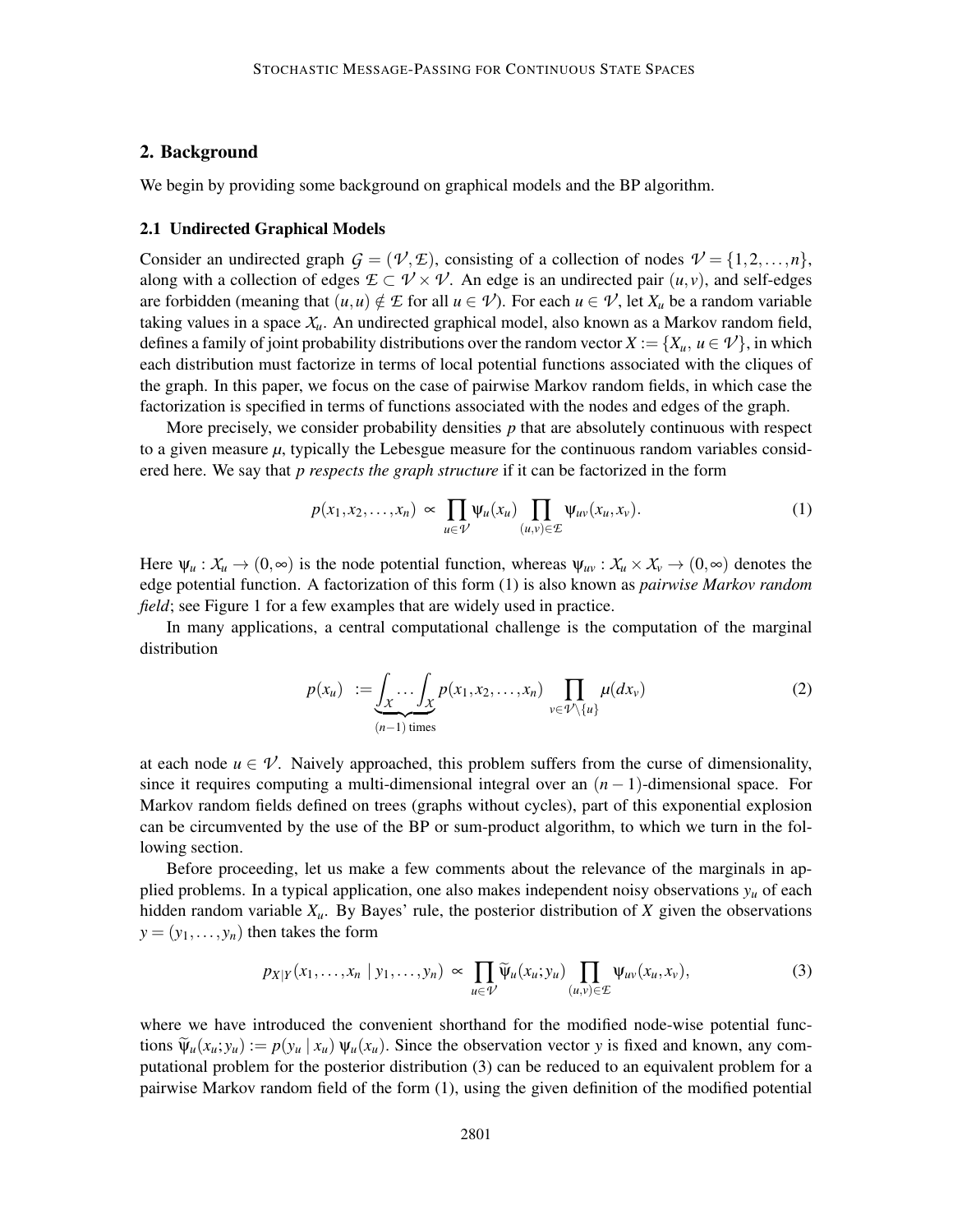## 2. Background

We begin by providing some background on graphical models and the BP algorithm.

### 2.1 Undirected Graphical Models

Consider an undirected graph $\mathcal{G} = (\mathcal{V}, \mathcal{E})$, consisting of a collection of nodes $\mathcal{V} = \{1, 2, \ldots, n\}$, along with a collection of edges $\mathcal{E} \subset \mathcal{V} \times \mathcal{V}$. An edge is an undirected pair $(u, v)$, and self-edges are forbidden (meaning that $(u, u) \notin \mathcal{E}$ for all $u \in \mathcal{V}$). For each $u \in \mathcal{V}$, let $X_u$ be a random variable taking values in a space $\mathcal{X}_u$. An undirected graphical model, also known as a Markov random field, defines a family of joint probability distributions over the random vector $X := \{X_u,\, u \in \mathcal{V}\}$, in which each distribution must factorize in terms of local potential functions associated with the cliques of the graph. In this paper, we focus on the case of pairwise Markov random fields, in which case the factorization is specified in terms of functions associated with the nodes and edges of the graph.

More precisely, we consider probability densities $p$ that are absolutely continuous with respect to a given measure $\mu$, typically the Lebesgue measure for the continuous random variables considered here. We say that *p respects the graph structure* if it can be factorized in the form

$$p(x_1, x_2, \ldots, x_n) \propto \prod_{u \in \mathcal{V}} \psi_u(x_u) \prod_{(u,v) \in \mathcal{E}} \psi_{uv}(x_u, x_v). \tag{1}$$

Here $\psi_u : \mathcal{X}_u \to (0, \infty)$ is the node potential function, whereas $\psi_{uv} : \mathcal{X}_u \times \mathcal{X}_v \to (0, \infty)$ denotes the edge potential function. A factorization of this form (1) is also known as *pairwise Markov random field*; see Figure 1 for a few examples that are widely used in practice.

In many applications, a central computational challenge is the computation of the marginal distribution

$$p(x_u) := \underbrace{\int_{\mathcal{X}} \cdots \int_{\mathcal{X}}}_{(n-1)\text{ times}} p(x_1, x_2, \ldots, x_n) \prod_{v \in \mathcal{V} \setminus \{u\}} \mu(dx_v) \tag{2}$$

at each node $u \in \mathcal{V}$. Naively approached, this problem suffers from the curse of dimensionality, since it requires computing a multi-dimensional integral over an $(n-1)$-dimensional space. For Markov random fields defined on trees (graphs without cycles), part of this exponential explosion can be circumvented by the use of the BP or sum-product algorithm, to which we turn in the following section.

Before proceeding, let us make a few comments about the relevance of the marginals in applied problems. In a typical application, one also makes independent noisy observations $y_u$ of each hidden random variable $X_u$. By Bayes' rule, the posterior distribution of $X$ given the observations $y = (y_1, \ldots, y_n)$ then takes the form

$$p_{X|Y}(x_1, \ldots, x_n \mid y_1, \ldots, y_n) \propto \prod_{u \in \mathcal{V}} \widetilde{\psi}_u(x_u; y_u) \prod_{(u,v) \in \mathcal{E}} \psi_{uv}(x_u, x_v), \tag{3}$$

where we have introduced the convenient shorthand for the modified node-wise potential functions $\widetilde{\psi}_u(x_u; y_u) := p(y_u \mid x_u)\, \psi_u(x_u)$. Since the observation vector $y$ is fixed and known, any computational problem for the posterior distribution (3) can be reduced to an equivalent problem for a pairwise Markov random field of the form (1), using the given definition of the modified potential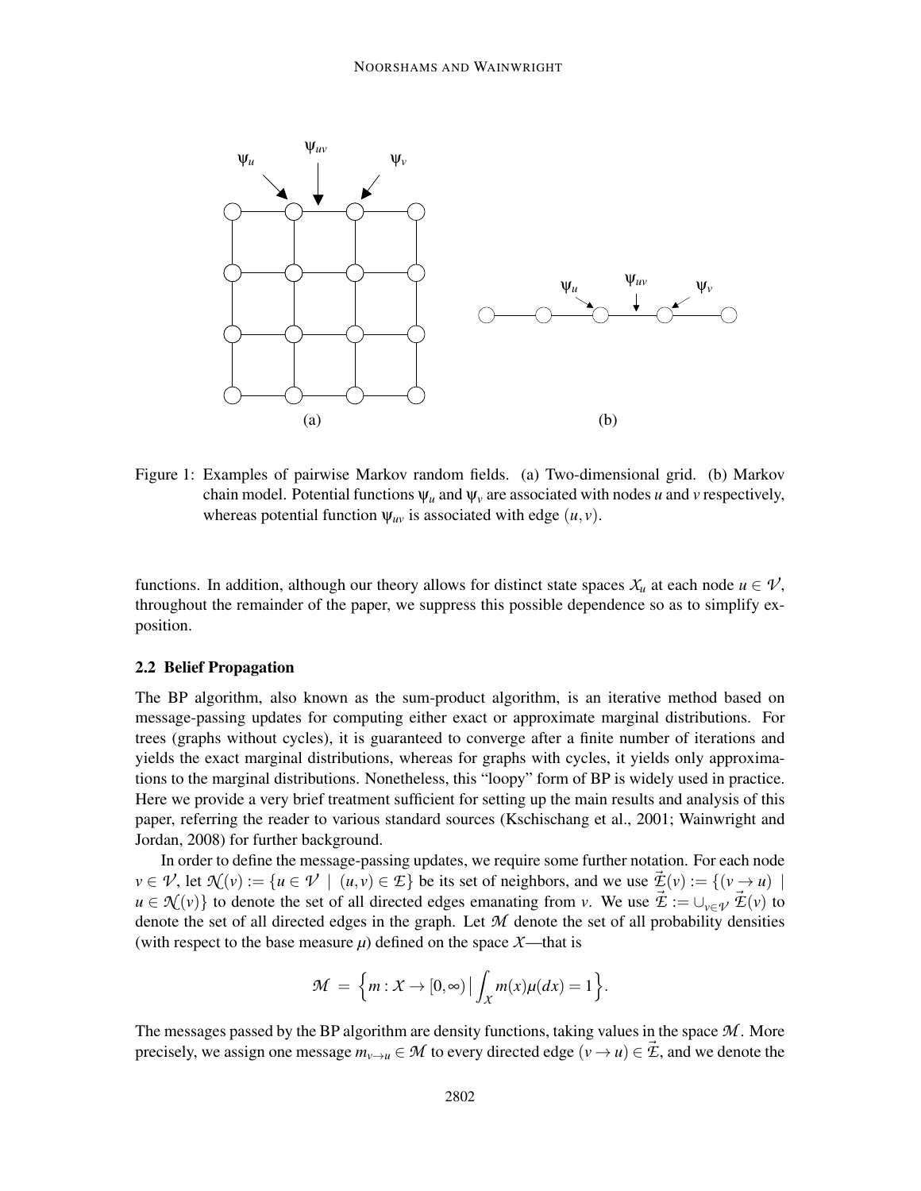Figure 1: Examples of pairwise Markov random fields. (a) Two-dimensional grid. (b) Markov chain model. Potential functions $\psi_u$ and $\psi_v$ are associated with nodes $u$ and $v$ respectively, whereas potential function $\psi_{uv}$ is associated with edge $(u, v)$.

functions. In addition, although our theory allows for distinct state spaces $\mathcal{X}_u$ at each node $u \in \mathcal{V}$, throughout the remainder of the paper, we suppress this possible dependence so as to simplify exposition.

### 2.2 Belief Propagation

The BP algorithm, also known as the sum-product algorithm, is an iterative method based on message-passing updates for computing either exact or approximate marginal distributions. For trees (graphs without cycles), it is guaranteed to converge after a finite number of iterations and yields the exact marginal distributions, whereas for graphs with cycles, it yields only approximations to the marginal distributions. Nonetheless, this "loopy" form of BP is widely used in practice. Here we provide a very brief treatment sufficient for setting up the main results and analysis of this paper, referring the reader to various standard sources (Kschischang et al., 2001; Wainwright and Jordan, 2008) for further background.

In order to define the message-passing updates, we require some further notation. For each node $v \in \mathcal{V}$, let $\mathcal{N}(v) := \{u \in \mathcal{V} \mid (u, v) \in \mathcal{E}\}$ be its set of neighbors, and we use $\vec{\mathcal{E}}(v) := \{(v \to u) \mid u \in \mathcal{N}(v)\}$ to denote the set of all directed edges emanating from $v$. We use $\vec{\mathcal{E}} := \cup_{v \in \mathcal{V}} \vec{\mathcal{E}}(v)$ to denote the set of all directed edges in the graph. Let $\mathcal{M}$ denote the set of all probability densities (with respect to the base measure $\mu$) defined on the space $\mathcal{X}$—that is

$$\mathcal{M} = \Big\{ m : \mathcal{X} \to [0, \infty) \,\Big|\, \int_{\mathcal{X}} m(x) \mu(dx) = 1 \Big\}.$$

The messages passed by the BP algorithm are density functions, taking values in the space $\mathcal{M}$. More precisely, we assign one message $m_{v \to u} \in \mathcal{M}$ to every directed edge $(v \to u) \in \vec{\mathcal{E}}$, and we denote the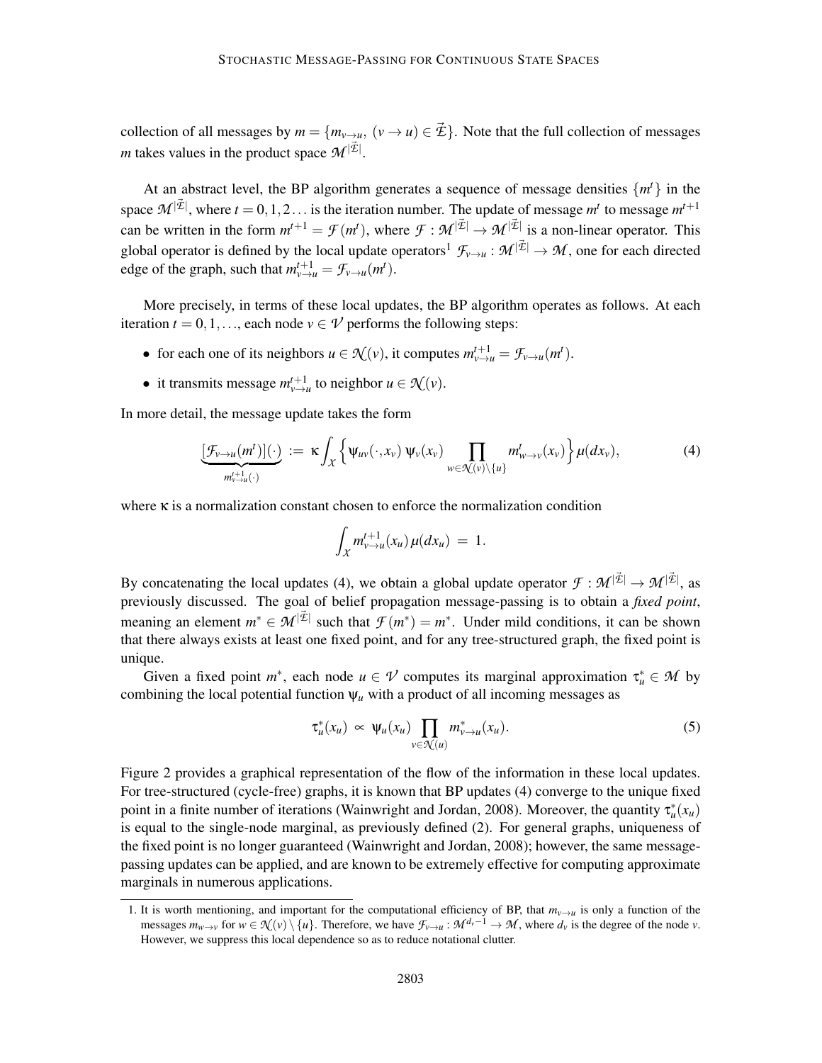collection of all messages by $m = \{m_{v \to u},\ (v \to u) \in \vec{\mathcal{E}}\}$. Note that the full collection of messages $m$ takes values in the product space $\mathcal{M}^{|\vec{\mathcal{E}}|}$.

At an abstract level, the BP algorithm generates a sequence of message densities $\{m^t\}$ in the space $\mathcal{M}^{|\vec{\mathcal{E}}|}$, where $t = 0, 1, 2 \ldots$ is the iteration number. The update of message $m^t$ to message $m^{t+1}$ can be written in the form $m^{t+1} = \mathcal{F}(m^t)$, where $\mathcal{F} : \mathcal{M}^{|\vec{\mathcal{E}}|} \to \mathcal{M}^{|\vec{\mathcal{E}}|}$ is a non-linear operator. This global operator is defined by the local update operators[1] $\mathcal{F}_{v \to u} : \mathcal{M}^{|\vec{\mathcal{E}}|} \to \mathcal{M}$, one for each directed edge of the graph, such that $m^{t+1}_{v \to u} = \mathcal{F}_{v \to u}(m^t)$.

More precisely, in terms of these local updates, the BP algorithm operates as follows. At each iteration $t = 0, 1, \ldots$, each node $v \in \mathcal{V}$ performs the following steps:

- for each one of its neighbors $u \in \mathcal{N}(v)$, it computes $m^{t+1}_{v \to u} = \mathcal{F}_{v \to u}(m^t)$.
- it transmits message $m^{t+1}_{v \to u}$ to neighbor $u \in \mathcal{N}(v)$.

In more detail, the message update takes the form

$$\underbrace{[\mathcal{F}_{v \to u}(m^t)](\cdot)}_{m^{t+1}_{v \to u}(\cdot)} := \kappa \int_{\mathcal{X}} \Big\{ \psi_{uv}(\cdot, x_v)\, \psi_v(x_v) \prod_{w \in \mathcal{N}(v) \setminus \{u\}} m^t_{w \to v}(x_v) \Big\} \mu(dx_v), \tag{4}$$

where $\kappa$ is a normalization constant chosen to enforce the normalization condition

$$\int_{\mathcal{X}} m^{t+1}_{v \to u}(x_u)\, \mu(dx_u) = 1.$$

By concatenating the local updates (4), we obtain a global update operator $\mathcal{F} : \mathcal{M}^{|\vec{\mathcal{E}}|} \to \mathcal{M}^{|\vec{\mathcal{E}}|}$, as previously discussed. The goal of belief propagation message-passing is to obtain a *fixed point*, meaning an element $m^* \in \mathcal{M}^{|\vec{\mathcal{E}}|}$ such that $\mathcal{F}(m^*) = m^*$. Under mild conditions, it can be shown that there always exists at least one fixed point, and for any tree-structured graph, the fixed point is unique.

Given a fixed point $m^*$, each node $u \in \mathcal{V}$ computes its marginal approximation $\tau^*_u \in \mathcal{M}$ by combining the local potential function $\psi_u$ with a product of all incoming messages as

$$\tau^*_u(x_u) \propto \psi_u(x_u) \prod_{v \in \mathcal{N}(u)} m^*_{v \to u}(x_u). \tag{5}$$

Figure 2 provides a graphical representation of the flow of the information in these local updates. For tree-structured (cycle-free) graphs, it is known that BP updates (4) converge to the unique fixed point in a finite number of iterations (Wainwright and Jordan, 2008). Moreover, the quantity $\tau^*_u(x_u)$ is equal to the single-node marginal, as previously defined (2). For general graphs, uniqueness of the fixed point is no longer guaranteed (Wainwright and Jordan, 2008); however, the same message-passing updates can be applied, and are known to be extremely effective for computing approximate marginals in numerous applications.

---

1. It is worth mentioning, and important for the computational efficiency of BP, that $m_{v \to u}$ is only a function of the messages $m_{w \to v}$ for $w \in \mathcal{N}(v) \setminus \{u\}$. Therefore, we have $\mathcal{F}_{v \to u} : \mathcal{M}^{d_v - 1} \to \mathcal{M}$, where $d_v$ is the degree of the node $v$. However, we suppress this local dependence so as to reduce notational clutter.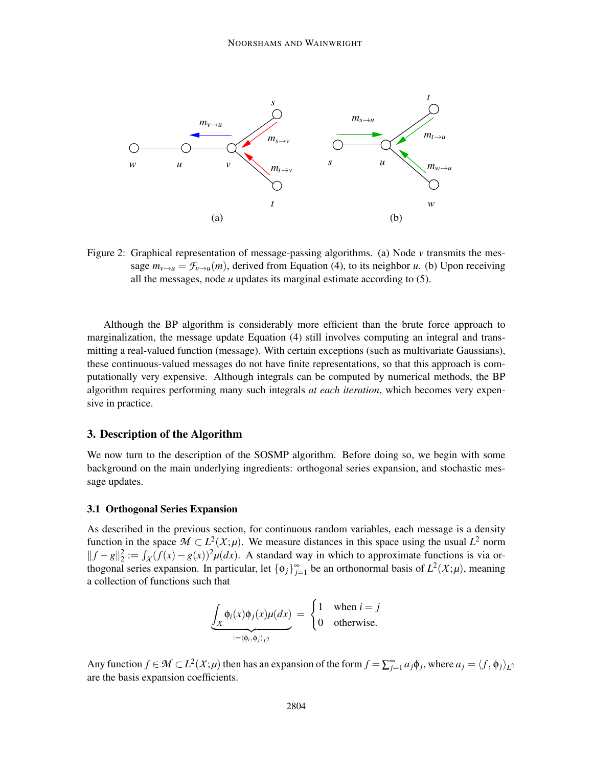Figure 2: Graphical representation of message-passing algorithms. (a) Node $v$ transmits the message $m_{v\to u} = \mathcal{F}_{v\to u}(m)$, derived from Equation (4), to its neighbor $u$. (b) Upon receiving all the messages, node $u$ updates its marginal estimate according to (5).

Although the BP algorithm is considerably more efficient than the brute force approach to marginalization, the message update Equation (4) still involves computing an integral and transmitting a real-valued function (message). With certain exceptions (such as multivariate Gaussians), these continuous-valued messages do not have finite representations, so that this approach is computationally very expensive. Although integrals can be computed by numerical methods, the BP algorithm requires performing many such integrals *at each iteration*, which becomes very expensive in practice.

## 3. Description of the Algorithm

We now turn to the description of the SOSMP algorithm. Before doing so, we begin with some background on the main underlying ingredients: orthogonal series expansion, and stochastic message updates.

### 3.1 Orthogonal Series Expansion

As described in the previous section, for continuous random variables, each message is a density function in the space $\mathcal{M} \subset L^2(\mathcal{X};\mu)$. We measure distances in this space using the usual $L^2$ norm $\|f-g\|_2^2 := \int_{\mathcal{X}} (f(x)-g(x))^2 \mu(dx)$. A standard way in which to approximate functions is via orthogonal series expansion. In particular, let $\{\phi_j\}_{j=1}^{\infty}$ be an orthonormal basis of $L^2(\mathcal{X};\mu)$, meaning a collection of functions such that

$$\underbrace{\int_{\mathcal{X}} \phi_i(x)\phi_j(x)\mu(dx)}_{:=\langle \phi_i,\phi_j\rangle_{L^2}} = \begin{cases} 1 & \text{when } i=j \\ 0 & \text{otherwise.} \end{cases}$$

Any function $f \in \mathcal{M} \subset L^2(\mathcal{X};\mu)$ then has an expansion of the form $f = \sum_{j=1}^{\infty} a_j \phi_j$, where $a_j = \langle f, \phi_j \rangle_{L^2}$ are the basis expansion coefficients.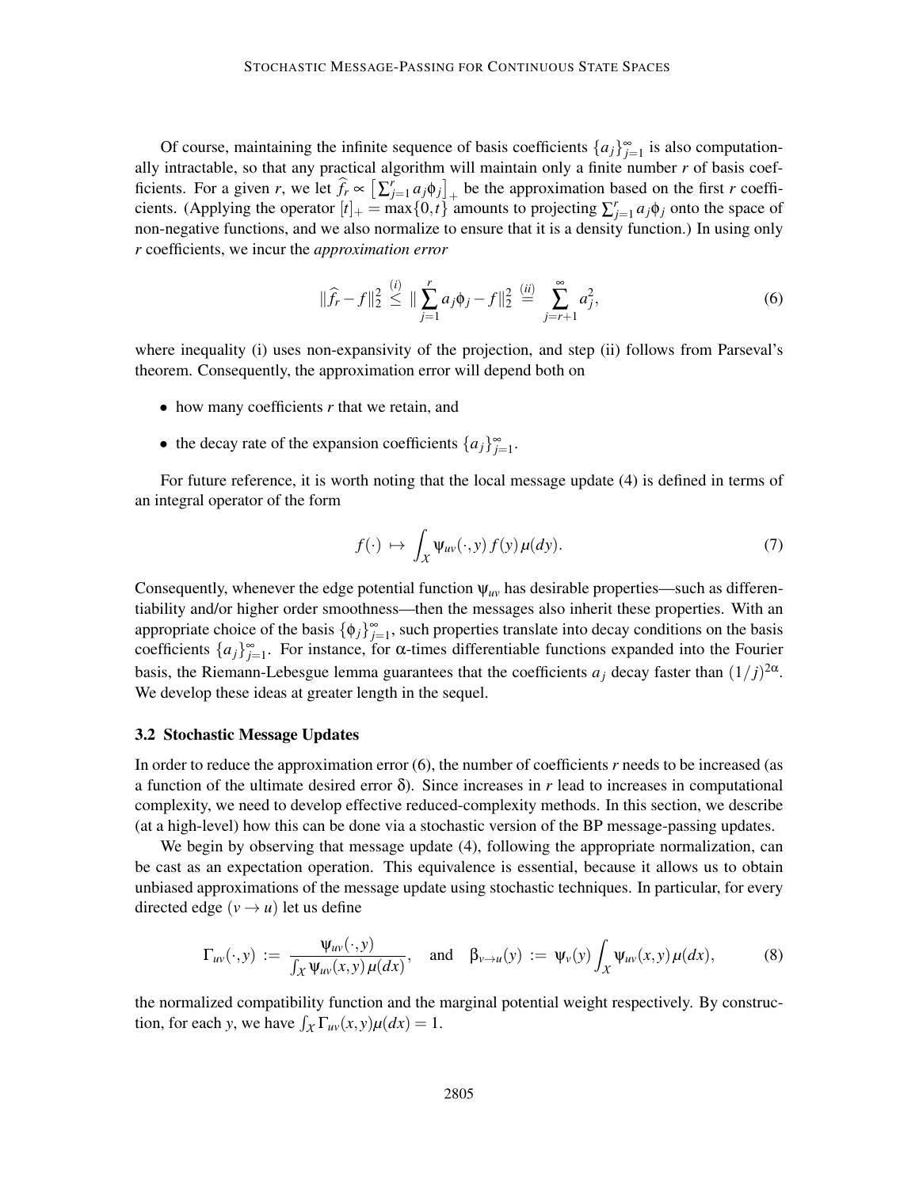Of course, maintaining the infinite sequence of basis coefficients $\{a_j\}_{j=1}^{\infty}$ is also computationally intractable, so that any practical algorithm will maintain only a finite number $r$ of basis coefficients. For a given $r$, we let $\widehat{f}_r \propto \left[\sum_{j=1}^{r} a_j \phi_j\right]_+$ be the approximation based on the first $r$ coefficients. (Applying the operator $[t]_+ = \max\{0,t\}$ amounts to projecting $\sum_{j=1}^{r} a_j \phi_j$ onto the space of non-negative functions, and we also normalize to ensure that it is a density function.) In using only $r$ coefficients, we incur the *approximation error*

$$\|\widehat{f}_r - f\|_2^2 \overset{(i)}{\leq} \|\sum_{j=1}^{r} a_j \phi_j - f\|_2^2 \overset{(ii)}{=} \sum_{j=r+1}^{\infty} a_j^2, \tag{6}$$

where inequality (i) uses non-expansivity of the projection, and step (ii) follows from Parseval's theorem. Consequently, the approximation error will depend both on

- how many coefficients $r$ that we retain, and
- the decay rate of the expansion coefficients $\{a_j\}_{j=1}^{\infty}$.

For future reference, it is worth noting that the local message update (4) is defined in terms of an integral operator of the form

$$f(\cdot) \mapsto \int_{\mathcal{X}} \psi_{uv}(\cdot, y) f(y) \mu(dy). \tag{7}$$

Consequently, whenever the edge potential function $\psi_{uv}$ has desirable properties—such as differentiability and/or higher order smoothness—then the messages also inherit these properties. With an appropriate choice of the basis $\{\phi_j\}_{j=1}^{\infty}$, such properties translate into decay conditions on the basis coefficients $\{a_j\}_{j=1}^{\infty}$. For instance, for $\alpha$-times differentiable functions expanded into the Fourier basis, the Riemann-Lebesgue lemma guarantees that the coefficients $a_j$ decay faster than $(1/j)^{2\alpha}$. We develop these ideas at greater length in the sequel.

### 3.2 Stochastic Message Updates

In order to reduce the approximation error (6), the number of coefficients $r$ needs to be increased (as a function of the ultimate desired error $\delta$). Since increases in $r$ lead to increases in computational complexity, we need to develop effective reduced-complexity methods. In this section, we describe (at a high-level) how this can be done via a stochastic version of the BP message-passing updates.

We begin by observing that message update (4), following the appropriate normalization, can be cast as an expectation operation. This equivalence is essential, because it allows us to obtain unbiased approximations of the message update using stochastic techniques. In particular, for every directed edge $(v \to u)$ let us define

$$\Gamma_{uv}(\cdot, y) := \frac{\psi_{uv}(\cdot, y)}{\int_{\mathcal{X}} \psi_{uv}(x, y) \mu(dx)}, \quad \text{and} \quad \beta_{v \to u}(y) := \psi_v(y) \int_{\mathcal{X}} \psi_{uv}(x, y) \mu(dx), \tag{8}$$

the normalized compatibility function and the marginal potential weight respectively. By construction, for each $y$, we have $\int_{\mathcal{X}} \Gamma_{uv}(x, y) \mu(dx) = 1$.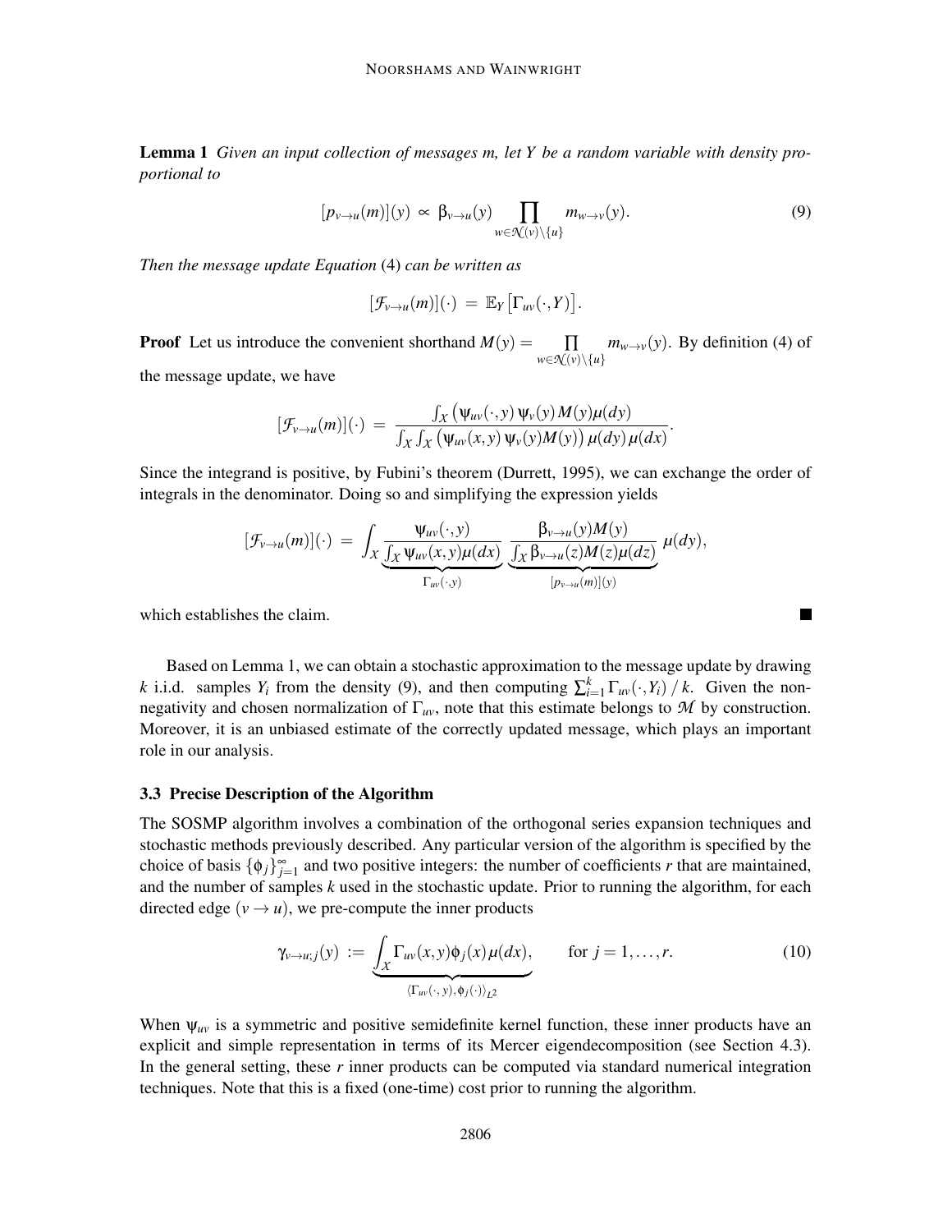**Lemma 1** *Given an input collection of messages $m$, let $Y$ be a random variable with density proportional to*

$$[p_{v\to u}(m)](y) \;\propto\; \beta_{v\to u}(y) \prod_{w\in\mathcal{N}(v)\setminus\{u\}} m_{w\to v}(y). \tag{9}$$

*Then the message update Equation* (4) *can be written as*

$$[\mathcal{F}_{v\to u}(m)](\cdot) \;=\; \mathbb{E}_Y\big[\Gamma_{uv}(\cdot,Y)\big].$$

**Proof** Let us introduce the convenient shorthand $M(y) = \prod_{w\in\mathcal{N}(v)\setminus\{u\}} m_{w\to v}(y)$. By definition (4) of the message update, we have

$$[\mathcal{F}_{v\to u}(m)](\cdot) \;=\; \frac{\int_{\mathcal{X}} \big(\psi_{uv}(\cdot,y)\,\psi_v(y)\,M(y)\mu(dy)}{\int_{\mathcal{X}}\int_{\mathcal{X}} \big(\psi_{uv}(x,y)\,\psi_v(y)M(y)\big)\,\mu(dy)\,\mu(dx)}.$$

Since the integrand is positive, by Fubini's theorem (Durrett, 1995), we can exchange the order of integrals in the denominator. Doing so and simplifying the expression yields

$$[\mathcal{F}_{v\to u}(m)](\cdot) \;=\; \int_{\mathcal{X}} \underbrace{\frac{\psi_{uv}(\cdot,y)}{\int_{\mathcal{X}}\psi_{uv}(x,y)\mu(dx)}}_{\Gamma_{uv}(\cdot,y)} \; \underbrace{\frac{\beta_{v\to u}(y)M(y)}{\int_{\mathcal{X}}\beta_{v\to u}(z)M(z)\mu(dz)}}_{[p_{v\to u}(m)](y)} \;\mu(dy),$$

which establishes the claim. ∎

Based on Lemma 1, we can obtain a stochastic approximation to the message update by drawing $k$ i.i.d. samples $Y_i$ from the density (9), and then computing $\sum_{i=1}^{k}\Gamma_{uv}(\cdot,Y_i)\,/\,k$. Given the non-negativity and chosen normalization of $\Gamma_{uv}$, note that this estimate belongs to $\mathcal{M}$ by construction. Moreover, it is an unbiased estimate of the correctly updated message, which plays an important role in our analysis.

### 3.3 Precise Description of the Algorithm

The SOSMP algorithm involves a combination of the orthogonal series expansion techniques and stochastic methods previously described. Any particular version of the algorithm is specified by the choice of basis $\{\phi_j\}_{j=1}^{\infty}$ and two positive integers: the number of coefficients $r$ that are maintained, and the number of samples $k$ used in the stochastic update. Prior to running the algorithm, for each directed edge $(v\to u)$, we pre-compute the inner products

$$\gamma_{v\to u;j}(y) \;:=\; \underbrace{\int_{\mathcal{X}}\Gamma_{uv}(x,y)\phi_j(x)\mu(dx)}_{\langle\Gamma_{uv}(\cdot,y),\,\phi_j(\cdot)\rangle_{L^2}}, \qquad \text{for } j=1,\ldots,r. \tag{10}$$

When $\psi_{uv}$ is a symmetric and positive semidefinite kernel function, these inner products have an explicit and simple representation in terms of its Mercer eigendecomposition (see Section 4.3). In the general setting, these $r$ inner products can be computed via standard numerical integration techniques. Note that this is a fixed (one-time) cost prior to running the algorithm.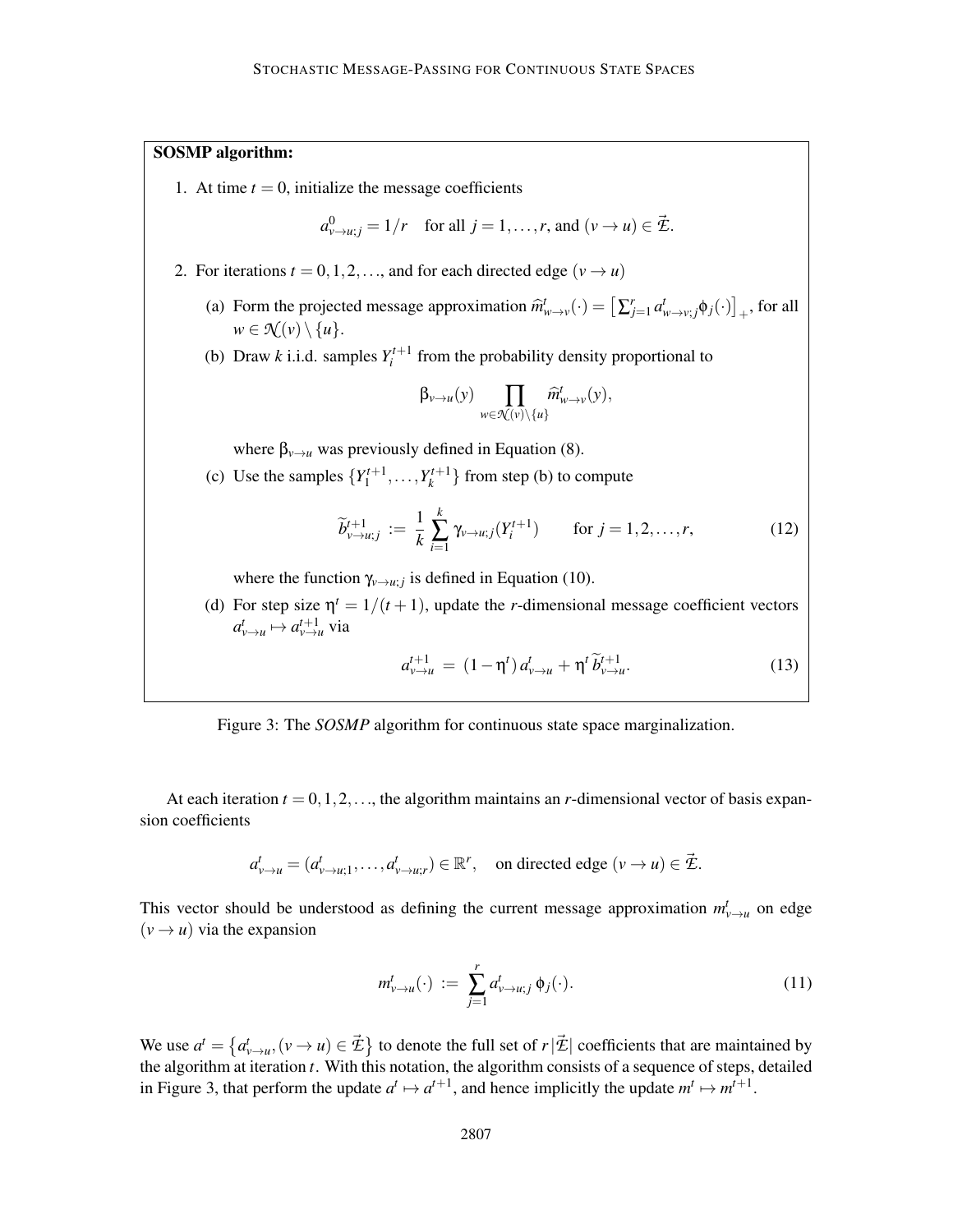**SOSMP algorithm:**

1. At time $t = 0$, initialize the message coefficients

$$a^0_{v \to u;j} = 1/r \quad \text{for all } j = 1, \ldots, r, \text{ and } (v \to u) \in \vec{\mathcal{E}}.$$

2. For iterations $t = 0, 1, 2, \ldots$, and for each directed edge $(v \to u)$

   (a) Form the projected message approximation $\widehat{m}^t_{w \to v}(\cdot) = \left[\sum_{j=1}^r a^t_{w \to v;j} \phi_j(\cdot)\right]_+$, for all $w \in \mathcal{N}(v) \setminus \{u\}$.

   (b) Draw $k$ i.i.d. samples $Y_i^{t+1}$ from the probability density proportional to

   $$\beta_{v \to u}(y) \prod_{w \in \mathcal{N}(v) \setminus \{u\}} \widehat{m}^t_{w \to v}(y),$$

   where $\beta_{v \to u}$ was previously defined in Equation (8).

   (c) Use the samples $\{Y_1^{t+1}, \ldots, Y_k^{t+1}\}$ from step (b) to compute

   $$\widetilde{b}^{t+1}_{v \to u;j} := \frac{1}{k} \sum_{i=1}^k \gamma_{v \to u;j}(Y_i^{t+1}) \qquad \text{for } j = 1, 2, \ldots, r, \tag{12}$$

   where the function $\gamma_{v \to u;j}$ is defined in Equation (10).

   (d) For step size $\eta^t = 1/(t+1)$, update the $r$-dimensional message coefficient vectors $a^t_{v \to u} \mapsto a^{t+1}_{v \to u}$ via

   $$a^{t+1}_{v \to u} = (1 - \eta^t)\, a^t_{v \to u} + \eta^t\, \widetilde{b}^{t+1}_{v \to u}. \tag{13}$$

Figure 3: The *SOSMP* algorithm for continuous state space marginalization.

At each iteration $t = 0, 1, 2, \ldots$, the algorithm maintains an $r$-dimensional vector of basis expansion coefficients

$$a^t_{v \to u} = (a^t_{v \to u;1}, \ldots, a^t_{v \to u;r}) \in \mathbb{R}^r, \quad \text{on directed edge } (v \to u) \in \vec{\mathcal{E}}.$$

This vector should be understood as defining the current message approximation $m^t_{v \to u}$ on edge $(v \to u)$ via the expansion

$$m^t_{v \to u}(\cdot) := \sum_{j=1}^r a^t_{v \to u;j}\, \phi_j(\cdot). \tag{11}$$

We use $a^t = \left\{a^t_{v \to u}, (v \to u) \in \vec{\mathcal{E}}\right\}$ to denote the full set of $r|\vec{\mathcal{E}}|$ coefficients that are maintained by the algorithm at iteration $t$. With this notation, the algorithm consists of a sequence of steps, detailed in Figure 3, that perform the update $a^t \mapsto a^{t+1}$, and hence implicitly the update $m^t \mapsto m^{t+1}$.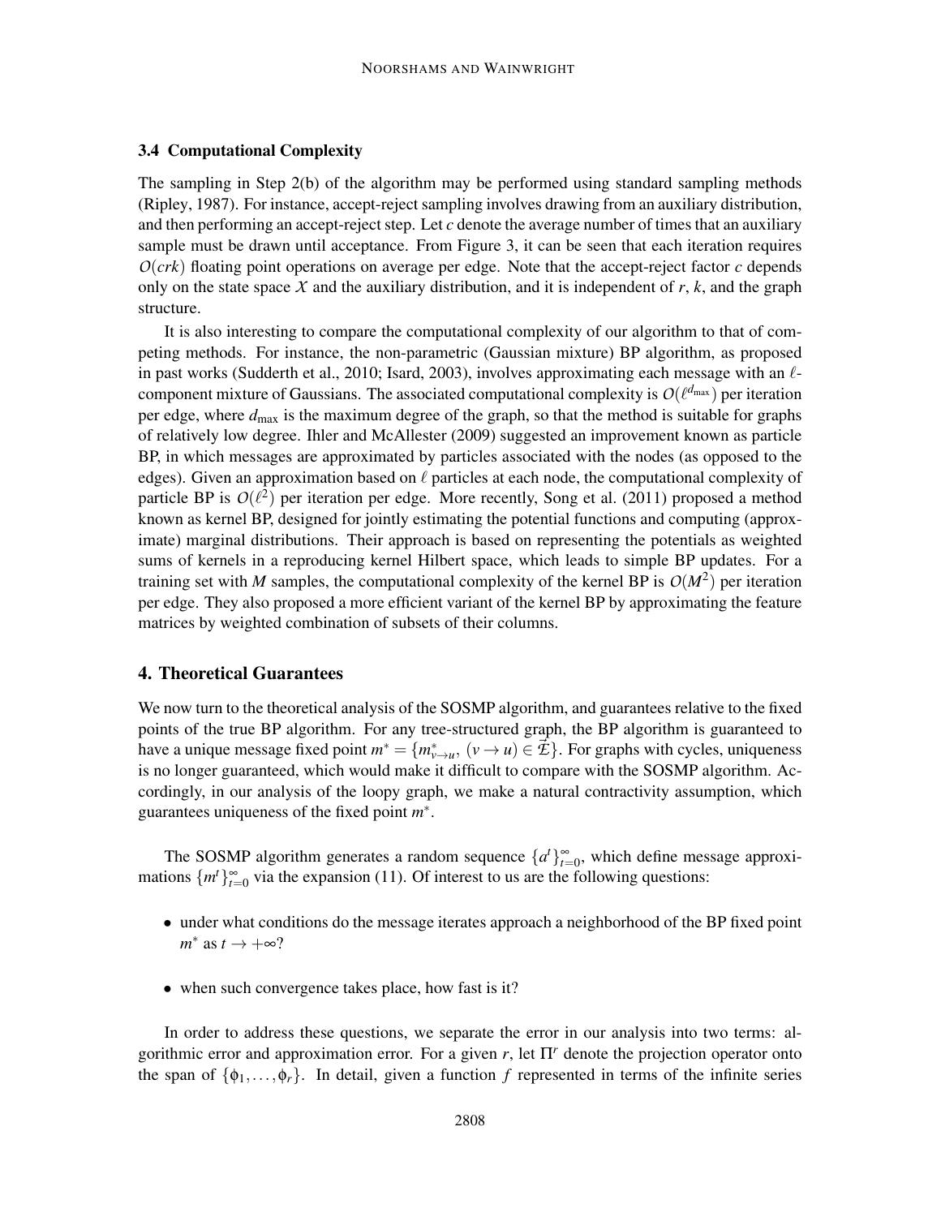### 3.4 Computational Complexity

The sampling in Step 2(b) of the algorithm may be performed using standard sampling methods (Ripley, 1987). For instance, accept-reject sampling involves drawing from an auxiliary distribution, and then performing an accept-reject step. Let $c$ denote the average number of times that an auxiliary sample must be drawn until acceptance. From Figure 3, it can be seen that each iteration requires $O(crk)$ floating point operations on average per edge. Note that the accept-reject factor $c$ depends only on the state space $\mathcal{X}$ and the auxiliary distribution, and it is independent of $r$, $k$, and the graph structure.

It is also interesting to compare the computational complexity of our algorithm to that of competing methods. For instance, the non-parametric (Gaussian mixture) BP algorithm, as proposed in past works (Sudderth et al., 2010; Isard, 2003), involves approximating each message with an $\ell$-component mixture of Gaussians. The associated computational complexity is $O(\ell^{d_{\max}})$ per iteration per edge, where $d_{\max}$ is the maximum degree of the graph, so that the method is suitable for graphs of relatively low degree. Ihler and McAllester (2009) suggested an improvement known as particle BP, in which messages are approximated by particles associated with the nodes (as opposed to the edges). Given an approximation based on $\ell$ particles at each node, the computational complexity of particle BP is $O(\ell^2)$ per iteration per edge. More recently, Song et al. (2011) proposed a method known as kernel BP, designed for jointly estimating the potential functions and computing (approximate) marginal distributions. Their approach is based on representing the potentials as weighted sums of kernels in a reproducing kernel Hilbert space, which leads to simple BP updates. For a training set with $M$ samples, the computational complexity of the kernel BP is $O(M^2)$ per iteration per edge. They also proposed a more efficient variant of the kernel BP by approximating the feature matrices by weighted combination of subsets of their columns.

## 4. Theoretical Guarantees

We now turn to the theoretical analysis of the SOSMP algorithm, and guarantees relative to the fixed points of the true BP algorithm. For any tree-structured graph, the BP algorithm is guaranteed to have a unique message fixed point $m^* = \{m^*_{v \to u}, \, (v \to u) \in \vec{\mathcal{E}}\}$. For graphs with cycles, uniqueness is no longer guaranteed, which would make it difficult to compare with the SOSMP algorithm. Accordingly, in our analysis of the loopy graph, we make a natural contractivity assumption, which guarantees uniqueness of the fixed point $m^*$.

The SOSMP algorithm generates a random sequence $\{a^t\}_{t=0}^{\infty}$, which define message approximations $\{m^t\}_{t=0}^{\infty}$ via the expansion (11). Of interest to us are the following questions:

- under what conditions do the message iterates approach a neighborhood of the BP fixed point $m^*$ as $t \to +\infty$?
- when such convergence takes place, how fast is it?

In order to address these questions, we separate the error in our analysis into two terms: algorithmic error and approximation error. For a given $r$, let $\Pi^r$ denote the projection operator onto the span of $\{\phi_1, \ldots, \phi_r\}$. In detail, given a function $f$ represented in terms of the infinite series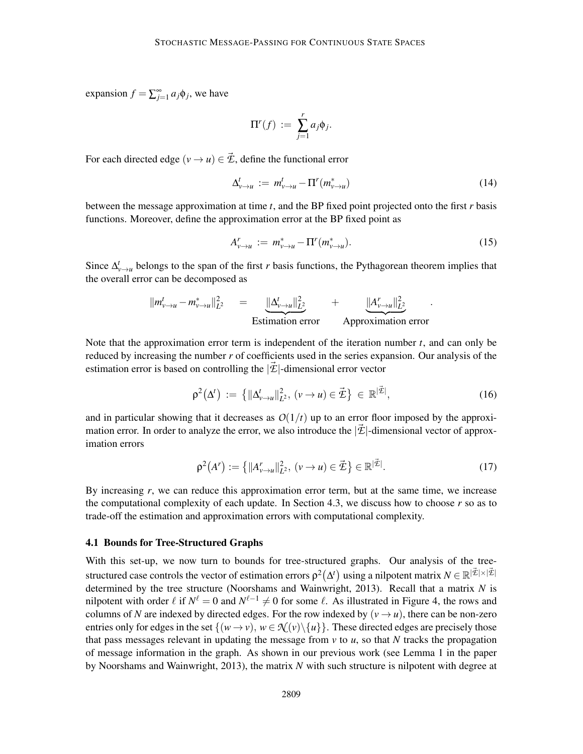expansion $f = \sum_{j=1}^{\infty} a_j \phi_j$, we have

$$\Pi^r(f) \;:=\; \sum_{j=1}^{r} a_j \phi_j.$$

For each directed edge $(v \to u) \in \vec{\mathcal{E}}$, define the functional error

$$\Delta^t_{v \to u} \;:=\; m^t_{v \to u} - \Pi^r(m^*_{v \to u}) \tag{14}$$

between the message approximation at time $t$, and the BP fixed point projected onto the first $r$ basis functions. Moreover, define the approximation error at the BP fixed point as

$$A^r_{v \to u} \;:=\; m^*_{v \to u} - \Pi^r(m^*_{v \to u}). \tag{15}$$

Since $\Delta^t_{v \to u}$ belongs to the span of the first $r$ basis functions, the Pythagorean theorem implies that the overall error can be decomposed as

$$\|m^t_{v \to u} - m^*_{v \to u}\|^2_{L^2} \quad = \quad \underbrace{\|\Delta^t_{v \to u}\|^2_{L^2}}_{\text{Estimation error}} \quad + \quad \underbrace{\|A^r_{v \to u}\|^2_{L^2}}_{\text{Approximation error}} \quad .$$

Note that the approximation error term is independent of the iteration number $t$, and can only be reduced by increasing the number $r$ of coefficients used in the series expansion. Our analysis of the estimation error is based on controlling the $|\vec{\mathcal{E}}|$-dimensional error vector

$$\rho^2\big(\Delta^t\big) \;:=\; \big\{\|\Delta^t_{v \to u}\|^2_{L^2},\; (v \to u) \in \vec{\mathcal{E}}\big\} \;\in\; \mathbb{R}^{|\vec{\mathcal{E}}|}, \tag{16}$$

and in particular showing that it decreases as $\mathcal{O}(1/t)$ up to an error floor imposed by the approximation error. In order to analyze the error, we also introduce the $|\vec{\mathcal{E}}|$-dimensional vector of approximation errors

$$\rho^2\big(A^r\big) := \big\{\|A^r_{v \to u}\|^2_{L^2},\; (v \to u) \in \vec{\mathcal{E}}\big\} \in \mathbb{R}^{|\vec{\mathcal{E}}|}. \tag{17}$$

By increasing $r$, we can reduce this approximation error term, but at the same time, we increase the computational complexity of each update. In Section 4.3, we discuss how to choose $r$ so as to trade-off the estimation and approximation errors with computational complexity.

### 4.1 Bounds for Tree-Structured Graphs

With this set-up, we now turn to bounds for tree-structured graphs. Our analysis of the tree-structured case controls the vector of estimation errors $\rho^2\big(\Delta^t\big)$ using a nilpotent matrix $N \in \mathbb{R}^{|\vec{\mathcal{E}}| \times |\vec{\mathcal{E}}|}$ determined by the tree structure (Noorshams and Wainwright, 2013). Recall that a matrix $N$ is nilpotent with order $\ell$ if $N^\ell = 0$ and $N^{\ell-1} \neq 0$ for some $\ell$. As illustrated in Figure 4, the rows and columns of $N$ are indexed by directed edges. For the row indexed by $(v \to u)$, there can be non-zero entries only for edges in the set $\{(w \to v),\, w \in \mathcal{N}(v)\backslash\{u\}\}$. These directed edges are precisely those that pass messages relevant in updating the message from $v$ to $u$, so that $N$ tracks the propagation of message information in the graph. As shown in our previous work (see Lemma 1 in the paper by Noorshams and Wainwright, 2013), the matrix $N$ with such structure is nilpotent with degree at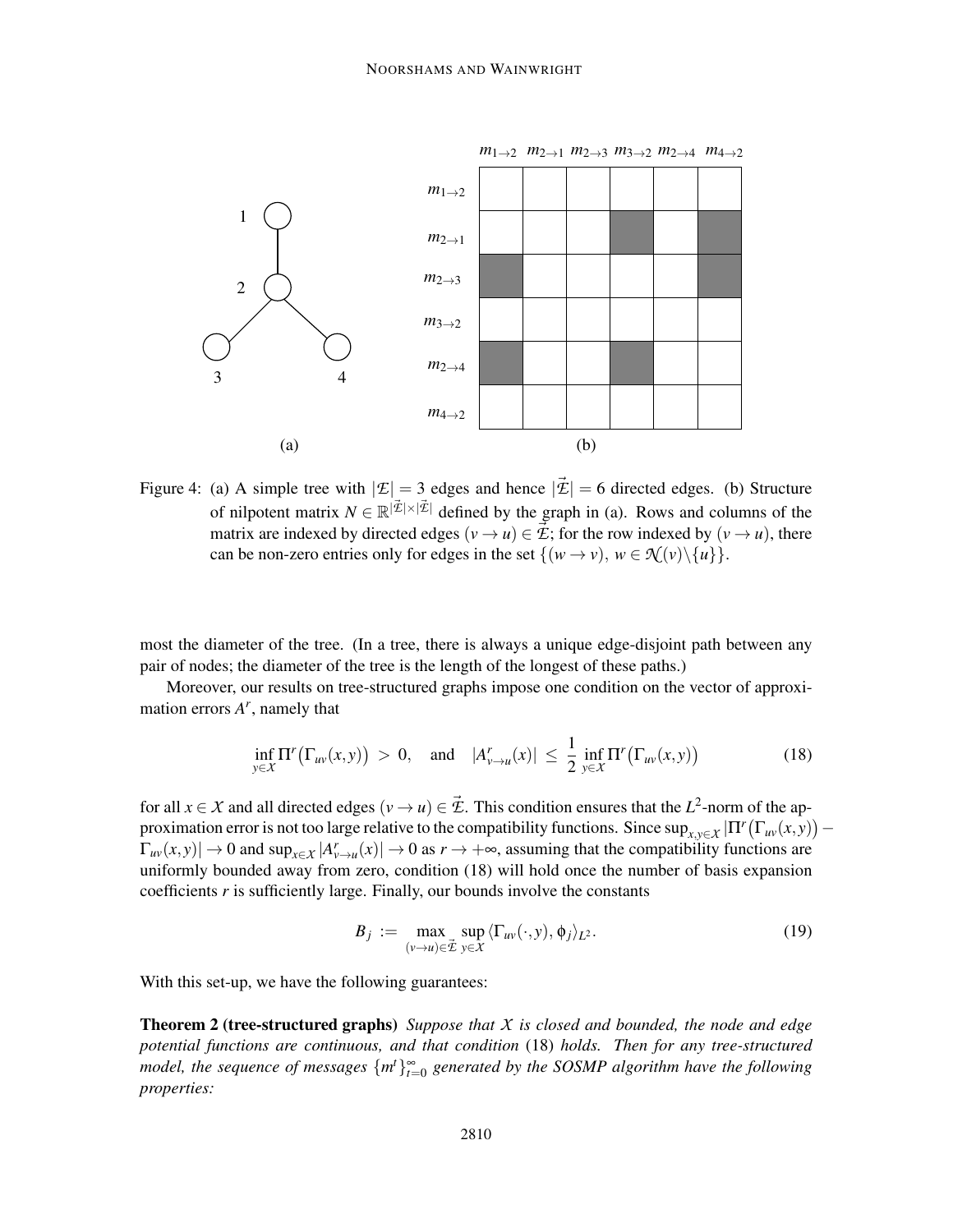Figure 4: (a) A simple tree with $|\mathcal{E}| = 3$ edges and hence $|\vec{\mathcal{E}}| = 6$ directed edges. (b) Structure of nilpotent matrix $N \in \mathbb{R}^{|\vec{\mathcal{E}}| \times |\vec{\mathcal{E}}|}$ defined by the graph in (a). Rows and columns of the matrix are indexed by directed edges $(v \to u) \in \vec{\mathcal{E}}$; for the row indexed by $(v \to u)$, there can be non-zero entries only for edges in the set $\{(w \to v),\ w \in \mathcal{N}(v) \backslash \{u\}\}$.

most the diameter of the tree. (In a tree, there is always a unique edge-disjoint path between any pair of nodes; the diameter of the tree is the length of the longest of these paths.)

Moreover, our results on tree-structured graphs impose one condition on the vector of approximation errors $A^r$, namely that

$$\inf_{y \in \mathcal{X}} \Pi^r\big(\Gamma_{uv}(x,y)\big) \;>\; 0, \quad \text{and} \quad |A^r_{v \to u}(x)| \;\leq\; \frac{1}{2} \inf_{y \in \mathcal{X}} \Pi^r\big(\Gamma_{uv}(x,y)\big) \tag{18}$$

for all $x \in \mathcal{X}$ and all directed edges $(v \to u) \in \vec{\mathcal{E}}$. This condition ensures that the $L^2$-norm of the approximation error is not too large relative to the compatibility functions. Since $\sup_{x,y \in \mathcal{X}} |\Pi^r\big(\Gamma_{uv}(x,y)\big) - \Gamma_{uv}(x,y)| \to 0$ and $\sup_{x \in \mathcal{X}} |A^r_{v \to u}(x)| \to 0$ as $r \to +\infty$, assuming that the compatibility functions are uniformly bounded away from zero, condition (18) will hold once the number of basis expansion coefficients $r$ is sufficiently large. Finally, our bounds involve the constants

$$B_j \;:=\; \max_{(v \to u) \in \vec{\mathcal{E}}} \sup_{y \in \mathcal{X}} \langle \Gamma_{uv}(\cdot, y), \phi_j \rangle_{L^2}. \tag{19}$$

With this set-up, we have the following guarantees:

**Theorem 2 (tree-structured graphs)** *Suppose that $\mathcal{X}$ is closed and bounded, the node and edge potential functions are continuous, and that condition* (18) *holds. Then for any tree-structured model, the sequence of messages $\{m^t\}_{t=0}^{\infty}$ generated by the SOSMP algorithm have the following properties:*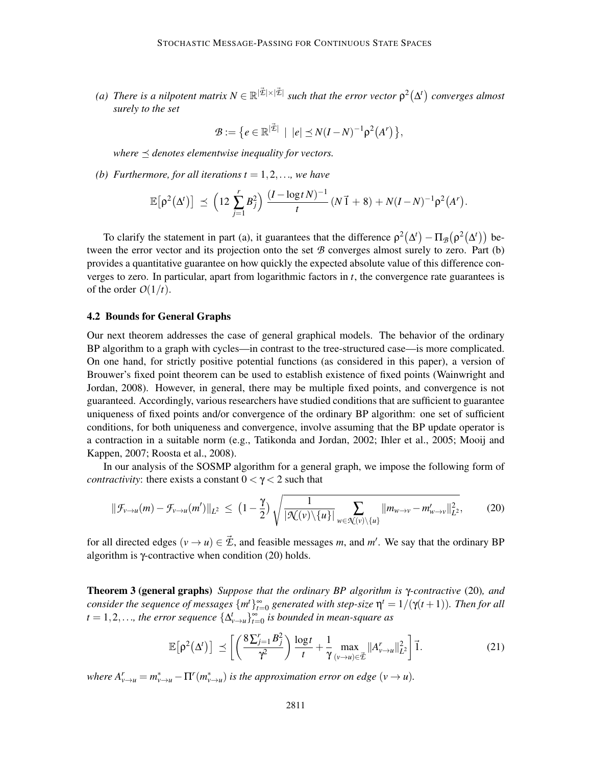*(a) There is a nilpotent matrix $N \in \mathbb{R}^{|\vec{\mathcal{E}}| \times |\vec{\mathcal{E}}|}$ such that the error vector $\rho^2(\Delta^t)$ converges almost surely to the set*

$$\mathcal{B} := \big\{ e \in \mathbb{R}^{|\vec{\mathcal{E}}|} \;\mid\; |e| \preceq N(I-N)^{-1} \rho^2(A^r) \big\},$$

*where $\preceq$ denotes elementwise inequality for vectors.*

*(b) Furthermore, for all iterations $t = 1, 2, \ldots$, we have*

$$\mathbb{E}\big[\rho^2(\Delta^t)\big] \;\preceq\; \Big(12 \sum_{j=1}^{r} B_j^2\Big) \,\frac{(I - \log t\, N)^{-1}}{t}\, (N\,\vec{1} + 8) + N(I-N)^{-1} \rho^2(A^r).$$

To clarify the statement in part (a), it guarantees that the difference $\rho^2(\Delta^t) - \Pi_{\mathcal{B}}(\rho^2(\Delta^t))$ between the error vector and its projection onto the set $\mathcal{B}$ converges almost surely to zero. Part (b) provides a quantitative guarantee on how quickly the expected absolute value of this difference converges to zero. In particular, apart from logarithmic factors in $t$, the convergence rate guarantees is of the order $\mathcal{O}(1/t)$.

### 4.2 Bounds for General Graphs

Our next theorem addresses the case of general graphical models. The behavior of the ordinary BP algorithm to a graph with cycles—in contrast to the tree-structured case—is more complicated. On one hand, for strictly positive potential functions (as considered in this paper), a version of Brouwer's fixed point theorem can be used to establish existence of fixed points (Wainwright and Jordan, 2008). However, in general, there may be multiple fixed points, and convergence is not guaranteed. Accordingly, various researchers have studied conditions that are sufficient to guarantee uniqueness of fixed points and/or convergence of the ordinary BP algorithm: one set of sufficient conditions, for both uniqueness and convergence, involve assuming that the BP update operator is a contraction in a suitable norm (e.g., Tatikonda and Jordan, 2002; Ihler et al., 2005; Mooij and Kappen, 2007; Roosta et al., 2008).

In our analysis of the SOSMP algorithm for a general graph, we impose the following form of *contractivity*: there exists a constant $0 < \gamma < 2$ such that

$$\|\mathcal{F}_{v\to u}(m) - \mathcal{F}_{v\to u}(m')\|_{L^2} \;\leq\; \big(1 - \frac{\gamma}{2}\big) \sqrt{\frac{1}{|\mathcal{N}(v)\backslash\{u\}|} \sum_{w \in \mathcal{N}(v)\backslash\{u\}} \|m_{w\to v} - m'_{w\to v}\|_{L^2}^2}, \tag{20}$$

for all directed edges $(v \to u) \in \vec{\mathcal{E}}$, and feasible messages $m$, and $m'$. We say that the ordinary BP algorithm is $\gamma$-contractive when condition (20) holds.

**Theorem 3 (general graphs)** *Suppose that the ordinary BP algorithm is $\gamma$-contractive (20), and consider the sequence of messages $\{m^t\}_{t=0}^{\infty}$ generated with step-size $\eta^t = 1/(\gamma(t+1))$. Then for all $t = 1, 2, \ldots$, the error sequence $\{\Delta^t_{v\to u}\}_{t=0}^{\infty}$ is bounded in mean-square as*

$$\mathbb{E}\big[\rho^2(\Delta^t)\big] \;\preceq\; \left[ \left( \frac{8 \sum_{j=1}^{r} B_j^2}{\gamma^2} \right) \frac{\log t}{t} + \frac{1}{\gamma} \max_{(v\to u) \in \vec{\mathcal{E}}} \|A^r_{v\to u}\|_{L^2}^2 \right] \vec{1}. \tag{21}$$

*where $A^r_{v\to u} = m^*_{v\to u} - \Pi^r(m^*_{v\to u})$ is the approximation error on edge $(v \to u)$.*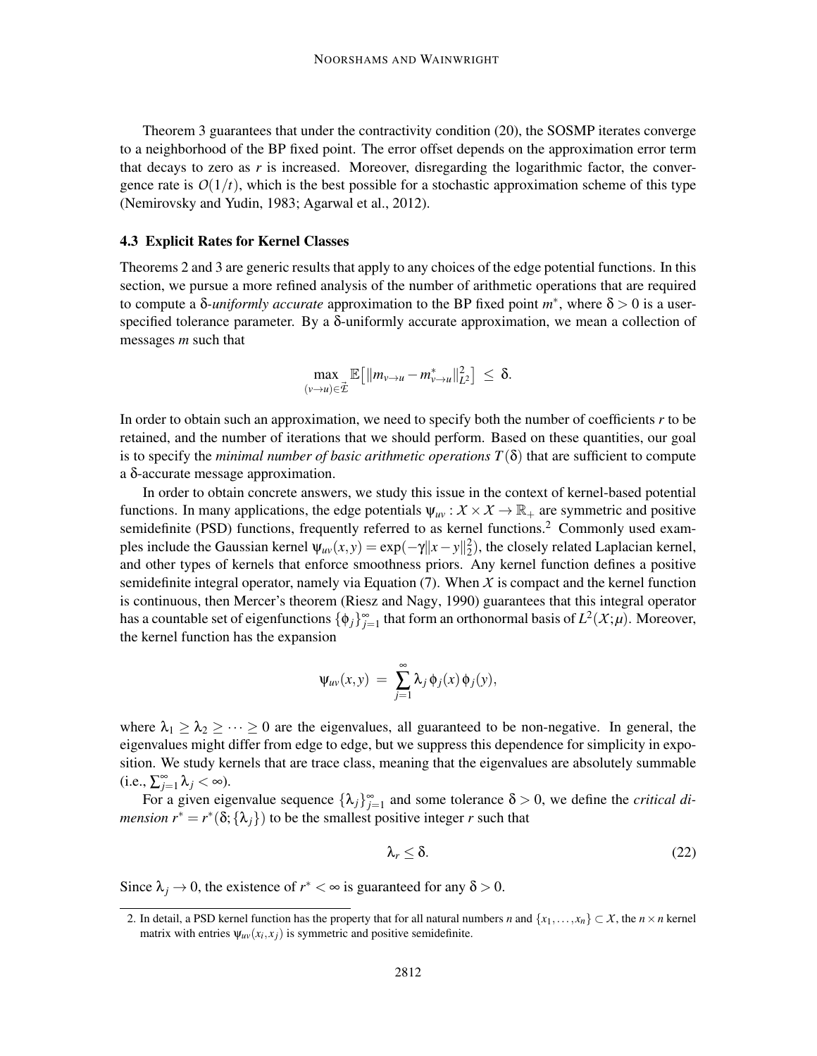Theorem 3 guarantees that under the contractivity condition (20), the SOSMP iterates converge to a neighborhood of the BP fixed point. The error offset depends on the approximation error term that decays to zero as $r$ is increased. Moreover, disregarding the logarithmic factor, the convergence rate is $O(1/t)$, which is the best possible for a stochastic approximation scheme of this type (Nemirovsky and Yudin, 1983; Agarwal et al., 2012).

### 4.3 Explicit Rates for Kernel Classes

Theorems 2 and 3 are generic results that apply to any choices of the edge potential functions. In this section, we pursue a more refined analysis of the number of arithmetic operations that are required to compute a $\delta$-*uniformly accurate* approximation to the BP fixed point $m^*$, where $\delta > 0$ is a user-specified tolerance parameter. By a $\delta$-uniformly accurate approximation, we mean a collection of messages $m$ such that

$$\max_{(v \to u) \in \vec{\mathcal{E}}} \mathbb{E}\big[\|m_{v\to u} - m^*_{v\to u}\|^2_{L^2}\big] \;\leq\; \delta.$$

In order to obtain such an approximation, we need to specify both the number of coefficients $r$ to be retained, and the number of iterations that we should perform. Based on these quantities, our goal is to specify the *minimal number of basic arithmetic operations* $T(\delta)$ that are sufficient to compute a $\delta$-accurate message approximation.

In order to obtain concrete answers, we study this issue in the context of kernel-based potential functions. In many applications, the edge potentials $\psi_{uv} : \mathcal{X} \times \mathcal{X} \to \mathbb{R}_+$ are symmetric and positive semidefinite (PSD) functions, frequently referred to as kernel functions.[2] Commonly used examples include the Gaussian kernel $\psi_{uv}(x,y) = \exp(-\gamma\|x-y\|_2^2)$, the closely related Laplacian kernel, and other types of kernels that enforce smoothness priors. Any kernel function defines a positive semidefinite integral operator, namely via Equation (7). When $\mathcal{X}$ is compact and the kernel function is continuous, then Mercer's theorem (Riesz and Nagy, 1990) guarantees that this integral operator has a countable set of eigenfunctions $\{\phi_j\}_{j=1}^{\infty}$ that form an orthonormal basis of $L^2(\mathcal{X};\mu)$. Moreover, the kernel function has the expansion

$$\psi_{uv}(x,y) \;=\; \sum_{j=1}^{\infty} \lambda_j \, \phi_j(x)\, \phi_j(y),$$

where $\lambda_1 \geq \lambda_2 \geq \cdots \geq 0$ are the eigenvalues, all guaranteed to be non-negative. In general, the eigenvalues might differ from edge to edge, but we suppress this dependence for simplicity in exposition. We study kernels that are trace class, meaning that the eigenvalues are absolutely summable (i.e., $\sum_{j=1}^{\infty} \lambda_j < \infty$).

For a given eigenvalue sequence $\{\lambda_j\}_{j=1}^{\infty}$ and some tolerance $\delta > 0$, we define the *critical dimension* $r^* = r^*(\delta;\{\lambda_j\})$ to be the smallest positive integer $r$ such that

$$\lambda_r \leq \delta. \tag{22}$$

Since $\lambda_j \to 0$, the existence of $r^* < \infty$ is guaranteed for any $\delta > 0$.

2. In detail, a PSD kernel function has the property that for all natural numbers $n$ and $\{x_1, \ldots, x_n\} \subset \mathcal{X}$, the $n \times n$ kernel matrix with entries $\psi_{uv}(x_i, x_j)$ is symmetric and positive semidefinite.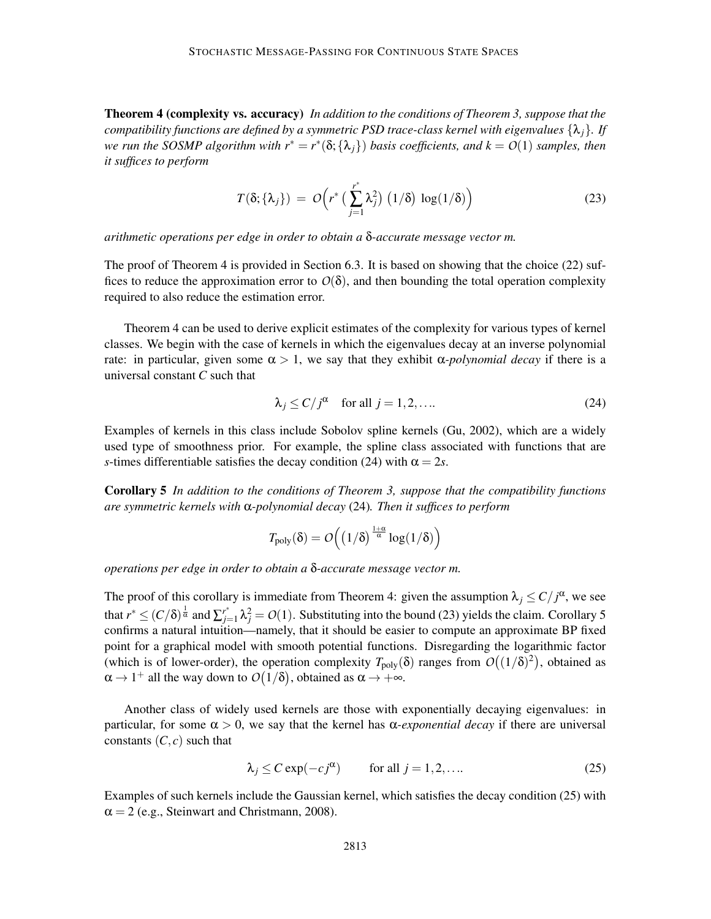**Theorem 4 (complexity vs. accuracy)** *In addition to the conditions of Theorem 3, suppose that the compatibility functions are defined by a symmetric PSD trace-class kernel with eigenvalues $\{\lambda_j\}$. If we run the SOSMP algorithm with $r^* = r^*(\delta; \{\lambda_j\})$ basis coefficients, and $k = O(1)$ samples, then it suffices to perform*

$$T(\delta; \{\lambda_j\}) \;=\; O\Big(r^* \big(\sum_{j=1}^{r^*} \lambda_j^2\big) \big(1/\delta\big) \,\log(1/\delta)\Big) \tag{23}$$

*arithmetic operations per edge in order to obtain a $\delta$-accurate message vector $m$.*

The proof of Theorem 4 is provided in Section 6.3. It is based on showing that the choice (22) suffices to reduce the approximation error to $O(\delta)$, and then bounding the total operation complexity required to also reduce the estimation error.

Theorem 4 can be used to derive explicit estimates of the complexity for various types of kernel classes. We begin with the case of kernels in which the eigenvalues decay at an inverse polynomial rate: in particular, given some $\alpha > 1$, we say that they exhibit *$\alpha$-polynomial decay* if there is a universal constant $C$ such that

$$\lambda_j \leq C/j^{\alpha} \quad \text{for all } j = 1, 2, \ldots. \tag{24}$$

Examples of kernels in this class include Sobolov spline kernels (Gu, 2002), which are a widely used type of smoothness prior. For example, the spline class associated with functions that are $s$-times differentiable satisfies the decay condition (24) with $\alpha = 2s$.

**Corollary 5** *In addition to the conditions of Theorem 3, suppose that the compatibility functions are symmetric kernels with $\alpha$-polynomial decay* (24)*. Then it suffices to perform*

$$T_{\text{poly}}(\delta) = O\Big(\big(1/\delta\big)^{\frac{1+\alpha}{\alpha}} \log(1/\delta)\Big)$$

*operations per edge in order to obtain a $\delta$-accurate message vector $m$.*

The proof of this corollary is immediate from Theorem 4: given the assumption $\lambda_j \leq C/j^{\alpha}$, we see that $r^* \leq (C/\delta)^{\frac{1}{\alpha}}$ and $\sum_{j=1}^{r^*} \lambda_j^2 = O(1)$. Substituting into the bound (23) yields the claim. Corollary 5 confirms a natural intuition—namely, that it should be easier to compute an approximate BP fixed point for a graphical model with smooth potential functions. Disregarding the logarithmic factor (which is of lower-order), the operation complexity $T_{\text{poly}}(\delta)$ ranges from $O\big((1/\delta)^2\big)$, obtained as $\alpha \to 1^+$ all the way down to $O\big(1/\delta\big)$, obtained as $\alpha \to +\infty$.

Another class of widely used kernels are those with exponentially decaying eigenvalues: in particular, for some $\alpha > 0$, we say that the kernel has *$\alpha$-exponential decay* if there are universal constants $(C, c)$ such that

$$\lambda_j \leq C \exp(-c\, j^{\alpha}) \qquad \text{for all } j = 1, 2, \ldots. \tag{25}$$

Examples of such kernels include the Gaussian kernel, which satisfies the decay condition (25) with $\alpha = 2$ (e.g., Steinwart and Christmann, 2008).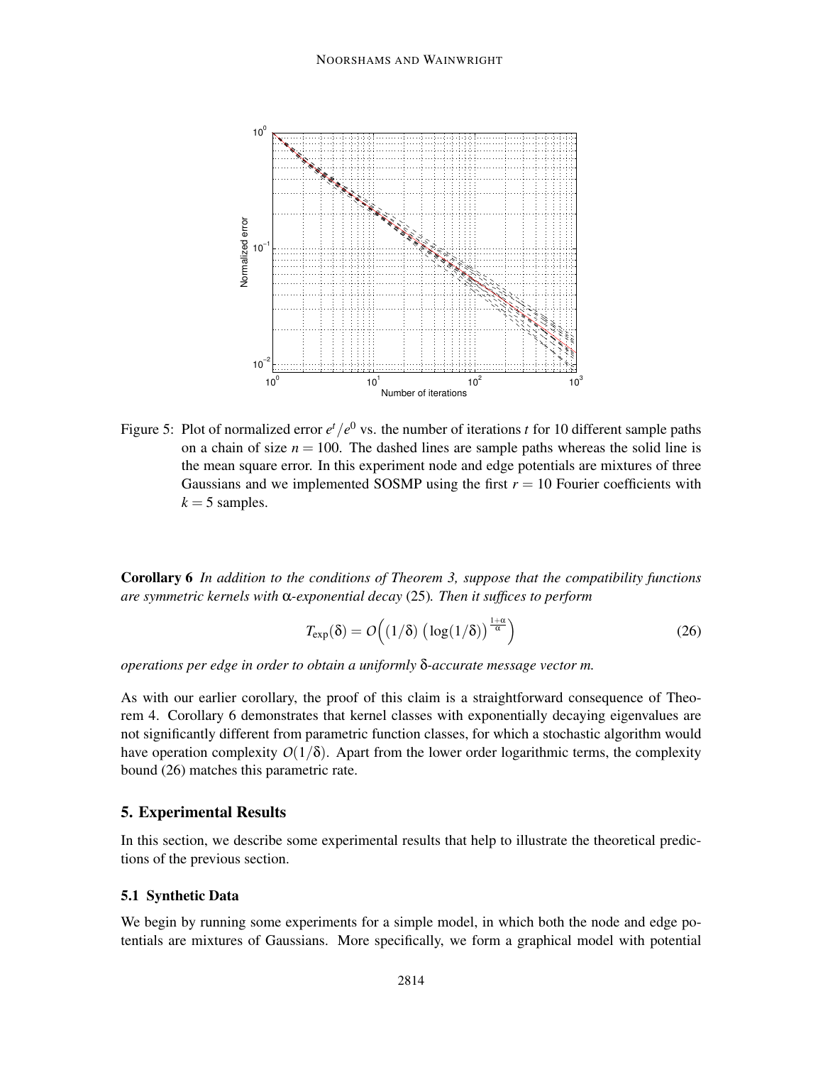Figure 5: Plot of normalized error $e^t/e^0$ vs. the number of iterations $t$ for 10 different sample paths on a chain of size $n = 100$. The dashed lines are sample paths whereas the solid line is the mean square error. In this experiment node and edge potentials are mixtures of three Gaussians and we implemented SOSMP using the first $r = 10$ Fourier coefficients with $k = 5$ samples.

**Corollary 6** *In addition to the conditions of Theorem 3, suppose that the compatibility functions are symmetric kernels with* $\alpha$*-exponential decay* (25)*. Then it suffices to perform*

$$T_{\exp}(\delta) = O\Big( (1/\delta) \left(\log(1/\delta)\right)^{\frac{1+\alpha}{\alpha}} \Big) \tag{26}$$

*operations per edge in order to obtain a uniformly* $\delta$*-accurate message vector* $m$*.*

As with our earlier corollary, the proof of this claim is a straightforward consequence of Theorem 4. Corollary 6 demonstrates that kernel classes with exponentially decaying eigenvalues are not significantly different from parametric function classes, for which a stochastic algorithm would have operation complexity $O(1/\delta)$. Apart from the lower order logarithmic terms, the complexity bound (26) matches this parametric rate.

## 5. Experimental Results

In this section, we describe some experimental results that help to illustrate the theoretical predictions of the previous section.

### 5.1 Synthetic Data

We begin by running some experiments for a simple model, in which both the node and edge potentials are mixtures of Gaussians. More specifically, we form a graphical model with potential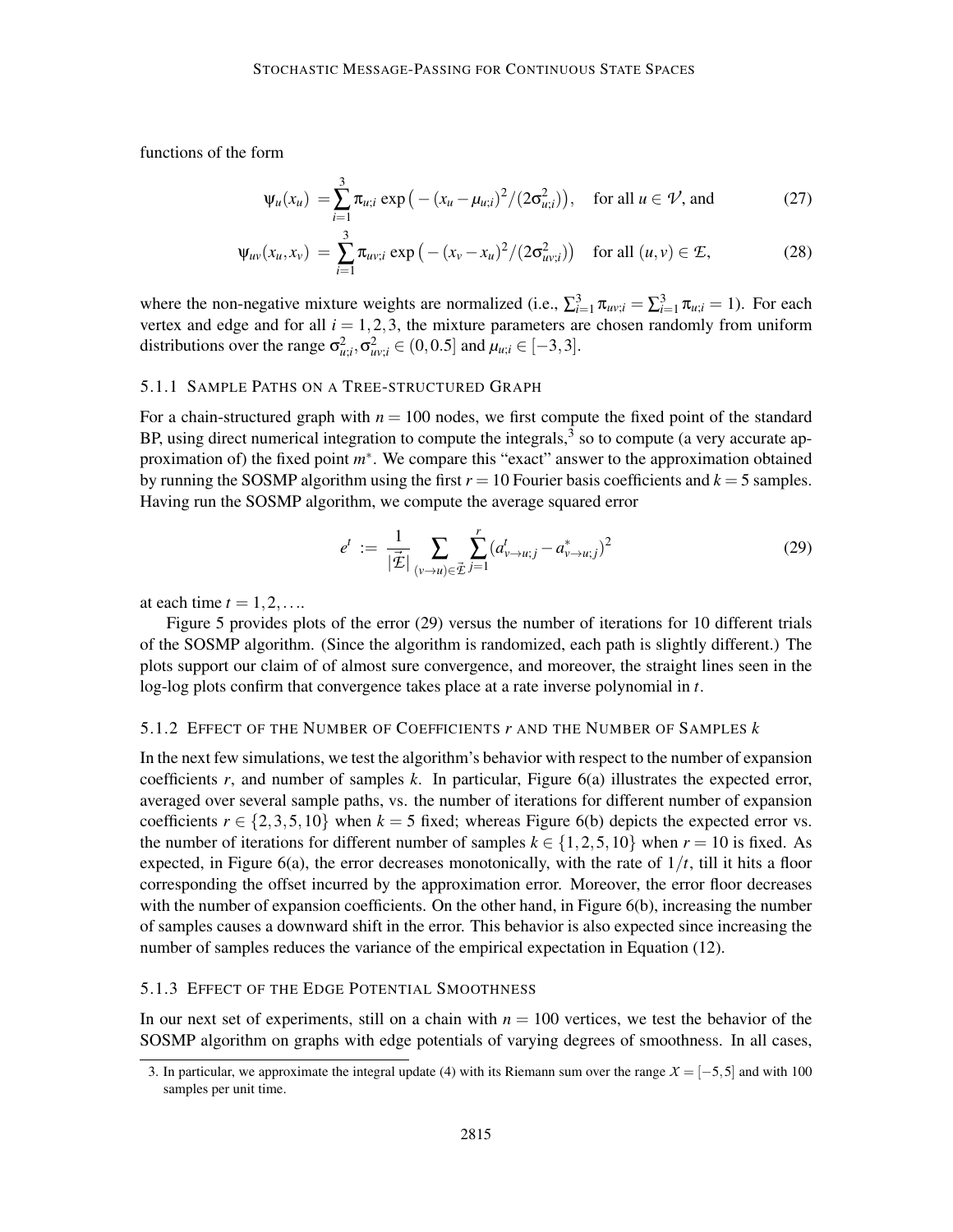functions of the form

$$\psi_u(x_u) = \sum_{i=1}^{3} \pi_{u;i} \exp\big(-(x_u - \mu_{u;i})^2/(2\sigma_{u;i}^2)\big), \quad \text{for all } u \in \mathcal{V}, \text{ and} \tag{27}$$

$$\psi_{uv}(x_u, x_v) = \sum_{i=1}^{3} \pi_{uv;i} \exp\big(-(x_v - x_u)^2/(2\sigma_{uv;i}^2)\big) \quad \text{for all } (u,v) \in \mathcal{E}, \tag{28}$$

where the non-negative mixture weights are normalized (i.e., $\sum_{i=1}^{3} \pi_{uv;i} = \sum_{i=1}^{3} \pi_{u;i} = 1$). For each vertex and edge and for all $i = 1,2,3$, the mixture parameters are chosen randomly from uniform distributions over the range $\sigma_{u;i}^2, \sigma_{uv;i}^2 \in (0, 0.5]$ and $\mu_{u;i} \in [-3, 3]$.

#### 5.1.1 Sample Paths on a Tree-structured Graph

For a chain-structured graph with $n = 100$ nodes, we first compute the fixed point of the standard BP, using direct numerical integration to compute the integrals,[3] so to compute (a very accurate approximation of) the fixed point $m^*$. We compare this "exact" answer to the approximation obtained by running the SOSMP algorithm using the first $r = 10$ Fourier basis coefficients and $k = 5$ samples. Having run the SOSMP algorithm, we compute the average squared error

$$e^t := \frac{1}{|\vec{\mathcal{E}}|} \sum_{(v \to u) \in \vec{\mathcal{E}}} \sum_{j=1}^{r} (a^t_{v \to u;j} - a^*_{v \to u;j})^2 \tag{29}$$

at each time $t = 1, 2, \ldots$.

Figure 5 provides plots of the error (29) versus the number of iterations for 10 different trials of the SOSMP algorithm. (Since the algorithm is randomized, each path is slightly different.) The plots support our claim of of almost sure convergence, and moreover, the straight lines seen in the log-log plots confirm that convergence takes place at a rate inverse polynomial in $t$.

#### 5.1.2 Effect of the Number of Coefficients $r$ and the Number of Samples $k$

In the next few simulations, we test the algorithm's behavior with respect to the number of expansion coefficients $r$, and number of samples $k$. In particular, Figure 6(a) illustrates the expected error, averaged over several sample paths, vs. the number of iterations for different number of expansion coefficients $r \in \{2, 3, 5, 10\}$ when $k = 5$ fixed; whereas Figure 6(b) depicts the expected error vs. the number of iterations for different number of samples $k \in \{1, 2, 5, 10\}$ when $r = 10$ is fixed. As expected, in Figure 6(a), the error decreases monotonically, with the rate of $1/t$, till it hits a floor corresponding the offset incurred by the approximation error. Moreover, the error floor decreases with the number of expansion coefficients. On the other hand, in Figure 6(b), increasing the number of samples causes a downward shift in the error. This behavior is also expected since increasing the number of samples reduces the variance of the empirical expectation in Equation (12).

#### 5.1.3 Effect of the Edge Potential Smoothness

In our next set of experiments, still on a chain with $n = 100$ vertices, we test the behavior of the SOSMP algorithm on graphs with edge potentials of varying degrees of smoothness. In all cases,

3. In particular, we approximate the integral update (4) with its Riemann sum over the range $\mathcal{X} = [-5, 5]$ and with 100 samples per unit time.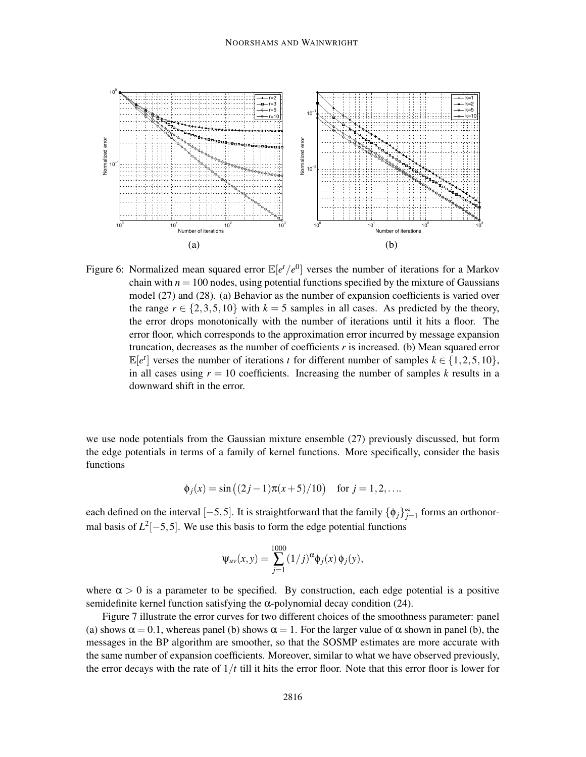Figure 6: Normalized mean squared error $\mathbb{E}[e^t/e^0]$ verses the number of iterations for a Markov chain with $n = 100$ nodes, using potential functions specified by the mixture of Gaussians model (27) and (28). (a) Behavior as the number of expansion coefficients is varied over the range $r \in \{2,3,5,10\}$ with $k = 5$ samples in all cases. As predicted by the theory, the error drops monotonically with the number of iterations until it hits a floor. The error floor, which corresponds to the approximation error incurred by message expansion truncation, decreases as the number of coefficients $r$ is increased. (b) Mean squared error $\mathbb{E}[e^t]$ verses the number of iterations $t$ for different number of samples $k \in \{1,2,5,10\}$, in all cases using $r = 10$ coefficients. Increasing the number of samples $k$ results in a downward shift in the error.

we use node potentials from the Gaussian mixture ensemble (27) previously discussed, but form the edge potentials in terms of a family of kernel functions. More specifically, consider the basis functions

$$\phi_j(x) = \sin\big((2j-1)\pi(x+5)/10\big) \quad \text{for } j = 1,2,\ldots.$$

each defined on the interval $[-5,5]$. It is straightforward that the family $\{\phi_j\}_{j=1}^{\infty}$ forms an orthonormal basis of $L^2[-5,5]$. We use this basis to form the edge potential functions

$$\psi_{uv}(x,y) = \sum_{j=1}^{1000} (1/j)^{\alpha} \phi_j(x)\,\phi_j(y),$$

where $\alpha > 0$ is a parameter to be specified. By construction, each edge potential is a positive semidefinite kernel function satisfying the $\alpha$-polynomial decay condition (24).

Figure 7 illustrate the error curves for two different choices of the smoothness parameter: panel (a) shows $\alpha = 0.1$, whereas panel (b) shows $\alpha = 1$. For the larger value of $\alpha$ shown in panel (b), the messages in the BP algorithm are smoother, so that the SOSMP estimates are more accurate with the same number of expansion coefficients. Moreover, similar to what we have observed previously, the error decays with the rate of $1/t$ till it hits the error floor. Note that this error floor is lower for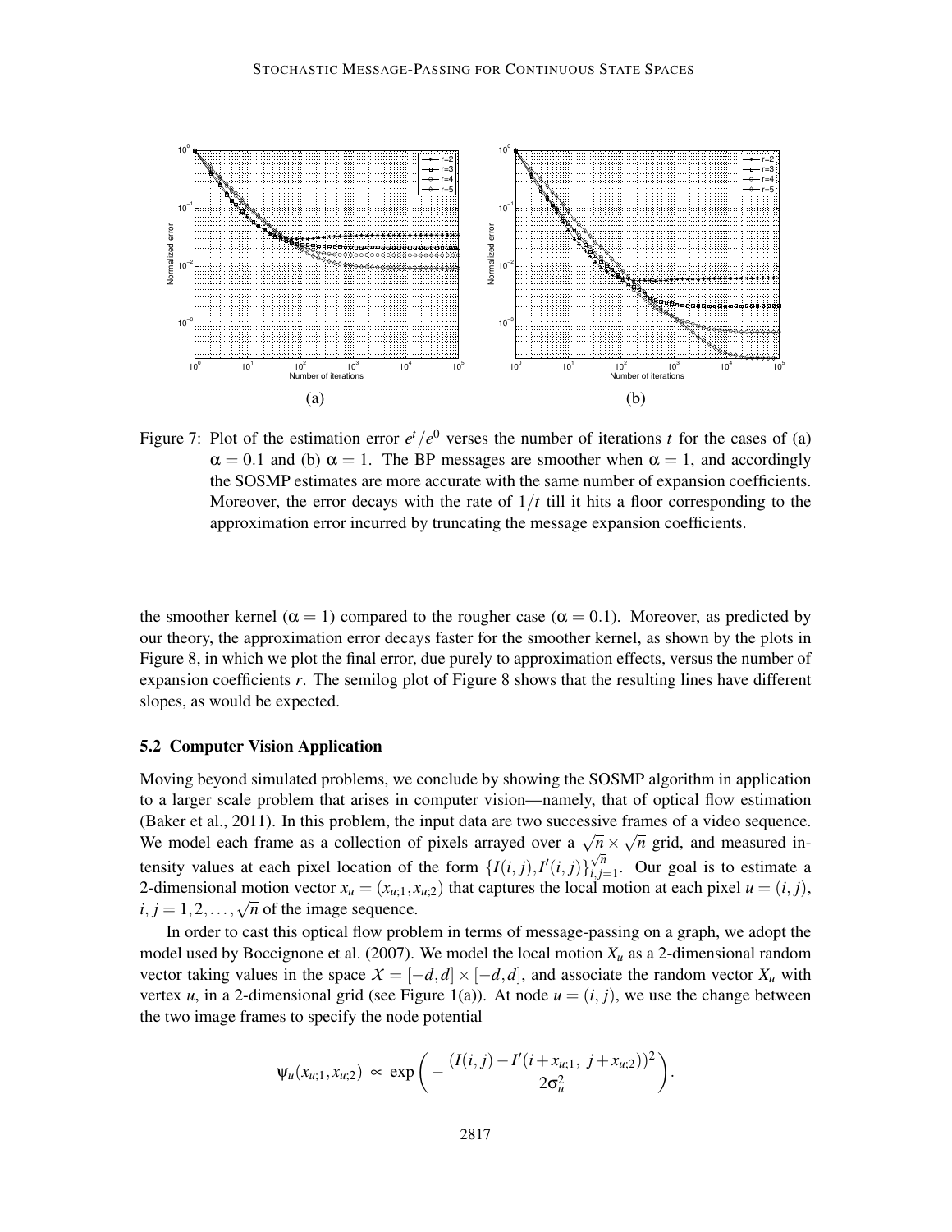Figure 7: Plot of the estimation error $e^t/e^0$ verses the number of iterations $t$ for the cases of (a) $\alpha = 0.1$ and (b) $\alpha = 1$. The BP messages are smoother when $\alpha = 1$, and accordingly the SOSMP estimates are more accurate with the same number of expansion coefficients. Moreover, the error decays with the rate of $1/t$ till it hits a floor corresponding to the approximation error incurred by truncating the message expansion coefficients.

the smoother kernel ($\alpha = 1$) compared to the rougher case ($\alpha = 0.1$). Moreover, as predicted by our theory, the approximation error decays faster for the smoother kernel, as shown by the plots in Figure 8, in which we plot the final error, due purely to approximation effects, versus the number of expansion coefficients $r$. The semilog plot of Figure 8 shows that the resulting lines have different slopes, as would be expected.

### 5.2 Computer Vision Application

Moving beyond simulated problems, we conclude by showing the SOSMP algorithm in application to a larger scale problem that arises in computer vision—namely, that of optical flow estimation (Baker et al., 2011). In this problem, the input data are two successive frames of a video sequence. We model each frame as a collection of pixels arrayed over a $\sqrt{n} \times \sqrt{n}$ grid, and measured intensity values at each pixel location of the form $\{I(i,j), I'(i,j)\}_{i,j=1}^{\sqrt{n}}$. Our goal is to estimate a 2-dimensional motion vector $x_u = (x_{u;1}, x_{u;2})$ that captures the local motion at each pixel $u = (i,j)$, $i, j = 1, 2, \ldots, \sqrt{n}$ of the image sequence.

In order to cast this optical flow problem in terms of message-passing on a graph, we adopt the model used by Boccignone et al. (2007). We model the local motion $X_u$ as a 2-dimensional random vector taking values in the space $\mathcal{X} = [-d, d] \times [-d, d]$, and associate the random vector $X_u$ with vertex $u$, in a 2-dimensional grid (see Figure 1(a)). At node $u = (i,j)$, we use the change between the two image frames to specify the node potential

$$\psi_u(x_{u;1}, x_{u;2}) \propto \exp\bigg(-\frac{(I(i,j) - I'(i + x_{u;1},\ j + x_{u;2}))^2}{2\sigma_u^2}\bigg).$$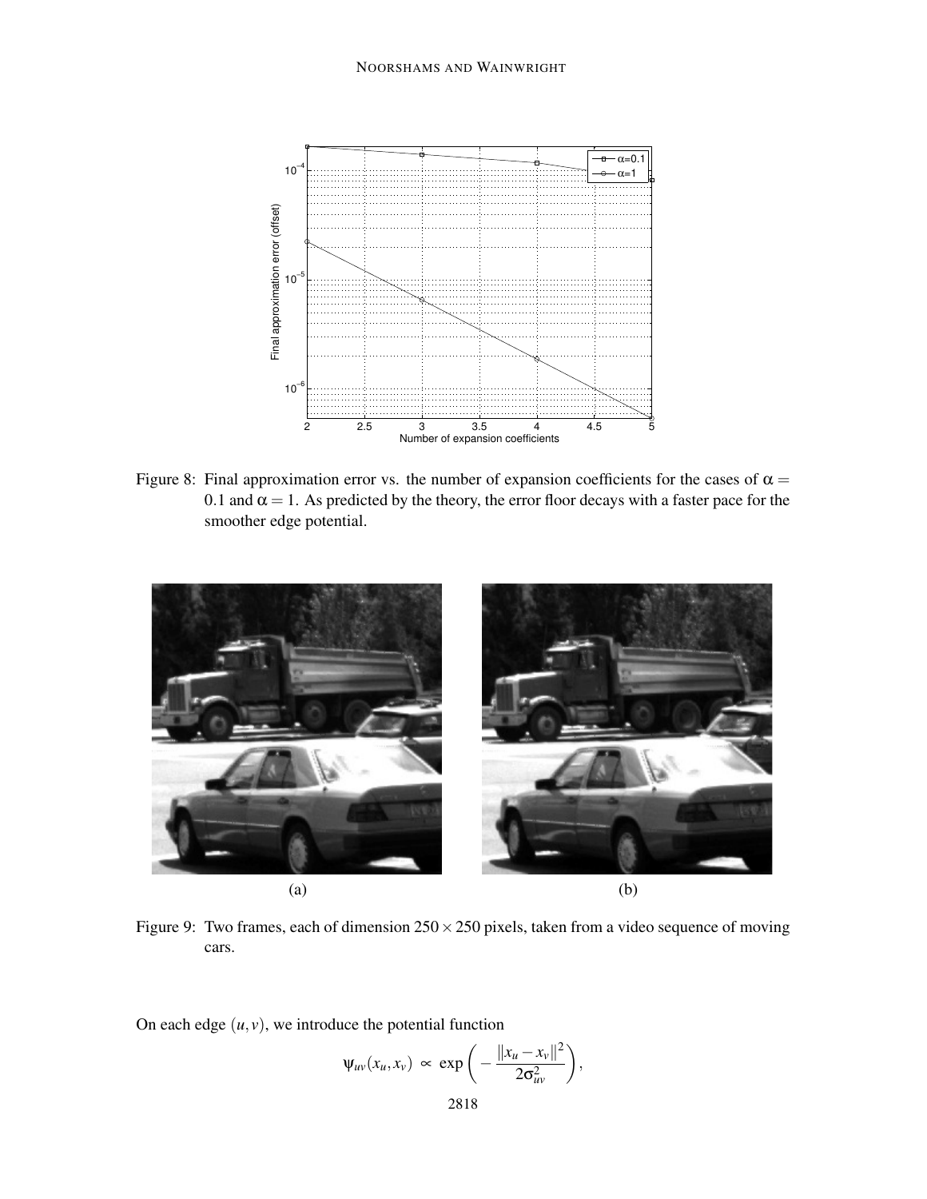Figure 8: Final approximation error vs. the number of expansion coefficients for the cases of $\alpha = 0.1$ and $\alpha = 1$. As predicted by the theory, the error floor decays with a faster pace for the smoother edge potential.

(a) (b)

Figure 9: Two frames, each of dimension $250 \times 250$ pixels, taken from a video sequence of moving cars.

On each edge $(u, v)$, we introduce the potential function

$$\psi_{uv}(x_u, x_v) \propto \exp\left( -\frac{\|x_u - x_v\|^2}{2\sigma_{uv}^2} \right),$$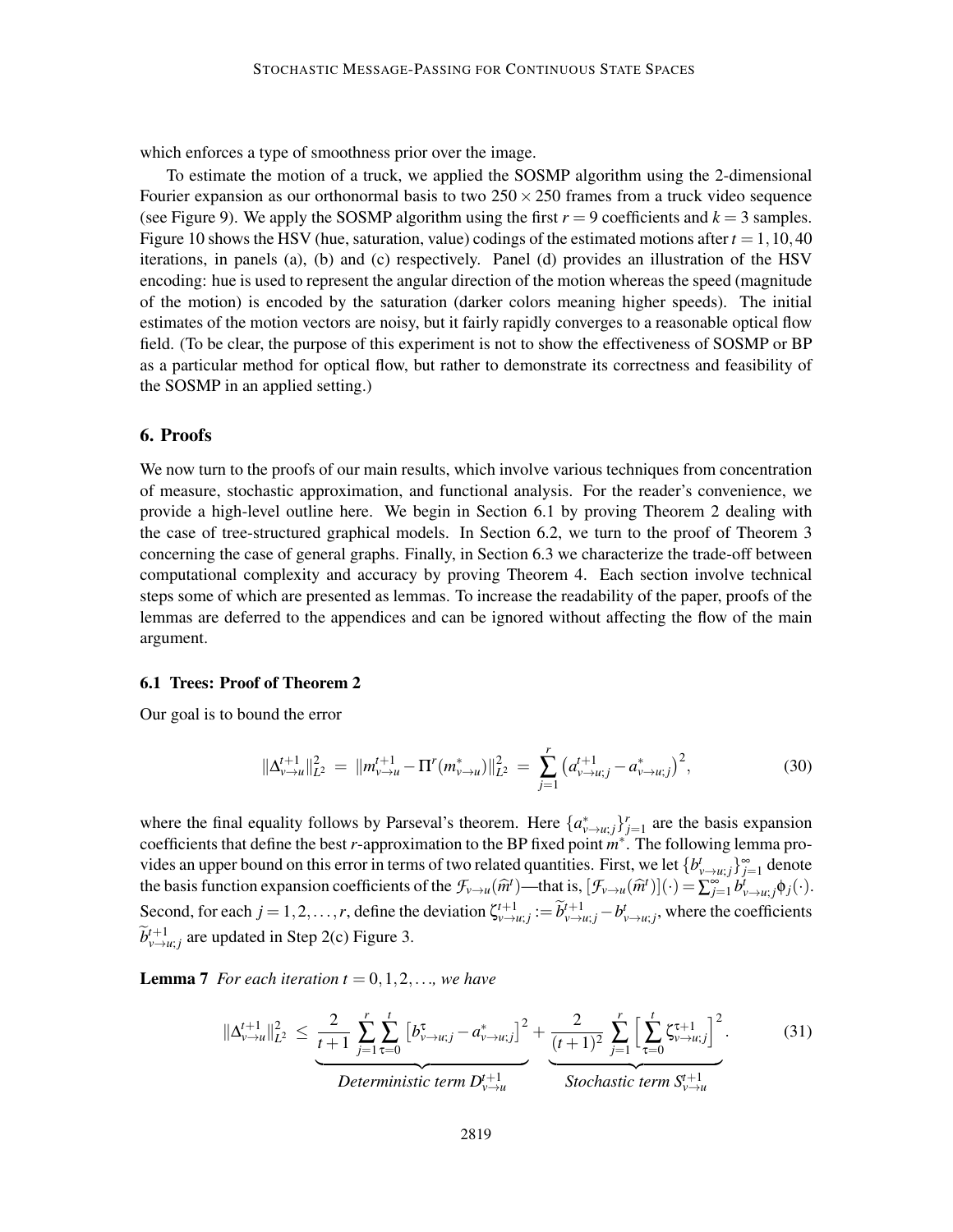which enforces a type of smoothness prior over the image.

To estimate the motion of a truck, we applied the SOSMP algorithm using the 2-dimensional Fourier expansion as our orthonormal basis to two $250 \times 250$ frames from a truck video sequence (see Figure 9). We apply the SOSMP algorithm using the first $r = 9$ coefficients and $k = 3$ samples. Figure 10 shows the HSV (hue, saturation, value) codings of the estimated motions after $t = 1, 10, 40$ iterations, in panels (a), (b) and (c) respectively. Panel (d) provides an illustration of the HSV encoding: hue is used to represent the angular direction of the motion whereas the speed (magnitude of the motion) is encoded by the saturation (darker colors meaning higher speeds). The initial estimates of the motion vectors are noisy, but it fairly rapidly converges to a reasonable optical flow field. (To be clear, the purpose of this experiment is not to show the effectiveness of SOSMP or BP as a particular method for optical flow, but rather to demonstrate its correctness and feasibility of the SOSMP in an applied setting.)

## 6. Proofs

We now turn to the proofs of our main results, which involve various techniques from concentration of measure, stochastic approximation, and functional analysis. For the reader's convenience, we provide a high-level outline here. We begin in Section 6.1 by proving Theorem 2 dealing with the case of tree-structured graphical models. In Section 6.2, we turn to the proof of Theorem 3 concerning the case of general graphs. Finally, in Section 6.3 we characterize the trade-off between computational complexity and accuracy by proving Theorem 4. Each section involve technical steps some of which are presented as lemmas. To increase the readability of the paper, proofs of the lemmas are deferred to the appendices and can be ignored without affecting the flow of the main argument.

### 6.1 Trees: Proof of Theorem 2

Our goal is to bound the error

$$\|\Delta^{t+1}_{v\to u}\|^2_{L^2} \;=\; \|m^{t+1}_{v\to u} - \Pi^r(m^*_{v\to u})\|^2_{L^2} \;=\; \sum_{j=1}^{r} \big(a^{t+1}_{v\to u;j} - a^*_{v\to u;j}\big)^2, \tag{30}$$

where the final equality follows by Parseval's theorem. Here $\{a^*_{v\to u;j}\}_{j=1}^r$ are the basis expansion coefficients that define the best $r$-approximation to the BP fixed point $m^*$. The following lemma provides an upper bound on this error in terms of two related quantities. First, we let $\{b^t_{v\to u;j}\}_{j=1}^\infty$ denote the basis function expansion coefficients of the $\mathcal{F}_{v\to u}(\widehat{m}^t)$—that is, $[\mathcal{F}_{v\to u}(\widehat{m}^t)](\cdot) = \sum_{j=1}^\infty b^t_{v\to u;j}\phi_j(\cdot)$. Second, for each $j = 1, 2, \ldots, r$, define the deviation $\zeta^{t+1}_{v\to u;j} := \widetilde{b}^{t+1}_{v\to u;j} - b^t_{v\to u;j}$, where the coefficients $\widetilde{b}^{t+1}_{v\to u;j}$ are updated in Step 2(c) Figure 3.

**Lemma 7** *For each iteration $t = 0, 1, 2, \ldots$, we have*

$$\|\Delta^{t+1}_{v\to u}\|^2_{L^2} \;\le\; \underbrace{\frac{2}{t+1}\sum_{j=1}^{r}\sum_{\tau=0}^{t}\big[b^\tau_{v\to u;j} - a^*_{v\to u;j}\big]^2}_{\text{Deterministic term } D^{t+1}_{v\to u}} + \underbrace{\frac{2}{(t+1)^2}\sum_{j=1}^{r}\Big[\sum_{\tau=0}^{t}\zeta^{\tau+1}_{v\to u;j}\Big]^2}_{\text{Stochastic term } S^{t+1}_{v\to u}}. \tag{31}$$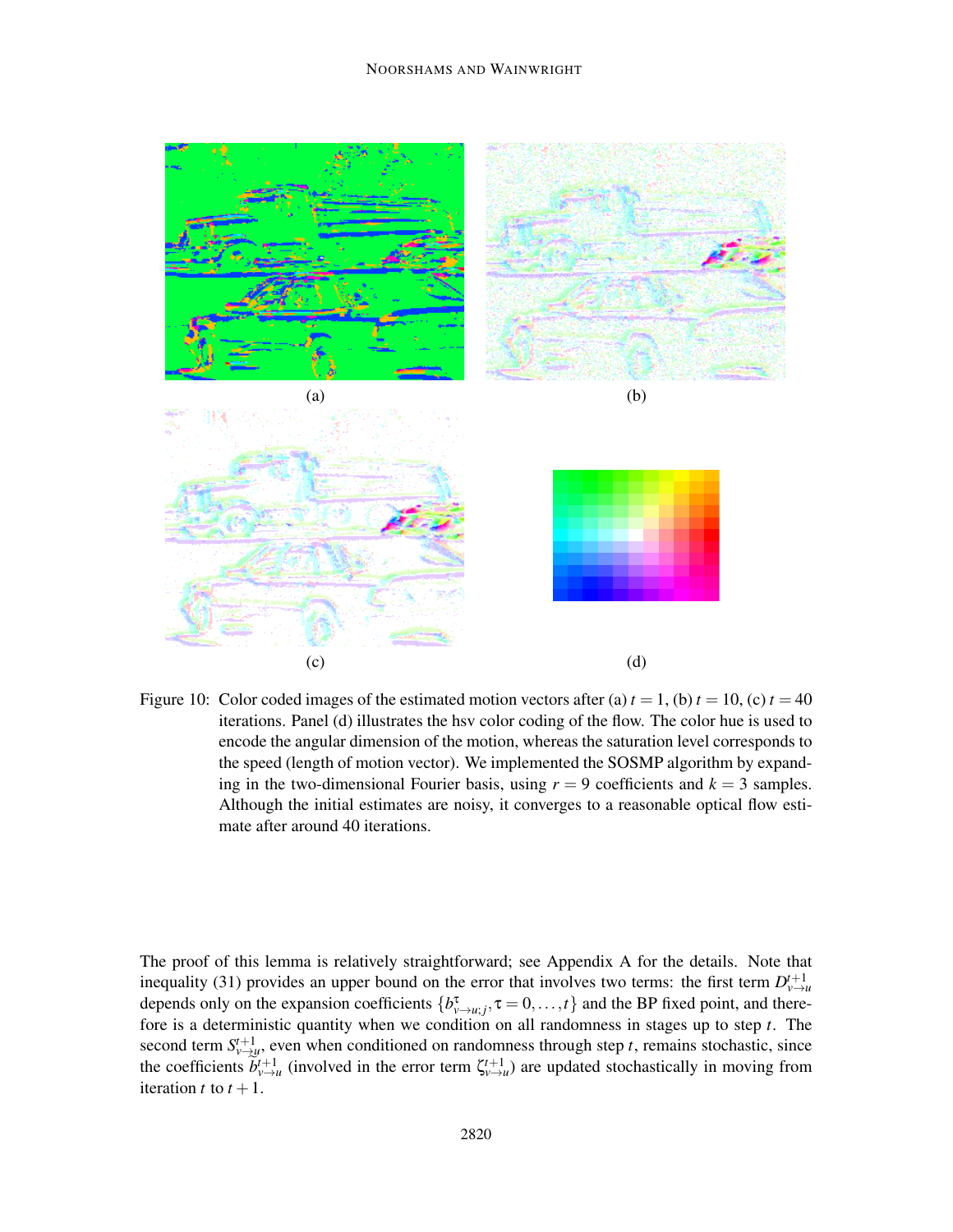(a)

(b)

(c)

(d)

Figure 10: Color coded images of the estimated motion vectors after (a) $t = 1$, (b) $t = 10$, (c) $t = 40$ iterations. Panel (d) illustrates the hsv color coding of the flow. The color hue is used to encode the angular dimension of the motion, whereas the saturation level corresponds to the speed (length of motion vector). We implemented the SOSMP algorithm by expanding in the two-dimensional Fourier basis, using $r = 9$ coefficients and $k = 3$ samples. Although the initial estimates are noisy, it converges to a reasonable optical flow estimate after around 40 iterations.

The proof of this lemma is relatively straightforward; see Appendix A for the details. Note that inequality (31) provides an upper bound on the error that involves two terms: the first term $D^{t+1}_{v\to u}$ depends only on the expansion coefficients $\{b^{\tau}_{v\to u;j}, \tau = 0,\ldots,t\}$ and the BP fixed point, and therefore is a deterministic quantity when we condition on all randomness in stages up to step $t$. The second term $S^{t+1}_{v\to u}$, even when conditioned on randomness through step $t$, remains stochastic, since the coefficients $b^{t+1}_{v\to u}$ (involved in the error term $\zeta^{t+1}_{v\to u}$) are updated stochastically in moving from iteration $t$ to $t+1$.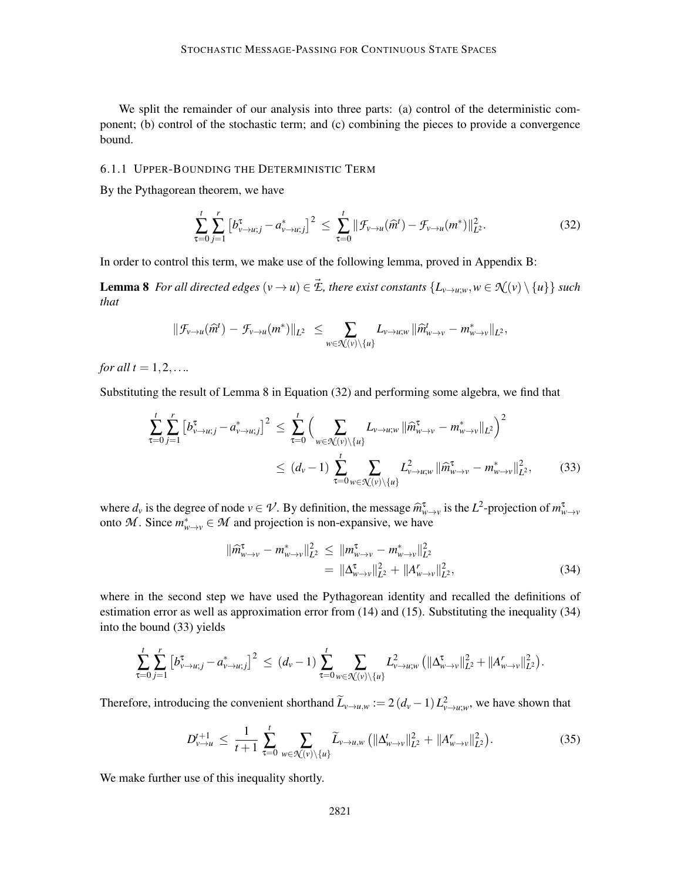We split the remainder of our analysis into three parts: (a) control of the deterministic component; (b) control of the stochastic term; and (c) combining the pieces to provide a convergence bound.

### 6.1.1 Upper-Bounding the Deterministic Term

By the Pythagorean theorem, we have

$$\sum_{\tau=0}^{t}\sum_{j=1}^{r}\left[b^{\tau}_{v\to u;j}-a^{*}_{v\to u;j}\right]^2 \;\le\; \sum_{\tau=0}^{t}\|\mathcal{F}_{v\to u}(\widehat{m}^t)-\mathcal{F}_{v\to u}(m^*)\|^2_{L^2}. \tag{32}$$

In order to control this term, we make use of the following lemma, proved in Appendix B:

**Lemma 8** *For all directed edges $(v\to u)\in\vec{\mathcal{E}}$, there exist constants $\{L_{v\to u;w}, w\in\mathcal{N}(v)\setminus\{u\}\}$ such that*

$$\|\mathcal{F}_{v\to u}(\widehat{m}^t)\,-\,\mathcal{F}_{v\to u}(m^*)\|_{L^2} \;\le\; \sum_{w\in\mathcal{N}(v)\setminus\{u\}} L_{v\to u;w}\,\|\widehat{m}^t_{w\to v}-m^*_{w\to v}\|_{L^2},$$

*for all $t=1,2,\ldots$.*

Substituting the result of Lemma 8 in Equation (32) and performing some algebra, we find that

$$\begin{aligned}\sum_{\tau=0}^{t}\sum_{j=1}^{r}\left[b^{\tau}_{v\to u;j}-a^{*}_{v\to u;j}\right]^2 \;&\le\; \sum_{\tau=0}^{t}\Big(\sum_{w\in\mathcal{N}(v)\setminus\{u\}} L_{v\to u;w}\,\|\widehat{m}^{\tau}_{w\to v}-m^*_{w\to v}\|_{L^2}\Big)^2\\ &\le\; (d_v-1)\sum_{\tau=0}^{t}\sum_{w\in\mathcal{N}(v)\setminus\{u\}} L^2_{v\to u;w}\,\|\widehat{m}^{\tau}_{w\to v}-m^*_{w\to v}\|^2_{L^2},\end{aligned} \tag{33}$$

where $d_v$ is the degree of node $v\in\mathcal{V}$. By definition, the message $\widehat{m}^{\tau}_{w\to v}$ is the $L^2$-projection of $m^{\tau}_{w\to v}$ onto $\mathcal{M}$. Since $m^*_{w\to v}\in\mathcal{M}$ and projection is non-expansive, we have

$$\begin{aligned}\|\widehat{m}^{\tau}_{w\to v}-m^*_{w\to v}\|^2_{L^2} \;&\le\; \|m^{\tau}_{w\to v}-m^*_{w\to v}\|^2_{L^2}\\ &=\; \|\Delta^{\tau}_{w\to v}\|^2_{L^2}+\|A^r_{w\to v}\|^2_{L^2},\end{aligned} \tag{34}$$

where in the second step we have used the Pythagorean identity and recalled the definitions of estimation error as well as approximation error from (14) and (15). Substituting the inequality (34) into the bound (33) yields

$$\sum_{\tau=0}^{t}\sum_{j=1}^{r}\left[b^{\tau}_{v\to u;j}-a^{*}_{v\to u;j}\right]^2 \;\le\; (d_v-1)\sum_{\tau=0}^{t}\sum_{w\in\mathcal{N}(v)\setminus\{u\}} L^2_{v\to u;w}\left(\|\Delta^{\tau}_{w\to v}\|^2_{L^2}+\|A^r_{w\to v}\|^2_{L^2}\right).$$

Therefore, introducing the convenient shorthand $\widetilde{L}_{v\to u,w}:=2\,(d_v-1)\,L^2_{v\to u;w}$, we have shown that

$$D^{t+1}_{v\to u} \;\le\; \frac{1}{t+1}\sum_{\tau=0}^{t}\sum_{w\in\mathcal{N}(v)\setminus\{u\}}\widetilde{L}_{v\to u,w}\left(\|\Delta^{t}_{w\to v}\|^2_{L^2}+\|A^r_{w\to v}\|^2_{L^2}\right). \tag{35}$$

We make further use of this inequality shortly.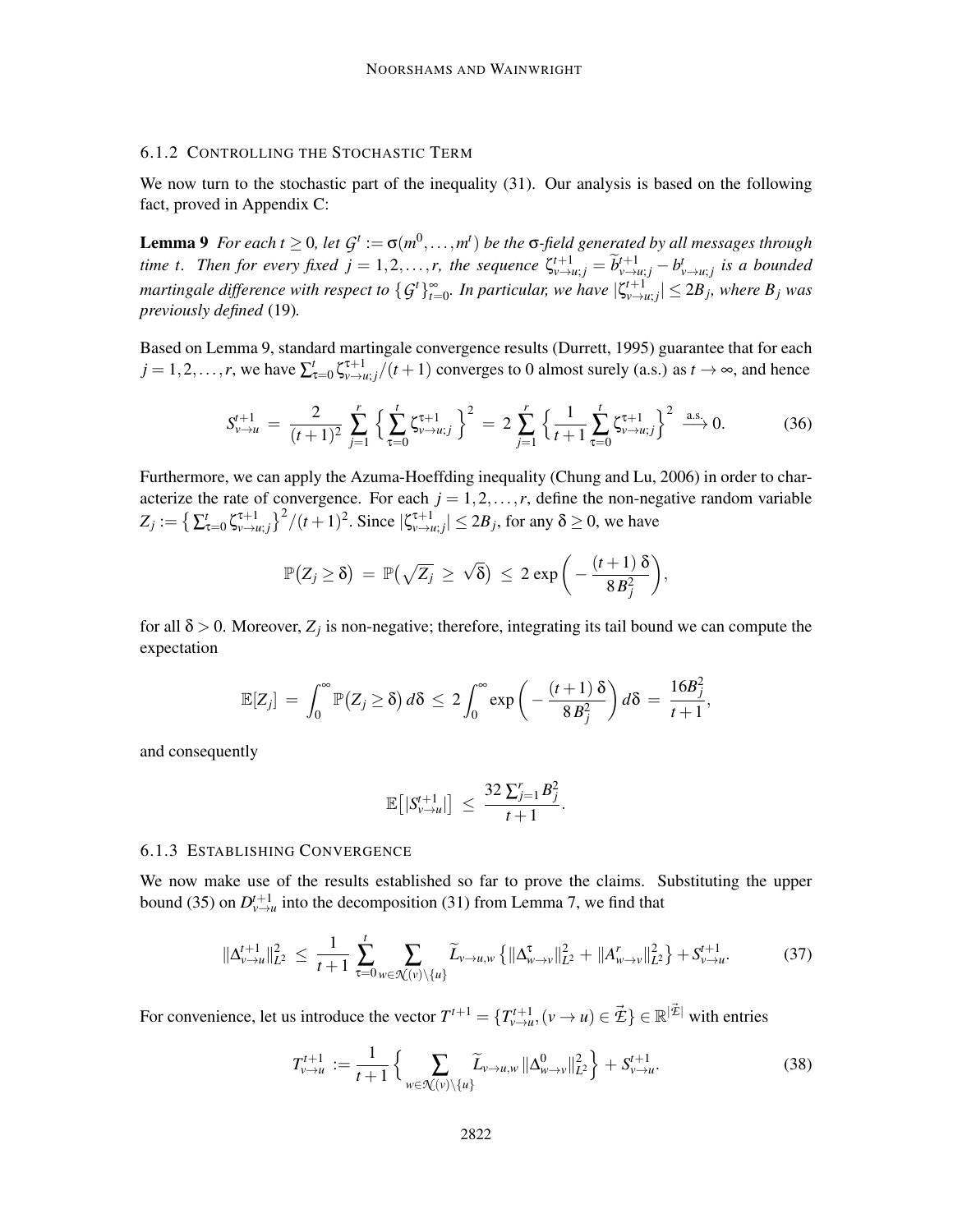#### 6.1.2 Controlling the Stochastic Term

We now turn to the stochastic part of the inequality (31). Our analysis is based on the following fact, proved in Appendix C:

**Lemma 9** *For each $t \geq 0$, let $\mathcal{G}^t := \sigma(m^0, \ldots, m^t)$ be the $\sigma$-field generated by all messages through time $t$. Then for every fixed $j = 1, 2, \ldots, r$, the sequence $\zeta^{t+1}_{v\to u;j} = \widetilde{b}^{t+1}_{v\to u;j} - b^t_{v\to u;j}$ is a bounded martingale difference with respect to $\{\mathcal{G}^t\}_{t=0}^{\infty}$. In particular, we have $|\zeta^{t+1}_{v\to u;j}| \leq 2B_j$, where $B_j$ was previously defined* (19)*.*

Based on Lemma 9, standard martingale convergence results (Durrett, 1995) guarantee that for each $j = 1, 2, \ldots, r$, we have $\sum_{\tau=0}^{t} \zeta^{\tau+1}_{v\to u;j}/(t+1)$ converges to 0 almost surely (a.s.) as $t \to \infty$, and hence

$$S^{t+1}_{v\to u} \;=\; \frac{2}{(t+1)^2} \sum_{j=1}^{r} \Big\{ \sum_{\tau=0}^{t} \zeta^{\tau+1}_{v\to u;j} \Big\}^2 \;=\; 2 \sum_{j=1}^{r} \Big\{ \frac{1}{t+1} \sum_{\tau=0}^{t} \zeta^{\tau+1}_{v\to u;j} \Big\}^2 \;\xrightarrow{\text{a.s.}}\; 0. \tag{36}$$

Furthermore, we can apply the Azuma-Hoeffding inequality (Chung and Lu, 2006) in order to characterize the rate of convergence. For each $j = 1, 2, \ldots, r$, define the non-negative random variable $Z_j := \big\{ \sum_{\tau=0}^{t} \zeta^{\tau+1}_{v\to u;j} \big\}^2/(t+1)^2$. Since $|\zeta^{\tau+1}_{v\to u;j}| \leq 2B_j$, for any $\delta \geq 0$, we have

$$\mathbb{P}\big(Z_j \geq \delta\big) \;=\; \mathbb{P}\big(\sqrt{Z_j} \;\geq\; \sqrt{\delta}\big) \;\leq\; 2\, \exp\bigg( - \frac{(t+1)\,\delta}{8\, B_j^2} \bigg),$$

for all $\delta > 0$. Moreover, $Z_j$ is non-negative; therefore, integrating its tail bound we can compute the expectation

$$\mathbb{E}[Z_j] \;=\; \int_0^{\infty} \mathbb{P}\big(Z_j \geq \delta\big)\, d\delta \;\leq\; 2 \int_0^{\infty} \exp\bigg( - \frac{(t+1)\,\delta}{8\, B_j^2} \bigg)\, d\delta \;=\; \frac{16 B_j^2}{t+1},$$

and consequently

$$\mathbb{E}\big[|S^{t+1}_{v\to u}|\big] \;\leq\; \frac{32 \sum_{j=1}^{r} B_j^2}{t+1}.$$

#### 6.1.3 Establishing Convergence

We now make use of the results established so far to prove the claims. Substituting the upper bound (35) on $D^{t+1}_{v\to u}$ into the decomposition (31) from Lemma 7, we find that

$$\|\Delta^{t+1}_{v\to u}\|^2_{L^2} \;\leq\; \frac{1}{t+1} \sum_{\tau=0}^{t} \sum_{w\in \mathcal{N}(v)\setminus\{u\}} \widetilde{L}_{v\to u,w} \left\{ \|\Delta^{\tau}_{w\to v}\|^2_{L^2} + \|A^{r}_{w\to v}\|^2_{L^2} \right\} + S^{t+1}_{v\to u}. \tag{37}$$

For convenience, let us introduce the vector $T^{t+1} = \{T^{t+1}_{v\to u}, (v\to u) \in \vec{\mathcal{E}}\} \in \mathbb{R}^{|\vec{\mathcal{E}}|}$ with entries

$$T^{t+1}_{v\to u} \;:=\; \frac{1}{t+1} \Big\{ \sum_{w\in \mathcal{N}(v)\setminus\{u\}} \widetilde{L}_{v\to u,w}\, \|\Delta^0_{w\to v}\|^2_{L^2} \Big\} + S^{t+1}_{v\to u}. \tag{38}$$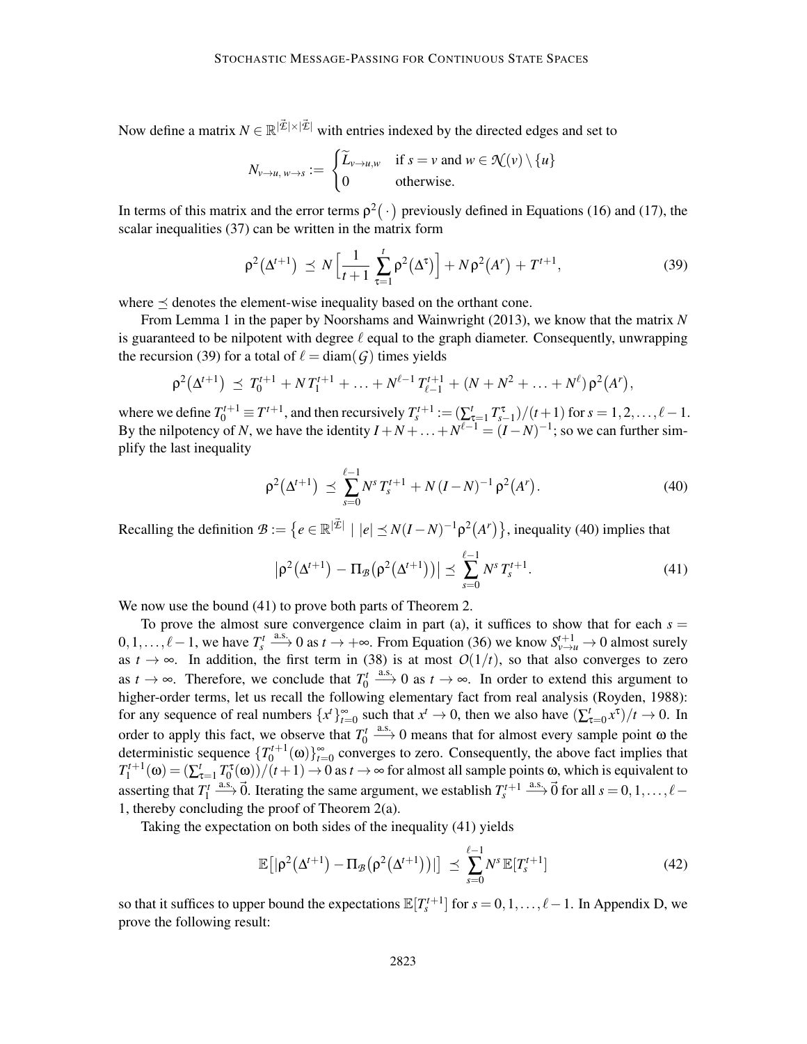Now define a matrix $N \in \mathbb{R}^{|\vec{\mathcal{E}}| \times |\vec{\mathcal{E}}|}$ with entries indexed by the directed edges and set to

$$N_{v \to u,\, w \to s} := \begin{cases} \widetilde{L}_{v \to u, w} & \text{if } s = v \text{ and } w \in \mathcal{N}(v) \setminus \{u\} \\ 0 & \text{otherwise.} \end{cases}$$

In terms of this matrix and the error terms $\rho^2(\cdot)$ previously defined in Equations (16) and (17), the scalar inequalities (37) can be written in the matrix form

$$\rho^2(\Delta^{t+1}) \preceq N \Big[ \frac{1}{t+1} \sum_{\tau=1}^{t} \rho^2(\Delta^{\tau}) \Big] + N \rho^2(A^r) + T^{t+1}, \tag{39}$$

where $\preceq$ denotes the element-wise inequality based on the orthant cone.

From Lemma 1 in the paper by Noorshams and Wainwright (2013), we know that the matrix $N$ is guaranteed to be nilpotent with degree $\ell$ equal to the graph diameter. Consequently, unwrapping the recursion (39) for a total of $\ell = \operatorname{diam}(\mathcal{G})$ times yields

$$\rho^2(\Delta^{t+1}) \preceq T_0^{t+1} + N T_1^{t+1} + \ldots + N^{\ell-1} T_{\ell-1}^{t+1} + (N + N^2 + \ldots + N^{\ell}) \rho^2(A^r),$$

where we define $T_0^{t+1} \equiv T^{t+1}$, and then recursively $T_s^{t+1} := (\sum_{\tau=1}^{t} T_{s-1}^{\tau})/(t+1)$ for $s = 1, 2, \ldots, \ell-1$. By the nilpotency of $N$, we have the identity $I + N + \ldots + N^{\ell-1} = (I - N)^{-1}$; so we can further simplify the last inequality

$$\rho^2(\Delta^{t+1}) \preceq \sum_{s=0}^{\ell-1} N^s T_s^{t+1} + N (I - N)^{-1} \rho^2(A^r). \tag{40}$$

Recalling the definition $\mathcal{B} := \{ e \in \mathbb{R}^{|\vec{\mathcal{E}}|} \mid |e| \preceq N(I-N)^{-1} \rho^2(A^r) \}$, inequality (40) implies that

$$\big| \rho^2(\Delta^{t+1}) - \Pi_{\mathcal{B}}\big(\rho^2(\Delta^{t+1})\big) \big| \preceq \sum_{s=0}^{\ell-1} N^s T_s^{t+1}. \tag{41}$$

We now use the bound (41) to prove both parts of Theorem 2.

To prove the almost sure convergence claim in part (a), it suffices to show that for each $s = 0, 1, \ldots, \ell-1$, we have $T_s^t \xrightarrow{\text{a.s.}} 0$ as $t \to +\infty$. From Equation (36) we know $S_{v \to u}^{t+1} \to 0$ almost surely as $t \to \infty$. In addition, the first term in (38) is at most $O(1/t)$, so that also converges to zero as $t \to \infty$. Therefore, we conclude that $T_0^t \xrightarrow{\text{a.s.}} 0$ as $t \to \infty$. In order to extend this argument to higher-order terms, let us recall the following elementary fact from real analysis (Royden, 1988): for any sequence of real numbers $\{x^t\}_{t=0}^{\infty}$ such that $x^t \to 0$, then we also have $(\sum_{\tau=0}^{t} x^{\tau})/t \to 0$. In order to apply this fact, we observe that $T_0^t \xrightarrow{\text{a.s.}} 0$ means that for almost every sample point $\omega$ the deterministic sequence $\{T_0^{t+1}(\omega)\}_{t=0}^{\infty}$ converges to zero. Consequently, the above fact implies that $T_1^{t+1}(\omega) = (\sum_{\tau=1}^{t} T_0^{\tau}(\omega))/(t+1) \to 0$ as $t \to \infty$ for almost all sample points $\omega$, which is equivalent to asserting that $T_1^t \xrightarrow{\text{a.s.}} \vec{0}$. Iterating the same argument, we establish $T_s^{t+1} \xrightarrow{\text{a.s.}} \vec{0}$ for all $s = 0, 1, \ldots, \ell-1$, thereby concluding the proof of Theorem 2(a).

Taking the expectation on both sides of the inequality (41) yields

$$\mathbb{E}\big[ |\rho^2(\Delta^{t+1}) - \Pi_{\mathcal{B}}\big(\rho^2(\Delta^{t+1})\big)| \big] \preceq \sum_{s=0}^{\ell-1} N^s \, \mathbb{E}[T_s^{t+1}] \tag{42}$$

so that it suffices to upper bound the expectations $\mathbb{E}[T_s^{t+1}]$ for $s = 0, 1, \ldots, \ell-1$. In Appendix D, we prove the following result: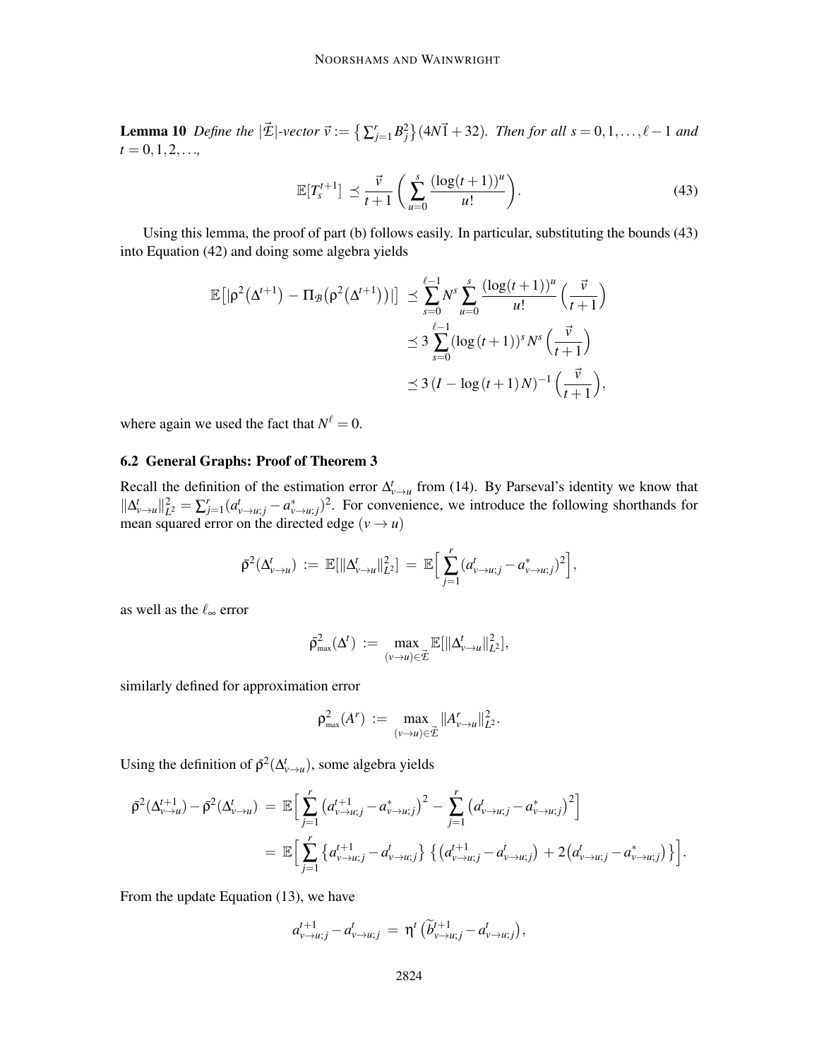**Lemma 10** *Define the $|\vec{\mathcal{E}}|$-vector $\vec{v} := \{\sum_{j=1}^{r} B_j^2\}(4N\vec{1}+32)$. Then for all $s = 0,1,\ldots,\ell-1$ and $t = 0,1,2,\ldots$,*

$$\mathbb{E}[T_s^{t+1}] \preceq \frac{\vec{v}}{t+1}\bigg(\sum_{u=0}^{s}\frac{(\log(t+1))^u}{u!}\bigg). \tag{43}$$

Using this lemma, the proof of part (b) follows easily. In particular, substituting the bounds (43) into Equation (42) and doing some algebra yields

$$\begin{aligned}
\mathbb{E}\big[|\rho^2(\Delta^{t+1}) - \Pi_{\mathcal{B}}(\rho^2(\Delta^{t+1}))|\big] &\preceq \sum_{s=0}^{\ell-1} N^s \sum_{u=0}^{s}\frac{(\log(t+1))^u}{u!}\Big(\frac{\vec{v}}{t+1}\Big) \\
&\preceq 3\sum_{s=0}^{\ell-1}(\log(t+1))^s N^s\Big(\frac{\vec{v}}{t+1}\Big) \\
&\preceq 3\,(I - \log(t+1)\,N)^{-1}\Big(\frac{\vec{v}}{t+1}\Big),
\end{aligned}$$

where again we used the fact that $N^\ell = 0$.

### 6.2 General Graphs: Proof of Theorem 3

Recall the definition of the estimation error $\Delta^t_{v\to u}$ from (14). By Parseval's identity we know that $\|\Delta^t_{v\to u}\|^2_{L^2} = \sum_{j=1}^{r}(a^t_{v\to u;j} - a^*_{v\to u;j})^2$. For convenience, we introduce the following shorthands for mean squared error on the directed edge $(v \to u)$

$$\bar{\rho}^2(\Delta^t_{v\to u}) := \mathbb{E}[\|\Delta^t_{v\to u}\|^2_{L^2}] = \mathbb{E}\Big[\sum_{j=1}^{r}(a^t_{v\to u;j} - a^*_{v\to u;j})^2\Big],$$

as well as the $\ell_\infty$ error

$$\bar{\rho}^2_{\max}(\Delta^t) := \max_{(v\to u)\in\vec{\mathcal{E}}}\mathbb{E}[\|\Delta^t_{v\to u}\|^2_{L^2}],$$

similarly defined for approximation error

$$\rho^2_{\max}(A^r) := \max_{(v\to u)\in\vec{\mathcal{E}}}\|A^r_{v\to u}\|^2_{L^2}.$$

Using the definition of $\bar{\rho}^2(\Delta^t_{v\to u})$, some algebra yields

$$\begin{aligned}
\bar{\rho}^2(\Delta^{t+1}_{v\to u}) - \bar{\rho}^2(\Delta^t_{v\to u}) &= \mathbb{E}\Big[\sum_{j=1}^{r}\big(a^{t+1}_{v\to u;j} - a^*_{v\to u;j}\big)^2 - \sum_{j=1}^{r}\big(a^t_{v\to u;j} - a^*_{v\to u;j}\big)^2\Big] \\
&= \mathbb{E}\Big[\sum_{j=1}^{r}\big\{a^{t+1}_{v\to u;j} - a^t_{v\to u;j}\big\}\big\{\big(a^{t+1}_{v\to u;j} - a^t_{v\to u;j}\big) + 2\big(a^t_{v\to u;j} - a^*_{v\to u;j}\big)\big\}\Big].
\end{aligned}$$

From the update Equation (13), we have

$$a^{t+1}_{v\to u;j} - a^t_{v\to u;j} = \eta^t\,\big(\widetilde{b}^{t+1}_{v\to u;j} - a^t_{v\to u;j}\big),$$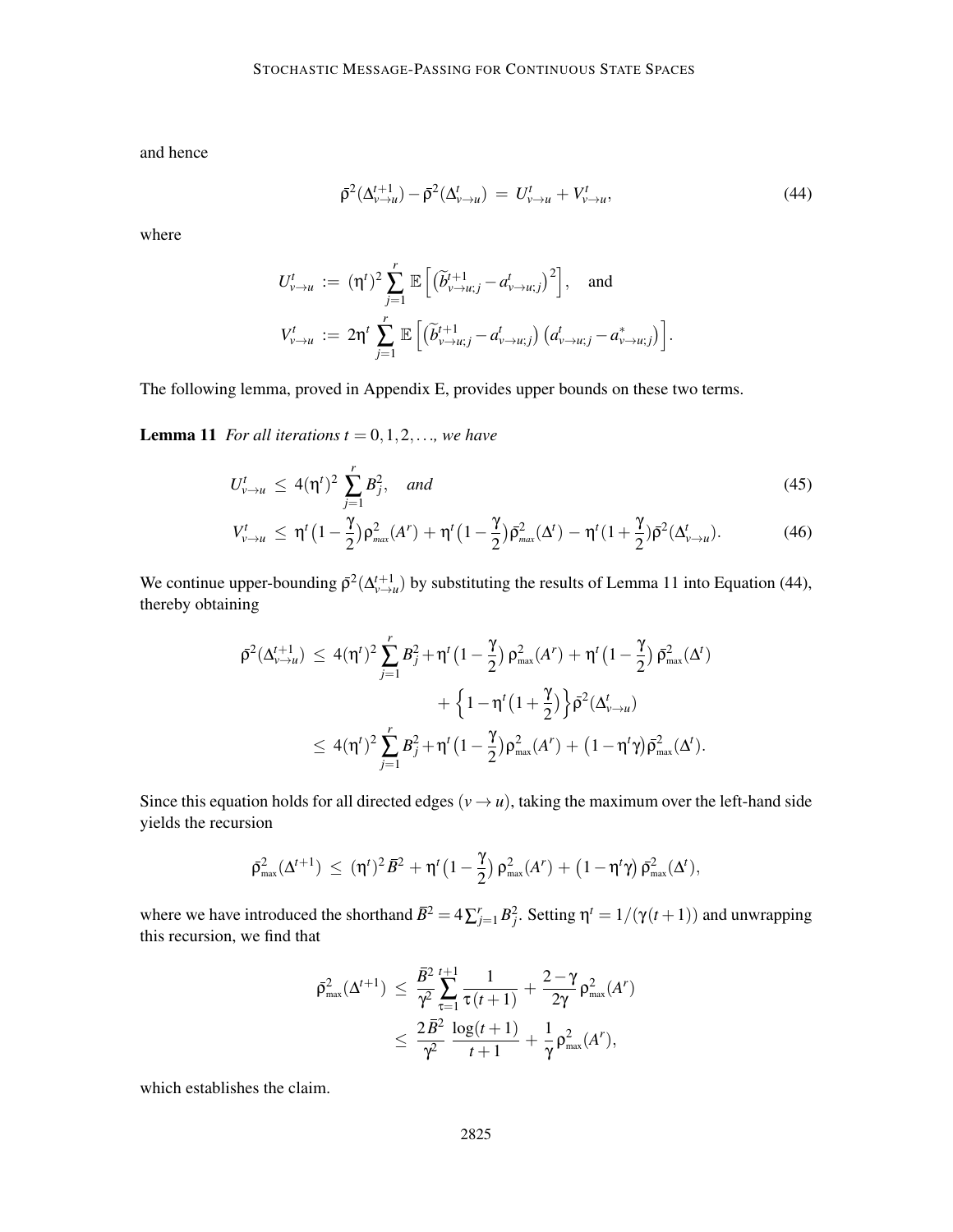and hence

$$\bar{\rho}^2(\Delta_{v\to u}^{t+1}) - \bar{\rho}^2(\Delta_{v\to u}^{t}) \;=\; U_{v\to u}^{t} + V_{v\to u}^{t}, \tag{44}$$

where

$$U_{v\to u}^{t} \;:=\; (\eta^t)^2 \sum_{j=1}^{r} \mathbb{E}\left[\left(\widetilde{b}_{v\to u;j}^{t+1} - a_{v\to u;j}^{t}\right)^2\right], \quad \text{and}$$

$$V_{v\to u}^{t} \;:=\; 2\eta^t \sum_{j=1}^{r} \mathbb{E}\left[\left(\widetilde{b}_{v\to u;j}^{t+1} - a_{v\to u;j}^{t}\right)\left(a_{v\to u;j}^{t} - a_{v\to u;j}^{*}\right)\right].$$

The following lemma, proved in Appendix E, provides upper bounds on these two terms.

**Lemma 11** *For all iterations $t = 0, 1, 2, \ldots$, we have*

$$U_{v\to u}^{t} \;\le\; 4(\eta^t)^2 \sum_{j=1}^{r} B_j^2, \quad \textit{and} \tag{45}$$

$$V_{v\to u}^{t} \;\le\; \eta^t\big(1 - \frac{\gamma}{2}\big)\rho_{\max}^2(A^r) + \eta^t\big(1 - \frac{\gamma}{2}\big)\bar{\rho}_{\max}^2(\Delta^t) - \eta^t(1 + \frac{\gamma}{2})\bar{\rho}^2(\Delta_{v\to u}^{t}). \tag{46}$$

We continue upper-bounding $\bar{\rho}^2(\Delta_{v\to u}^{t+1})$ by substituting the results of Lemma 11 into Equation (44), thereby obtaining

$$\begin{aligned}
\bar{\rho}^2(\Delta_{v\to u}^{t+1}) \;&\le\; 4(\eta^t)^2 \sum_{j=1}^{r} B_j^2 + \eta^t\big(1 - \frac{\gamma}{2}\big)\rho_{\max}^2(A^r) + \eta^t\big(1 - \frac{\gamma}{2}\big)\bar{\rho}_{\max}^2(\Delta^t) \\
&\qquad + \Big\{1 - \eta^t\big(1 + \frac{\gamma}{2}\big)\Big\}\bar{\rho}^2(\Delta_{v\to u}^{t}) \\
&\le\; 4(\eta^t)^2 \sum_{j=1}^{r} B_j^2 + \eta^t\big(1 - \frac{\gamma}{2}\big)\rho_{\max}^2(A^r) + \big(1 - \eta^t\gamma\big)\bar{\rho}_{\max}^2(\Delta^t).
\end{aligned}$$

Since this equation holds for all directed edges $(v \to u)$, taking the maximum over the left-hand side yields the recursion

$$\bar{\rho}_{\max}^2(\Delta^{t+1}) \;\le\; (\eta^t)^2\bar{B}^2 + \eta^t\big(1 - \frac{\gamma}{2}\big)\,\rho_{\max}^2(A^r) + \big(1 - \eta^t\gamma\big)\,\bar{\rho}_{\max}^2(\Delta^t),$$

where we have introduced the shorthand $\bar{B}^2 = 4\sum_{j=1}^{r} B_j^2$. Setting $\eta^t = 1/(\gamma(t+1))$ and unwrapping this recursion, we find that

$$\begin{aligned}
\bar{\rho}_{\max}^2(\Delta^{t+1}) \;&\le\; \frac{\bar{B}^2}{\gamma^2}\sum_{\tau=1}^{t+1}\frac{1}{\tau\,(t+1)} + \frac{2-\gamma}{2\gamma}\,\rho_{\max}^2(A^r) \\
&\le\; \frac{2\,\bar{B}^2}{\gamma^2}\;\frac{\log(t+1)}{t+1} + \frac{1}{\gamma}\,\rho_{\max}^2(A^r),
\end{aligned}$$

which establishes the claim.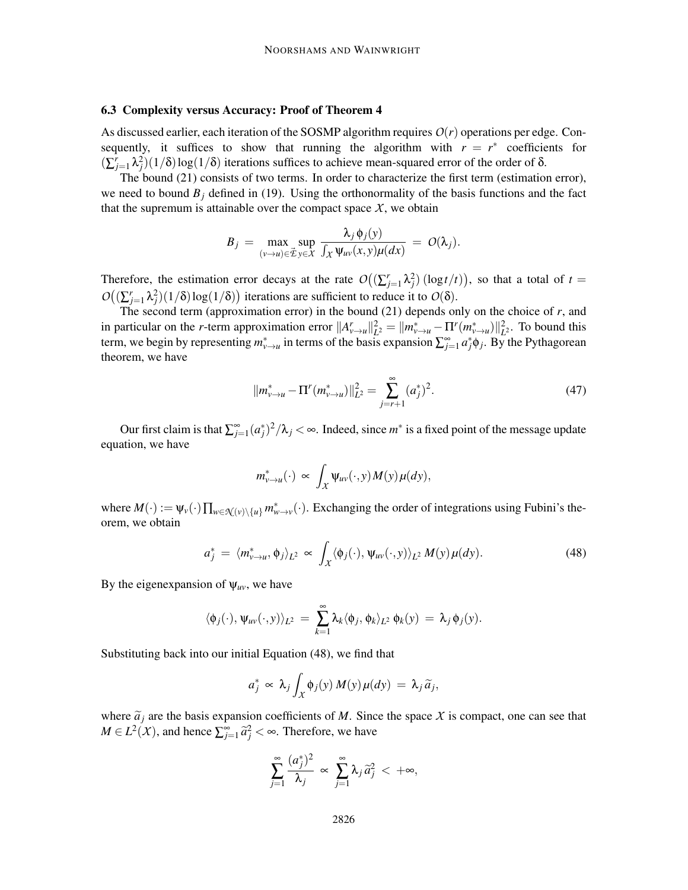### 6.3 Complexity versus Accuracy: Proof of Theorem 4

As discussed earlier, each iteration of the SOSMP algorithm requires $O(r)$ operations per edge. Consequently, it suffices to show that running the algorithm with $r = r^*$ coefficients for $(\sum_{j=1}^{r} \lambda_j^2)(1/\delta)\log(1/\delta)$ iterations suffices to achieve mean-squared error of the order of $\delta$.

The bound (21) consists of two terms. In order to characterize the first term (estimation error), we need to bound $B_j$ defined in (19). Using the orthonormality of the basis functions and the fact that the supremum is attainable over the compact space $\mathcal{X}$, we obtain

$$B_j \;=\; \max_{(v \to u) \in \vec{\mathcal{E}}} \sup_{y \in \mathcal{X}} \frac{\lambda_j \, \phi_j(y)}{\int_{\mathcal{X}} \psi_{uv}(x,y)\mu(dx)} \;=\; O(\lambda_j).$$

Therefore, the estimation error decays at the rate $O\big((\sum_{j=1}^{r} \lambda_j^2)\,(\log t/t)\big)$, so that a total of $t = O\big((\sum_{j=1}^{r} \lambda_j^2)(1/\delta)\log(1/\delta)\big)$ iterations are sufficient to reduce it to $O(\delta)$.

The second term (approximation error) in the bound (21) depends only on the choice of $r$, and in particular on the $r$-term approximation error $\|A^r_{v\to u}\|^2_{L^2} = \|m^*_{v\to u} - \Pi^r(m^*_{v\to u})\|^2_{L^2}$. To bound this term, we begin by representing $m^*_{v\to u}$ in terms of the basis expansion $\sum_{j=1}^{\infty} a_j^* \phi_j$. By the Pythagorean theorem, we have

$$\|m^*_{v\to u} - \Pi^r(m^*_{v\to u})\|^2_{L^2} = \sum_{j=r+1}^{\infty} (a_j^*)^2. \tag{47}$$

Our first claim is that $\sum_{j=1}^{\infty} (a_j^*)^2/\lambda_j < \infty$. Indeed, since $m^*$ is a fixed point of the message update equation, we have

$$m^*_{v\to u}(\cdot) \;\propto\; \int_{\mathcal{X}} \psi_{uv}(\cdot, y)\, M(y)\, \mu(dy),$$

where $M(\cdot) := \psi_v(\cdot)\prod_{w \in \mathcal{N}(v)\setminus\{u\}} m^*_{w\to v}(\cdot)$. Exchanging the order of integrations using Fubini's theorem, we obtain

$$a_j^* \;=\; \langle m^*_{v\to u}, \phi_j\rangle_{L^2} \;\propto\; \int_{\mathcal{X}} \langle \phi_j(\cdot), \psi_{uv}(\cdot, y)\rangle_{L^2}\, M(y)\, \mu(dy). \tag{48}$$

By the eigenexpansion of $\psi_{uv}$, we have

$$\langle \phi_j(\cdot), \psi_{uv}(\cdot, y)\rangle_{L^2} \;=\; \sum_{k=1}^{\infty} \lambda_k \langle \phi_j, \phi_k\rangle_{L^2}\, \phi_k(y) \;=\; \lambda_j\, \phi_j(y).$$

Substituting back into our initial Equation (48), we find that

$$a_j^* \;\propto\; \lambda_j \int_{\mathcal{X}} \phi_j(y)\, M(y)\, \mu(dy) \;=\; \lambda_j\, \widetilde{a}_j,$$

where $\widetilde{a}_j$ are the basis expansion coefficients of $M$. Since the space $\mathcal{X}$ is compact, one can see that $M \in L^2(\mathcal{X})$, and hence $\sum_{j=1}^{\infty} \widetilde{a}_j^2 < \infty$. Therefore, we have

$$\sum_{j=1}^{\infty} \frac{(a_j^*)^2}{\lambda_j} \;\propto\; \sum_{j=1}^{\infty} \lambda_j\, \widetilde{a}_j^2 \;<\; +\infty,$$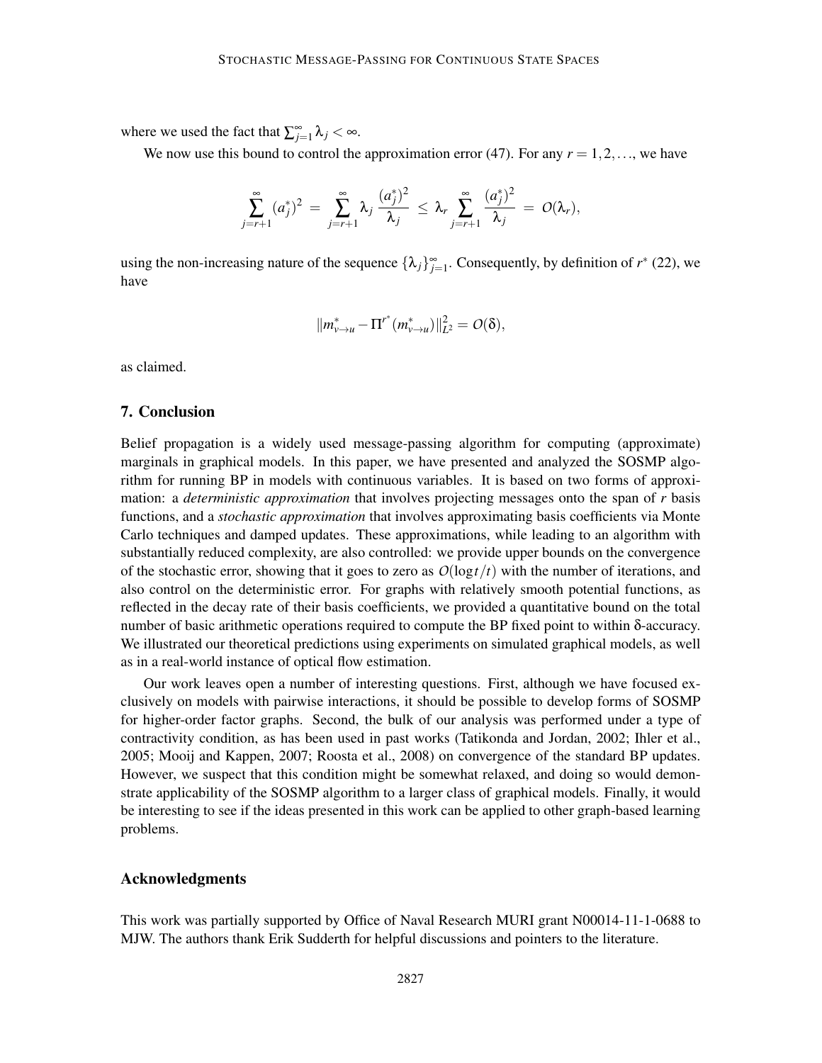where we used the fact that $\sum_{j=1}^{\infty} \lambda_j < \infty$.

We now use this bound to control the approximation error (47). For any $r = 1, 2, \ldots$, we have

$$\sum_{j=r+1}^{\infty} (a_j^*)^2 \;=\; \sum_{j=r+1}^{\infty} \lambda_j \, \frac{(a_j^*)^2}{\lambda_j} \;\leq\; \lambda_r \sum_{j=r+1}^{\infty} \frac{(a_j^*)^2}{\lambda_j} \;=\; \mathcal{O}(\lambda_r),$$

using the non-increasing nature of the sequence $\{\lambda_j\}_{j=1}^{\infty}$. Consequently, by definition of $r^*$ (22), we have

$$\| m_{v \to u}^* - \Pi^{r^*}(m_{v \to u}^*) \|_{L^2}^2 = \mathcal{O}(\delta),$$

as claimed.

## 7. Conclusion

Belief propagation is a widely used message-passing algorithm for computing (approximate) marginals in graphical models. In this paper, we have presented and analyzed the SOSMP algorithm for running BP in models with continuous variables. It is based on two forms of approximation: a *deterministic approximation* that involves projecting messages onto the span of $r$ basis functions, and a *stochastic approximation* that involves approximating basis coefficients via Monte Carlo techniques and damped updates. These approximations, while leading to an algorithm with substantially reduced complexity, are also controlled: we provide upper bounds on the convergence of the stochastic error, showing that it goes to zero as $\mathcal{O}(\log t / t)$ with the number of iterations, and also control on the deterministic error. For graphs with relatively smooth potential functions, as reflected in the decay rate of their basis coefficients, we provided a quantitative bound on the total number of basic arithmetic operations required to compute the BP fixed point to within $\delta$-accuracy. We illustrated our theoretical predictions using experiments on simulated graphical models, as well as in a real-world instance of optical flow estimation.

Our work leaves open a number of interesting questions. First, although we have focused exclusively on models with pairwise interactions, it should be possible to develop forms of SOSMP for higher-order factor graphs. Second, the bulk of our analysis was performed under a type of contractivity condition, as has been used in past works (Tatikonda and Jordan, 2002; Ihler et al., 2005; Mooij and Kappen, 2007; Roosta et al., 2008) on convergence of the standard BP updates. However, we suspect that this condition might be somewhat relaxed, and doing so would demonstrate applicability of the SOSMP algorithm to a larger class of graphical models. Finally, it would be interesting to see if the ideas presented in this work can be applied to other graph-based learning problems.

## Acknowledgments

This work was partially supported by Office of Naval Research MURI grant N00014-11-1-0688 to MJW. The authors thank Erik Sudderth for helpful discussions and pointers to the literature.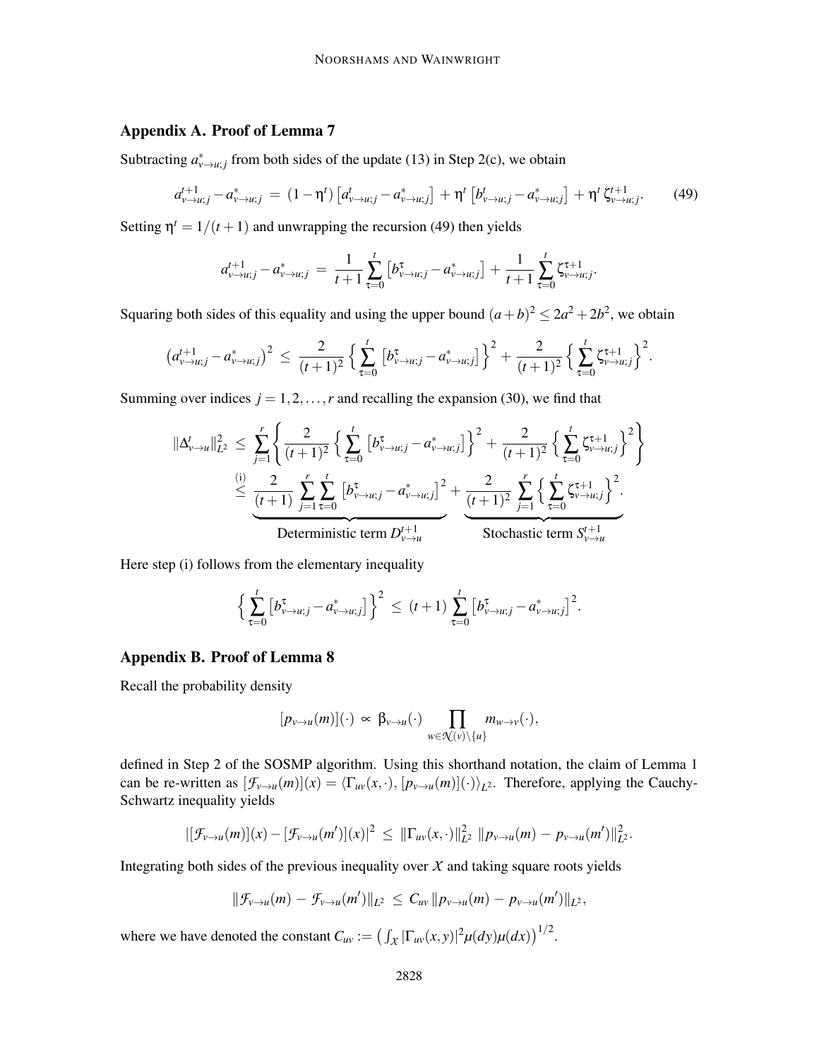## Appendix A. Proof of Lemma 7

Subtracting $a^*_{v\to u;j}$ from both sides of the update (13) in Step 2(c), we obtain

$$a^{t+1}_{v\to u;j} - a^*_{v\to u;j} \;=\; (1-\eta^t)\left[a^t_{v\to u;j} - a^*_{v\to u;j}\right] + \eta^t\left[b^t_{v\to u;j} - a^*_{v\to u;j}\right] + \eta^t\,\zeta^{t+1}_{v\to u;j}. \tag{49}$$

Setting $\eta^t = 1/(t+1)$ and unwrapping the recursion (49) then yields

$$a^{t+1}_{v\to u;j} - a^*_{v\to u;j} \;=\; \frac{1}{t+1}\sum_{\tau=0}^{t}\left[b^\tau_{v\to u;j} - a^*_{v\to u;j}\right] + \frac{1}{t+1}\sum_{\tau=0}^{t}\zeta^{\tau+1}_{v\to u;j}.$$

Squaring both sides of this equality and using the upper bound $(a+b)^2 \le 2a^2 + 2b^2$, we obtain

$$\left(a^{t+1}_{v\to u;j} - a^*_{v\to u;j}\right)^2 \;\le\; \frac{2}{(t+1)^2}\Big\{\sum_{\tau=0}^{t}\left[b^\tau_{v\to u;j} - a^*_{v\to u;j}\right]\Big\}^2 + \frac{2}{(t+1)^2}\Big\{\sum_{\tau=0}^{t}\zeta^{\tau+1}_{v\to u;j}\Big\}^2.$$

Summing over indices $j = 1, 2, \ldots, r$ and recalling the expansion (30), we find that

$$\begin{aligned}
\|\Delta^t_{v\to u}\|^2_{L^2} \;&\le\; \sum_{j=1}^{r}\left\{\frac{2}{(t+1)^2}\Big\{\sum_{\tau=0}^{t}\left[b^\tau_{v\to u;j} - a^*_{v\to u;j}\right]\Big\}^2 + \frac{2}{(t+1)^2}\Big\{\sum_{\tau=0}^{t}\zeta^{\tau+1}_{v\to u;j}\Big\}^2\right\} \\
&\overset{\text{(i)}}{\le}\; \underbrace{\frac{2}{(t+1)}\sum_{j=1}^{r}\sum_{\tau=0}^{t}\left[b^\tau_{v\to u;j} - a^*_{v\to u;j}\right]^2}_{\text{Deterministic term } D^{t+1}_{v\to u}} + \underbrace{\frac{2}{(t+1)^2}\sum_{j=1}^{r}\Big\{\sum_{\tau=0}^{t}\zeta^{\tau+1}_{v\to u;j}\Big\}^2}_{\text{Stochastic term } S^{t+1}_{v\to u}}.
\end{aligned}$$

Here step (i) follows from the elementary inequality

$$\Big\{\sum_{\tau=0}^{t}\left[b^\tau_{v\to u;j} - a^*_{v\to u;j}\right]\Big\}^2 \;\le\; (t+1)\sum_{\tau=0}^{t}\left[b^\tau_{v\to u;j} - a^*_{v\to u;j}\right]^2.$$

## Appendix B. Proof of Lemma 8

Recall the probability density

$$[p_{v\to u}(m)](\cdot) \;\propto\; \beta_{v\to u}(\cdot)\prod_{w\in\mathcal{N}(v)\setminus\{u\}} m_{w\to v}(\cdot),$$

defined in Step 2 of the SOSMP algorithm. Using this shorthand notation, the claim of Lemma 1 can be re-written as $[\mathcal{F}_{v\to u}(m)](x) = \langle \Gamma_{uv}(x,\cdot), [p_{v\to u}(m)](\cdot)\rangle_{L^2}$. Therefore, applying the Cauchy-Schwartz inequality yields

$$|[\mathcal{F}_{v\to u}(m)](x) - [\mathcal{F}_{v\to u}(m')](x)|^2 \;\le\; \|\Gamma_{uv}(x,\cdot)\|^2_{L^2}\;\|p_{v\to u}(m) - p_{v\to u}(m')\|^2_{L^2}.$$

Integrating both sides of the previous inequality over $\mathcal{X}$ and taking square roots yields

$$\|\mathcal{F}_{v\to u}(m) - \mathcal{F}_{v\to u}(m')\|_{L^2} \;\le\; C_{uv}\,\|p_{v\to u}(m) - p_{v\to u}(m')\|_{L^2},$$

where we have denoted the constant $C_{uv} := \left(\int_{\mathcal{X}} |\Gamma_{uv}(x,y)|^2 \mu(dy)\mu(dx)\right)^{1/2}$.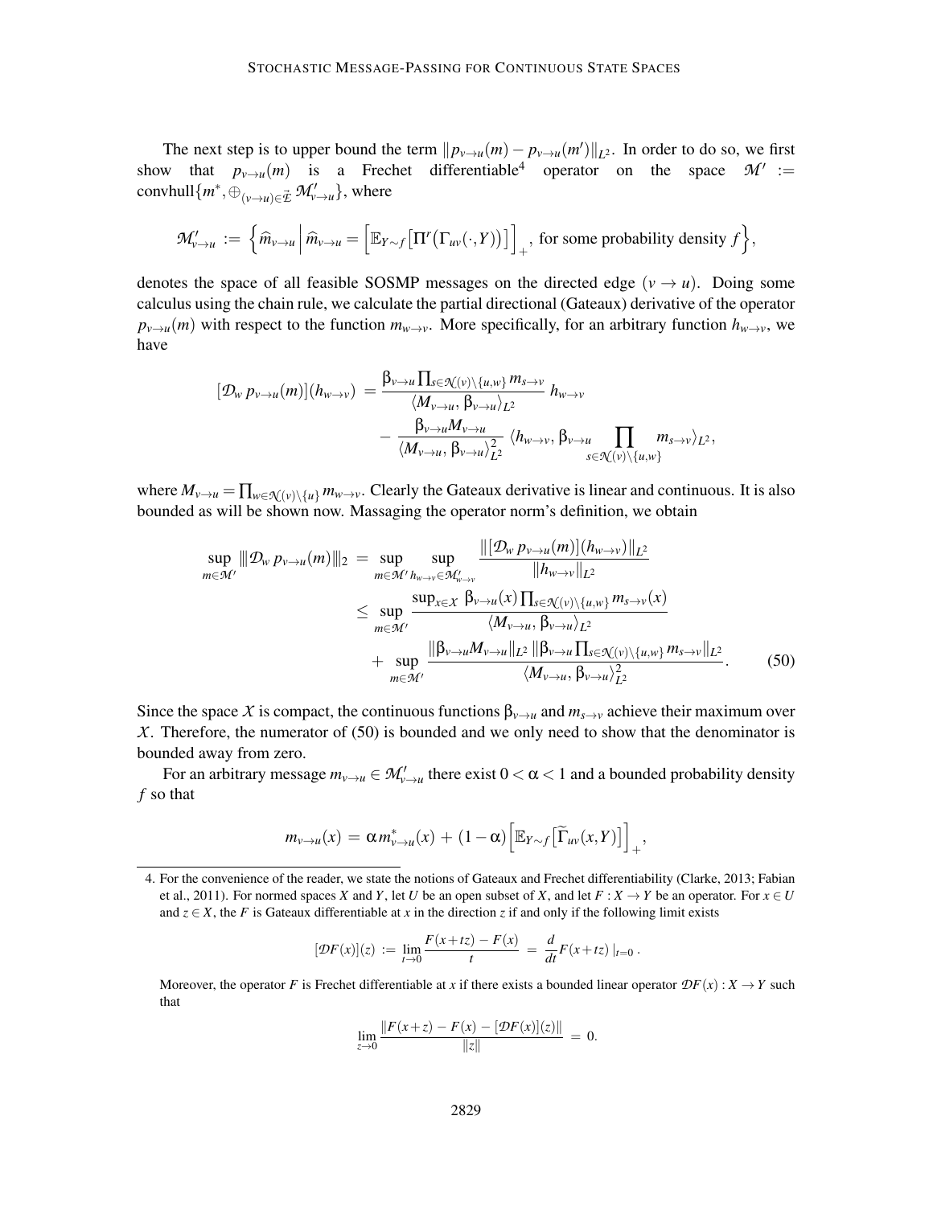The next step is to upper bound the term $\|p_{v\to u}(m) - p_{v\to u}(m')\|_{L^2}$. In order to do so, we first show that $p_{v\to u}(m)$ is a Frechet differentiable[4] operator on the space $\mathcal{M}' := \text{convhull}\{m^*, \oplus_{(v\to u)\in\vec{\mathcal{E}}} \mathcal{M}'_{v\to u}\}$, where

$$\mathcal{M}'_{v\to u} := \Big\{\widehat{m}_{v\to u} \,\Big|\, \widehat{m}_{v\to u} = \Big[\mathbb{E}_{Y\sim f}\big[\Pi'\big(\Gamma_{uv}(\cdot, Y)\big)\big]\Big]_+, \text{ for some probability density } f\Big\},$$

denotes the space of all feasible SOSMP messages on the directed edge $(v \to u)$. Doing some calculus using the chain rule, we calculate the partial directional (Gateaux) derivative of the operator $p_{v\to u}(m)$ with respect to the function $m_{w\to v}$. More specifically, for an arbitrary function $h_{w\to v}$, we have

$$\begin{aligned}
[\mathcal{D}_w\, p_{v\to u}(m)](h_{w\to v}) \;=\; & \frac{\beta_{v\to u}\prod_{s\in\mathcal{N}(v)\setminus\{u,w\}} m_{s\to v}}{\langle M_{v\to u},\, \beta_{v\to u}\rangle_{L^2}}\; h_{w\to v} \\
& - \frac{\beta_{v\to u} M_{v\to u}}{\langle M_{v\to u},\, \beta_{v\to u}\rangle_{L^2}^2}\; \langle h_{w\to v},\, \beta_{v\to u} \prod_{s\in\mathcal{N}(v)\setminus\{u,w\}} m_{s\to v}\rangle_{L^2},
\end{aligned}$$

where $M_{v\to u} = \prod_{w\in\mathcal{N}(v)\setminus\{u\}} m_{w\to v}$. Clearly the Gateaux derivative is linear and continuous. It is also bounded as will be shown now. Massaging the operator norm's definition, we obtain

$$\begin{aligned}
\sup_{m\in\mathcal{M}'} |\!|\!| \mathcal{D}_w\, p_{v\to u}(m) |\!|\!|_2 \;=\; & \sup_{m\in\mathcal{M}'} \sup_{h_{w\to v}\in\mathcal{M}'_{w\to v}} \frac{\|[\mathcal{D}_w\, p_{v\to u}(m)](h_{w\to v})\|_{L^2}}{\|h_{w\to v}\|_{L^2}} \\
\leq\; & \sup_{m\in\mathcal{M}'} \frac{\sup_{x\in\mathcal{X}}\; \beta_{v\to u}(x)\prod_{s\in\mathcal{N}(v)\setminus\{u,w\}} m_{s\to v}(x)}{\langle M_{v\to u},\, \beta_{v\to u}\rangle_{L^2}} \\
& + \sup_{m\in\mathcal{M}'} \frac{\|\beta_{v\to u} M_{v\to u}\|_{L^2}\, \|\beta_{v\to u}\prod_{s\in\mathcal{N}(v)\setminus\{u,w\}} m_{s\to v}\|_{L^2}}{\langle M_{v\to u},\, \beta_{v\to u}\rangle_{L^2}^2}. \qquad (50)
\end{aligned}$$

Since the space $\mathcal{X}$ is compact, the continuous functions $\beta_{v\to u}$ and $m_{s\to v}$ achieve their maximum over $\mathcal{X}$. Therefore, the numerator of (50) is bounded and we only need to show that the denominator is bounded away from zero.

For an arbitrary message $m_{v\to u} \in \mathcal{M}'_{v\to u}$ there exist $0 < \alpha < 1$ and a bounded probability density $f$ so that

$$m_{v\to u}(x) \;=\; \alpha\, m^*_{v\to u}(x) \,+\, (1-\alpha)\Big[\mathbb{E}_{Y\sim f}\big[\widetilde{\Gamma}_{uv}(x, Y)\big]\Big]_+,$$

---

4. For the convenience of the reader, we state the notions of Gateaux and Frechet differentiability (Clarke, 2013; Fabian et al., 2011). For normed spaces $X$ and $Y$, let $U$ be an open subset of $X$, and let $F : X \to Y$ be an operator. For $x \in U$ and $z \in X$, the $F$ is Gateaux differentiable at $x$ in the direction $z$ if and only if the following limit exists

$$[\mathcal{D}F(x)](z) \;:=\; \lim_{t\to 0} \frac{F(x+tz) - F(x)}{t} \;=\; \frac{d}{dt} F(x+tz)\,|_{t=0}\,.$$

Moreover, the operator $F$ is Frechet differentiable at $x$ if there exists a bounded linear operator $\mathcal{D}F(x) : X \to Y$ such that

$$\lim_{z\to 0} \frac{\|F(x+z) - F(x) - [\mathcal{D}F(x)](z)\|}{\|z\|} \;=\; 0.$$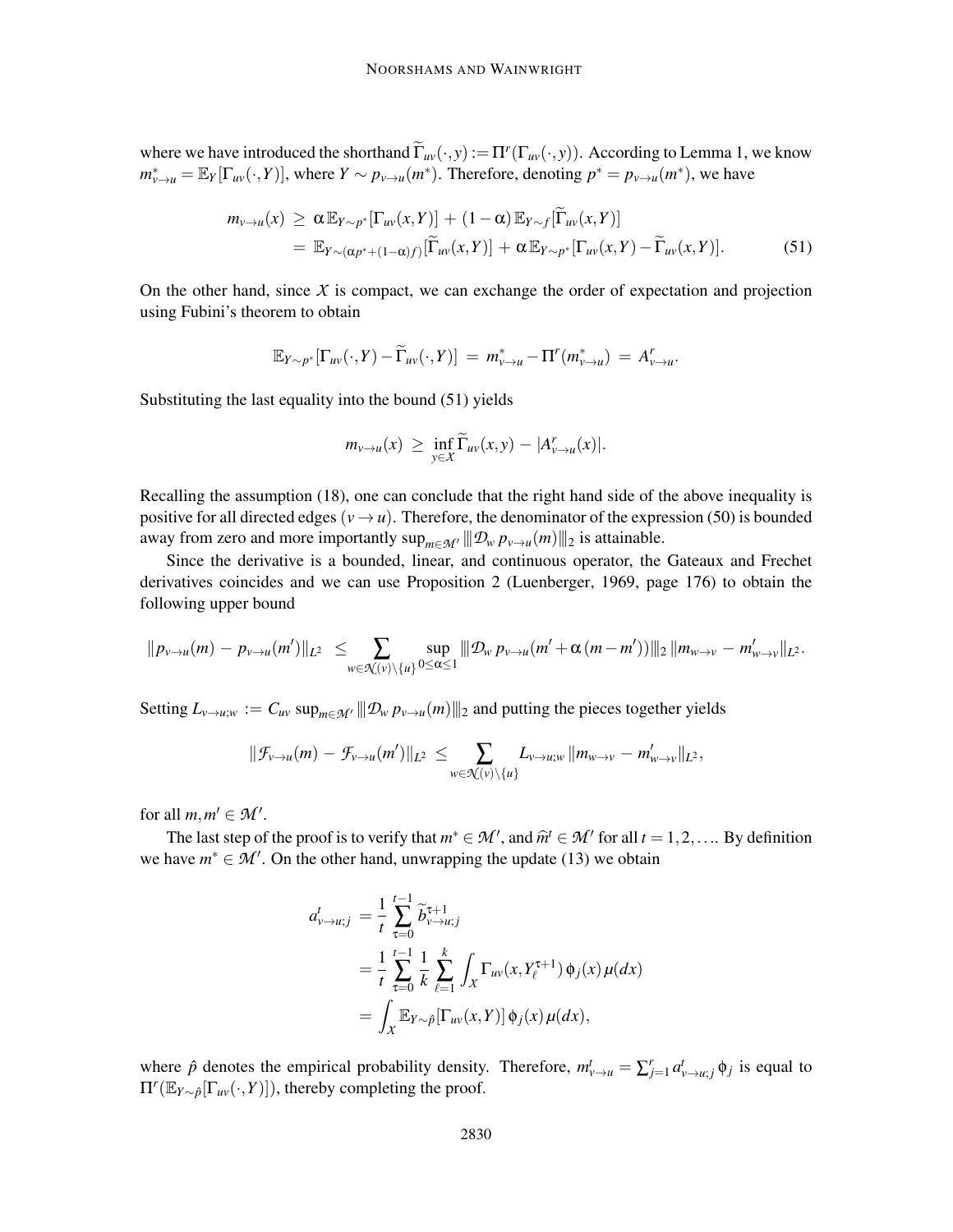where we have introduced the shorthand $\widetilde{\Gamma}_{uv}(\cdot,y) := \Pi^r(\Gamma_{uv}(\cdot,y))$. According to Lemma 1, we know $m^*_{v\to u} = \mathbb{E}_Y[\Gamma_{uv}(\cdot,Y)]$, where $Y \sim p_{v\to u}(m^*)$. Therefore, denoting $p^* = p_{v\to u}(m^*)$, we have

$$
\begin{aligned}
m_{v\to u}(x) \;&\geq\; \alpha\, \mathbb{E}_{Y\sim p^*}[\Gamma_{uv}(x,Y)] + (1-\alpha)\, \mathbb{E}_{Y\sim f}[\widetilde{\Gamma}_{uv}(x,Y)] \\
&=\; \mathbb{E}_{Y\sim(\alpha p^* + (1-\alpha)f)}[\widetilde{\Gamma}_{uv}(x,Y)] + \alpha\, \mathbb{E}_{Y\sim p^*}[\Gamma_{uv}(x,Y) - \widetilde{\Gamma}_{uv}(x,Y)]. \qquad (51)
\end{aligned}
$$

On the other hand, since $\mathcal{X}$ is compact, we can exchange the order of expectation and projection using Fubini's theorem to obtain

$$
\mathbb{E}_{Y\sim p^*}[\Gamma_{uv}(\cdot,Y) - \widetilde{\Gamma}_{uv}(\cdot,Y)] \;=\; m^*_{v\to u} - \Pi^r(m^*_{v\to u}) \;=\; A^r_{v\to u}.
$$

Substituting the last equality into the bound (51) yields

$$
m_{v\to u}(x) \;\geq\; \inf_{y\in\mathcal{X}} \widetilde{\Gamma}_{uv}(x,y) - |A^r_{v\to u}(x)|.
$$

Recalling the assumption (18), one can conclude that the right hand side of the above inequality is positive for all directed edges $(v \to u)$. Therefore, the denominator of the expression (50) is bounded away from zero and more importantly $\sup_{m\in\mathcal{M}'} \|\!|\mathcal{D}_w\, p_{v\to u}(m)|\!\|_2$ is attainable.

Since the derivative is a bounded, linear, and continuous operator, the Gateaux and Frechet derivatives coincides and we can use Proposition 2 (Luenberger, 1969, page 176) to obtain the following upper bound

$$
\|p_{v\to u}(m) - p_{v\to u}(m')\|_{L^2} \;\leq \sum_{w\in\mathcal{N}(v)\setminus\{u\}} \sup_{0\leq\alpha\leq 1} \|\!|\mathcal{D}_w\, p_{v\to u}(m' + \alpha\,(m - m'))|\!\|_2\, \|m_{w\to v} - m'_{w\to v}\|_{L^2}.
$$

Setting $L_{v\to u;w} := C_{uv} \sup_{m\in\mathcal{M}'} \|\!|\mathcal{D}_w\, p_{v\to u}(m)|\!\|_2$ and putting the pieces together yields

$$
\|\mathcal{F}_{v\to u}(m) - \mathcal{F}_{v\to u}(m')\|_{L^2} \;\leq \sum_{w\in\mathcal{N}(v)\setminus\{u\}} L_{v\to u;w}\, \|m_{w\to v} - m'_{w\to v}\|_{L^2},
$$

for all $m, m' \in \mathcal{M}'$.

The last step of the proof is to verify that $m^* \in \mathcal{M}'$, and $\widehat{m}^t \in \mathcal{M}'$ for all $t = 1, 2, \ldots$. By definition we have $m^* \in \mathcal{M}'$. On the other hand, unwrapping the update (13) we obtain

$$
\begin{aligned}
a^t_{v\to u;j} \;&=\; \frac{1}{t}\sum_{\tau=0}^{t-1} \widetilde{b}^{\tau+1}_{v\to u;j} \\
&= \frac{1}{t}\sum_{\tau=0}^{t-1} \frac{1}{k}\sum_{\ell=1}^{k} \int_{\mathcal{X}} \Gamma_{uv}(x, Y^{\tau+1}_\ell)\, \phi_j(x)\, \mu(dx) \\
&= \int_{\mathcal{X}} \mathbb{E}_{Y\sim\hat{p}}[\Gamma_{uv}(x,Y)]\, \phi_j(x)\, \mu(dx),
\end{aligned}
$$

where $\hat{p}$ denotes the empirical probability density. Therefore, $m^t_{v\to u} = \sum_{j=1}^{r} a^t_{v\to u;j}\, \phi_j$ is equal to $\Pi^r(\mathbb{E}_{Y\sim\hat{p}}[\Gamma_{uv}(\cdot,Y)])$, thereby completing the proof.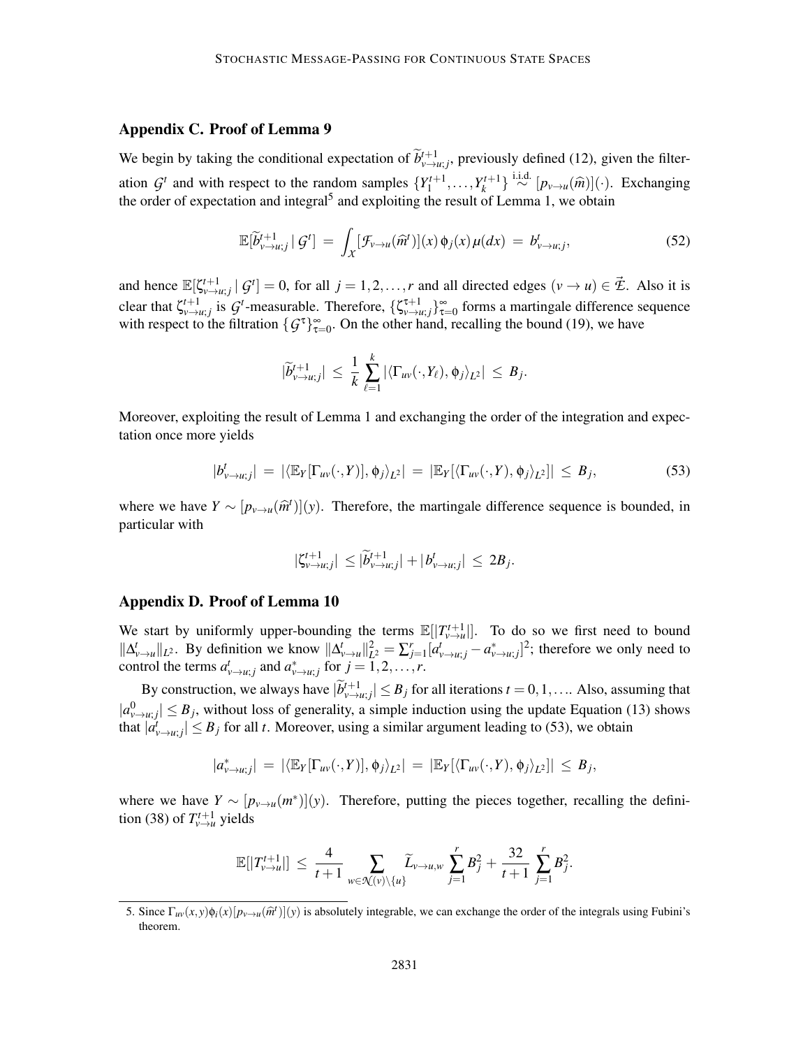## Appendix C. Proof of Lemma 9

We begin by taking the conditional expectation of $\widetilde{b}^{t+1}_{v\to u;j}$, previously defined (12), given the filteration $\mathcal{G}^t$ and with respect to the random samples $\{Y_1^{t+1},\ldots,Y_k^{t+1}\} \overset{\text{i.i.d.}}{\sim} [p_{v\to u}(\widehat{m})](\cdot)$. Exchanging the order of expectation and integral[5] and exploiting the result of Lemma 1, we obtain

$$\mathbb{E}[\widetilde{b}^{t+1}_{v\to u;j}\,|\,\mathcal{G}^t] \;=\; \int_{\mathcal{X}} [\mathcal{F}_{v\to u}(\widehat{m}^t)](x)\,\phi_j(x)\,\mu(dx) \;=\; b^t_{v\to u;j}, \tag{52}$$

and hence $\mathbb{E}[\zeta^{t+1}_{v\to u;j}\,|\,\mathcal{G}^t] = 0$, for all $j = 1,2,\ldots,r$ and all directed edges $(v\to u) \in \vec{\mathcal{E}}$. Also it is clear that $\zeta^{t+1}_{v\to u;j}$ is $\mathcal{G}^t$-measurable. Therefore, $\{\zeta^{\tau+1}_{v\to u;j}\}_{\tau=0}^{\infty}$ forms a martingale difference sequence with respect to the filtration $\{\mathcal{G}^\tau\}_{\tau=0}^{\infty}$. On the other hand, recalling the bound (19), we have

$$|\widetilde{b}^{t+1}_{v\to u;j}| \;\le\; \frac{1}{k}\sum_{\ell=1}^{k} |\langle \Gamma_{uv}(\cdot, Y_\ell), \phi_j\rangle_{L^2}| \;\le\; B_j.$$

Moreover, exploiting the result of Lemma 1 and exchanging the order of the integration and expectation once more yields

$$|b^t_{v\to u;j}| \;=\; |\langle \mathbb{E}_Y[\Gamma_{uv}(\cdot,Y)], \phi_j\rangle_{L^2}| \;=\; |\mathbb{E}_Y[\langle \Gamma_{uv}(\cdot,Y), \phi_j\rangle_{L^2}]| \;\le\; B_j, \tag{53}$$

where we have $Y \sim [p_{v\to u}(\widehat{m}^t)](y)$. Therefore, the martingale difference sequence is bounded, in particular with

$$|\zeta^{t+1}_{v\to u;j}| \;\le |\widetilde{b}^{t+1}_{v\to u;j}| + |b^t_{v\to u;j}| \;\le\; 2B_j.$$

## Appendix D. Proof of Lemma 10

We start by uniformly upper-bounding the terms $\mathbb{E}[|T^{t+1}_{v\to u}|]$. To do so we first need to bound $\|\Delta^t_{v\to u}\|_{L^2}$. By definition we know $\|\Delta^t_{v\to u}\|^2_{L^2} = \sum_{j=1}^{r}[a^t_{v\to u;j} - a^*_{v\to u;j}]^2$; therefore we only need to control the terms $a^t_{v\to u;j}$ and $a^*_{v\to u;j}$ for $j = 1,2,\ldots,r$.

By construction, we always have $|\widetilde{b}^{t+1}_{v\to u;j}| \le B_j$ for all iterations $t = 0,1,\ldots$. Also, assuming that $|a^0_{v\to u;j}| \le B_j$, without loss of generality, a simple induction using the update Equation (13) shows that $|a^t_{v\to u;j}| \le B_j$ for all $t$. Moreover, using a similar argument leading to (53), we obtain

$$|a^*_{v\to u;j}| \;=\; |\langle \mathbb{E}_Y[\Gamma_{uv}(\cdot,Y)], \phi_j\rangle_{L^2}| \;=\; |\mathbb{E}_Y[\langle \Gamma_{uv}(\cdot,Y), \phi_j\rangle_{L^2}]| \;\le\; B_j,$$

where we have $Y \sim [p_{v\to u}(m^*)](y)$. Therefore, putting the pieces together, recalling the definition (38) of $T^{t+1}_{v\to u}$ yields

$$\mathbb{E}[|T^{t+1}_{v\to u}|] \;\le\; \frac{4}{t+1}\sum_{w\in\mathcal{N}(v)\backslash\{u\}} \widetilde{L}_{v\to u,w}\sum_{j=1}^{r} B_j^2 + \frac{32}{t+1}\sum_{j=1}^{r} B_j^2.$$

---

5. Since $\Gamma_{uv}(x,y)\phi_i(x)[p_{v\to u}(\widehat{m}^t)](y)$ is absolutely integrable, we can exchange the order of the integrals using Fubini's theorem.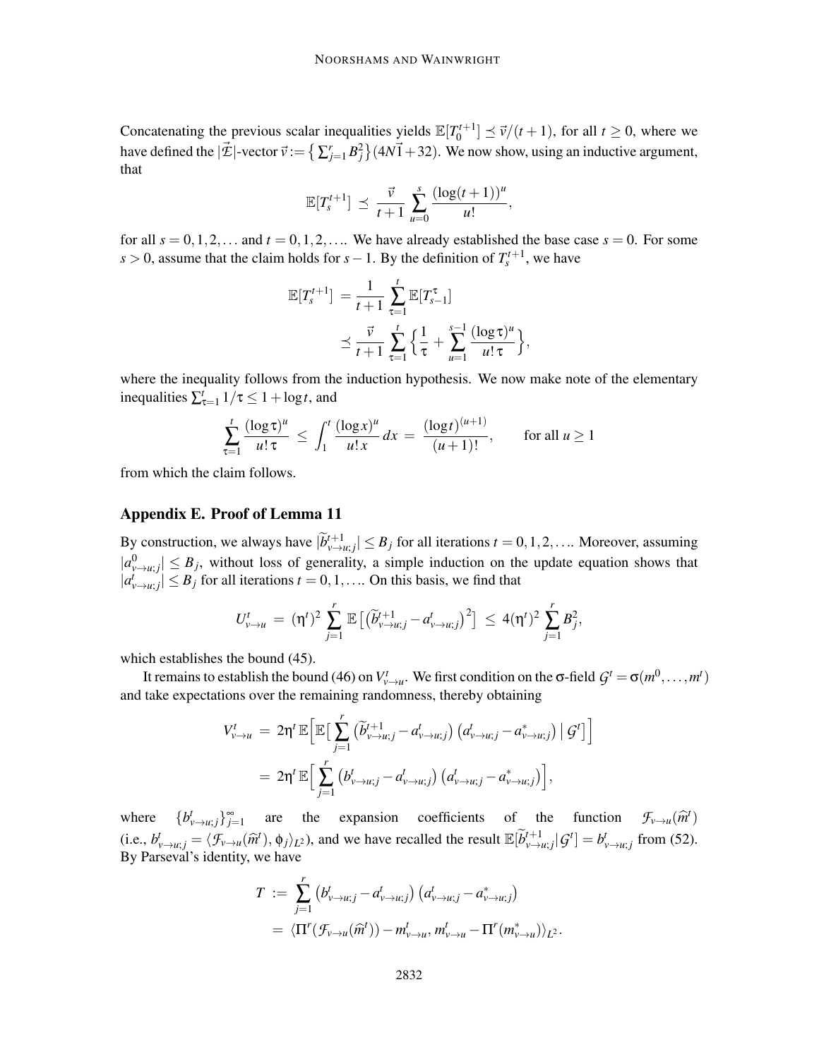Concatenating the previous scalar inequalities yields $\mathbb{E}[T_0^{t+1}] \preceq \vec{v}/(t+1)$, for all $t \geq 0$, where we have defined the $|\vec{\mathcal{E}}|$-vector $\vec{v} := \big\{\sum_{j=1}^r B_j^2\big\}(4N\vec{1}+32)$. We now show, using an inductive argument, that

$$\mathbb{E}[T_s^{t+1}] \;\preceq\; \frac{\vec{v}}{t+1}\sum_{u=0}^{s}\frac{(\log(t+1))^u}{u!},$$

for all $s = 0,1,2,\ldots$ and $t = 0,1,2,\ldots$. We have already established the base case $s = 0$. For some $s > 0$, assume that the claim holds for $s-1$. By the definition of $T_s^{t+1}$, we have

$$\begin{aligned}
\mathbb{E}[T_s^{t+1}] \;&=\frac{1}{t+1}\sum_{\tau=1}^{t}\mathbb{E}[T_{s-1}^{\tau}] \\
&\preceq \frac{\vec{v}}{t+1}\sum_{\tau=1}^{t}\Big\{\frac{1}{\tau}+\sum_{u=1}^{s-1}\frac{(\log\tau)^u}{u!\,\tau}\Big\},
\end{aligned}$$

where the inequality follows from the induction hypothesis. We now make note of the elementary inequalities $\sum_{\tau=1}^{t} 1/\tau \leq 1+\log t$, and

$$\sum_{\tau=1}^{t}\frac{(\log\tau)^u}{u!\,\tau} \;\leq\; \int_1^t \frac{(\log x)^u}{u!\,x}\,dx \;=\; \frac{(\log t)^{(u+1)}}{(u+1)!}, \qquad \text{for all } u \geq 1$$

from which the claim follows.

## Appendix E. Proof of Lemma 11

By construction, we always have $|\widetilde{b}_{v\to u;j}^{t+1}| \leq B_j$ for all iterations $t = 0,1,2,\ldots$. Moreover, assuming $|a_{v\to u;j}^0| \leq B_j$, without loss of generality, a simple induction on the update equation shows that $|a_{v\to u;j}^t| \leq B_j$ for all iterations $t = 0,1,\ldots$. On this basis, we find that

$$U_{v\to u}^t \;=\; (\eta^t)^2\sum_{j=1}^{r}\mathbb{E}\big[\big(\widetilde{b}_{v\to u;j}^{t+1}-a_{v\to u;j}^t\big)^2\big] \;\leq\; 4(\eta^t)^2\sum_{j=1}^{r}B_j^2,$$

which establishes the bound (45).

It remains to establish the bound (46) on $V_{v\to u}^t$. We first condition on the $\sigma$-field $\mathcal{G}^t = \sigma(m^0,\ldots,m^t)$ and take expectations over the remaining randomness, thereby obtaining

$$\begin{aligned}
V_{v\to u}^t \;&=\; 2\eta^t\,\mathbb{E}\Big[\mathbb{E}\big[\sum_{j=1}^{r}\big(\widetilde{b}_{v\to u;j}^{t+1}-a_{v\to u;j}^t\big)\big(a_{v\to u;j}^t-a_{v\to u;j}^*\big)\;\big|\;\mathcal{G}^t\big]\Big] \\
&=\; 2\eta^t\,\mathbb{E}\Big[\sum_{j=1}^{r}\big(b_{v\to u;j}^t-a_{v\to u;j}^t\big)\big(a_{v\to u;j}^t-a_{v\to u;j}^*\big)\Big],
\end{aligned}$$

where $\{b_{v\to u;j}^t\}_{j=1}^\infty$ are the expansion coefficients of the function $\mathcal{F}_{v\to u}(\widehat{m}^t)$ (i.e., $b_{v\to u;j}^t = \langle\mathcal{F}_{v\to u}(\widehat{m}^t),\phi_j\rangle_{L^2}$), and we have recalled the result $\mathbb{E}[\widetilde{b}_{v\to u;j}^{t+1}|\mathcal{G}^t] = b_{v\to u;j}^t$ from (52). By Parseval's identity, we have

$$\begin{aligned}
T \;&:=\; \sum_{j=1}^{r}\big(b_{v\to u;j}^t-a_{v\to u;j}^t\big)\big(a_{v\to u;j}^t-a_{v\to u;j}^*\big) \\
&=\; \langle\Pi^r(\mathcal{F}_{v\to u}(\widehat{m}^t))-m_{v\to u}^t,\,m_{v\to u}^t-\Pi^r(m_{v\to u}^*)\rangle_{L^2}.
\end{aligned}$$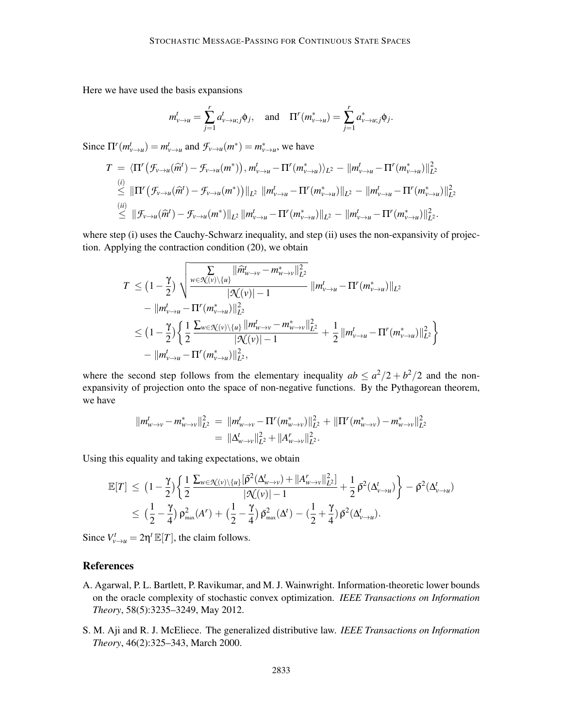Here we have used the basis expansions

$$m^t_{v \to u} = \sum_{j=1}^{r} a^t_{v \to u; j} \phi_j, \quad \text{and} \quad \Pi^r(m^*_{v \to u}) = \sum_{j=1}^{r} a^*_{v \to u; j} \phi_j.$$

Since $\Pi^r(m^t_{v \to u}) = m^t_{v \to u}$ and $\mathcal{F}_{v \to u}(m^*) = m^*_{v \to u}$, we have

$$\begin{aligned}
T &= \langle \Pi^r\big(\mathcal{F}_{v \to u}(\widehat{m}^t) - \mathcal{F}_{v \to u}(m^*)\big), m^t_{v \to u} - \Pi^r(m^*_{v \to u})\rangle_{L^2} - \|m^t_{v \to u} - \Pi^r(m^*_{v \to u})\|^2_{L^2} \\
&\stackrel{(i)}{\leq} \|\Pi^r\big(\mathcal{F}_{v \to u}(\widehat{m}^t) - \mathcal{F}_{v \to u}(m^*)\big)\|_{L^2} \, \|m^t_{v \to u} - \Pi^r(m^*_{v \to u})\|_{L^2} - \|m^t_{v \to u} - \Pi^r(m^*_{v \to u})\|^2_{L^2} \\
&\stackrel{(ii)}{\leq} \|\mathcal{F}_{v \to u}(\widehat{m}^t) - \mathcal{F}_{v \to u}(m^*)\|_{L^2} \, \|m^t_{v \to u} - \Pi^r(m^*_{v \to u})\|_{L^2} - \|m^t_{v \to u} - \Pi^r(m^*_{v \to u})\|^2_{L^2}.
\end{aligned}$$

where step (i) uses the Cauchy-Schwarz inequality, and step (ii) uses the non-expansivity of projection. Applying the contraction condition (20), we obtain

$$\begin{aligned}
T &\leq \big(1 - \frac{\gamma}{2}\big) \sqrt{\frac{\sum\limits_{w \in \mathcal{N}(v) \setminus \{u\}} \|\widehat{m}^t_{w \to v} - m^*_{w \to v}\|^2_{L^2}}{|\mathcal{N}(v)| - 1}} \, \|m^t_{v \to u} - \Pi^r(m^*_{v \to u})\|_{L^2} \\
&\quad - \|m^t_{v \to u} - \Pi^r(m^*_{v \to u})\|^2_{L^2} \\
&\leq \big(1 - \frac{\gamma}{2}\big) \bigg\{ \frac{1}{2} \frac{\sum_{w \in \mathcal{N}(v) \setminus \{u\}} \|m^t_{w \to v} - m^*_{w \to v}\|^2_{L^2}}{|\mathcal{N}(v)| - 1} + \frac{1}{2} \|m^t_{v \to u} - \Pi^r(m^*_{v \to u})\|^2_{L^2} \bigg\} \\
&\quad - \|m^t_{v \to u} - \Pi^r(m^*_{v \to u})\|^2_{L^2},
\end{aligned}$$

where the second step follows from the elementary inequality $ab \leq a^2/2 + b^2/2$ and the non-expansivity of projection onto the space of non-negative functions. By the Pythagorean theorem, we have

$$\begin{aligned}
\|m^t_{w \to v} - m^*_{w \to v}\|^2_{L^2} &= \|m^t_{w \to v} - \Pi^r(m^*_{w \to v})\|^2_{L^2} + \|\Pi^r(m^*_{w \to v}) - m^*_{w \to v}\|^2_{L^2} \\
&= \|\Delta^t_{w \to v}\|^2_{L^2} + \|A^r_{w \to v}\|^2_{L^2}.
\end{aligned}$$

Using this equality and taking expectations, we obtain

$$\begin{aligned}
\mathbb{E}[T] &\leq \big(1 - \frac{\gamma}{2}\big) \bigg\{ \frac{1}{2} \frac{\sum_{w \in \mathcal{N}(v) \setminus \{u\}} [\bar{\rho}^2(\Delta^t_{w \to v}) + \|A^r_{w \to v}\|^2_{L^2}]}{|\mathcal{N}(v)| - 1} + \frac{1}{2} \bar{\rho}^2(\Delta^t_{v \to u}) \bigg\} - \bar{\rho}^2(\Delta^t_{v \to u}) \\
&\leq \big(\frac{1}{2} - \frac{\gamma}{4}\big) \rho^2_{\max}(A^r) + \big(\frac{1}{2} - \frac{\gamma}{4}\big) \bar{\rho}^2_{\max}(\Delta^t) - \big(\frac{1}{2} + \frac{\gamma}{4}\big) \bar{\rho}^2(\Delta^t_{v \to u}).
\end{aligned}$$

Since $V^t_{v \to u} = 2\eta^t \, \mathbb{E}[T]$, the claim follows.

## References

A. Agarwal, P. L. Bartlett, P. Ravikumar, and M. J. Wainwright. Information-theoretic lower bounds on the oracle complexity of stochastic convex optimization. *IEEE Transactions on Information Theory*, 58(5):3235–3249, May 2012.

S. M. Aji and R. J. McEliece. The generalized distributive law. *IEEE Transactions on Information Theory*, 46(2):325–343, March 2000.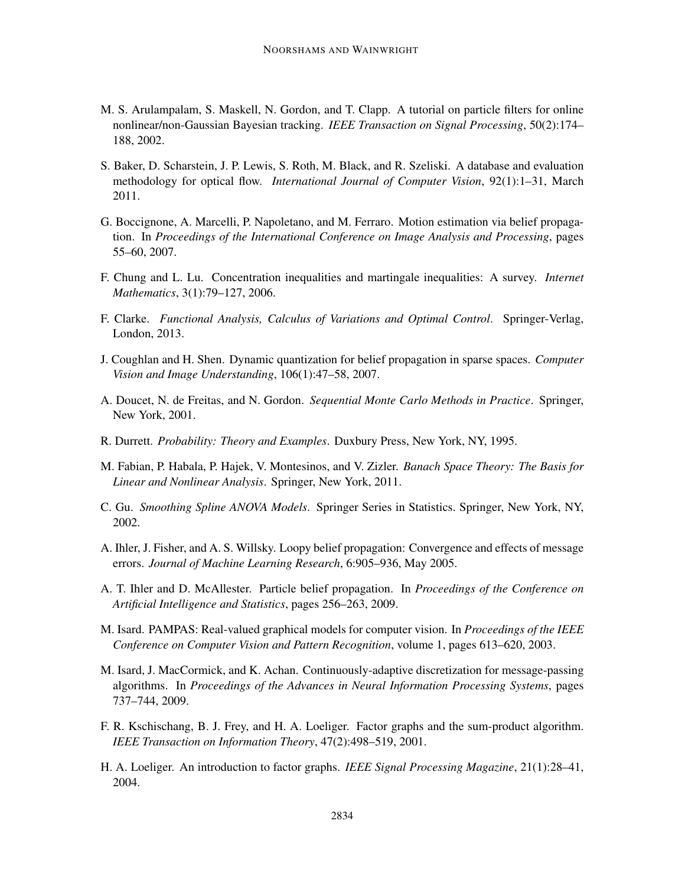M. S. Arulampalam, S. Maskell, N. Gordon, and T. Clapp. A tutorial on particle filters for online nonlinear/non-Gaussian Bayesian tracking. *IEEE Transaction on Signal Processing*, 50(2):174–188, 2002.

S. Baker, D. Scharstein, J. P. Lewis, S. Roth, M. Black, and R. Szeliski. A database and evaluation methodology for optical flow. *International Journal of Computer Vision*, 92(1):1–31, March 2011.

G. Boccignone, A. Marcelli, P. Napoletano, and M. Ferraro. Motion estimation via belief propagation. In *Proceedings of the International Conference on Image Analysis and Processing*, pages 55–60, 2007.

F. Chung and L. Lu. Concentration inequalities and martingale inequalities: A survey. *Internet Mathematics*, 3(1):79–127, 2006.

F. Clarke. *Functional Analysis, Calculus of Variations and Optimal Control*. Springer-Verlag, London, 2013.

J. Coughlan and H. Shen. Dynamic quantization for belief propagation in sparse spaces. *Computer Vision and Image Understanding*, 106(1):47–58, 2007.

A. Doucet, N. de Freitas, and N. Gordon. *Sequential Monte Carlo Methods in Practice*. Springer, New York, 2001.

R. Durrett. *Probability: Theory and Examples*. Duxbury Press, New York, NY, 1995.

M. Fabian, P. Habala, P. Hajek, V. Montesinos, and V. Zizler. *Banach Space Theory: The Basis for Linear and Nonlinear Analysis*. Springer, New York, 2011.

C. Gu. *Smoothing Spline ANOVA Models*. Springer Series in Statistics. Springer, New York, NY, 2002.

A. Ihler, J. Fisher, and A. S. Willsky. Loopy belief propagation: Convergence and effects of message errors. *Journal of Machine Learning Research*, 6:905–936, May 2005.

A. T. Ihler and D. McAllester. Particle belief propagation. In *Proceedings of the Conference on Artificial Intelligence and Statistics*, pages 256–263, 2009.

M. Isard. PAMPAS: Real-valued graphical models for computer vision. In *Proceedings of the IEEE Conference on Computer Vision and Pattern Recognition*, volume 1, pages 613–620, 2003.

M. Isard, J. MacCormick, and K. Achan. Continuously-adaptive discretization for message-passing algorithms. In *Proceedings of the Advances in Neural Information Processing Systems*, pages 737–744, 2009.

F. R. Kschischang, B. J. Frey, and H. A. Loeliger. Factor graphs and the sum-product algorithm. *IEEE Transaction on Information Theory*, 47(2):498–519, 2001.

H. A. Loeliger. An introduction to factor graphs. *IEEE Signal Processing Magazine*, 21(1):28–41, 2004.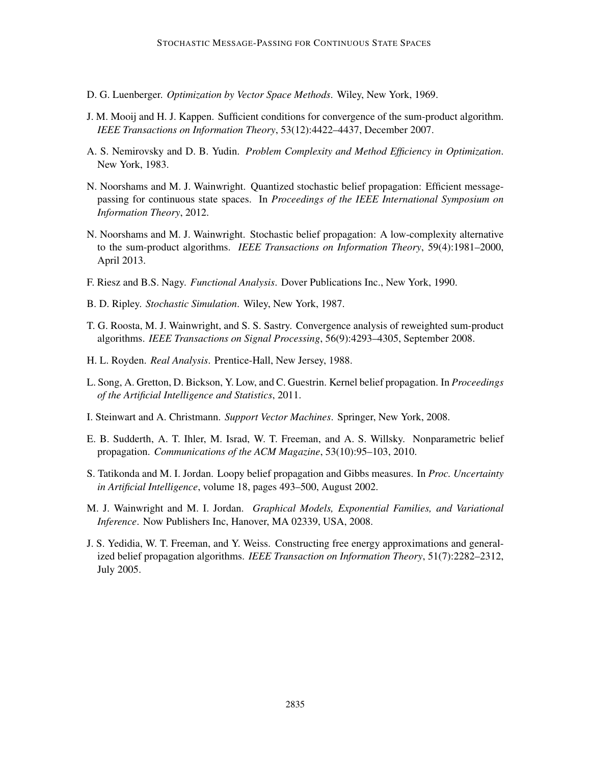D. G. Luenberger. *Optimization by Vector Space Methods*. Wiley, New York, 1969.

J. M. Mooij and H. J. Kappen. Sufficient conditions for convergence of the sum-product algorithm. *IEEE Transactions on Information Theory*, 53(12):4422–4437, December 2007.

A. S. Nemirovsky and D. B. Yudin. *Problem Complexity and Method Efficiency in Optimization*. New York, 1983.

N. Noorshams and M. J. Wainwright. Quantized stochastic belief propagation: Efficient message-passing for continuous state spaces. In *Proceedings of the IEEE International Symposium on Information Theory*, 2012.

N. Noorshams and M. J. Wainwright. Stochastic belief propagation: A low-complexity alternative to the sum-product algorithms. *IEEE Transactions on Information Theory*, 59(4):1981–2000, April 2013.

F. Riesz and B.S. Nagy. *Functional Analysis*. Dover Publications Inc., New York, 1990.

B. D. Ripley. *Stochastic Simulation*. Wiley, New York, 1987.

T. G. Roosta, M. J. Wainwright, and S. S. Sastry. Convergence analysis of reweighted sum-product algorithms. *IEEE Transactions on Signal Processing*, 56(9):4293–4305, September 2008.

H. L. Royden. *Real Analysis*. Prentice-Hall, New Jersey, 1988.

L. Song, A. Gretton, D. Bickson, Y. Low, and C. Guestrin. Kernel belief propagation. In *Proceedings of the Artificial Intelligence and Statistics*, 2011.

I. Steinwart and A. Christmann. *Support Vector Machines*. Springer, New York, 2008.

E. B. Sudderth, A. T. Ihler, M. Israd, W. T. Freeman, and A. S. Willsky. Nonparametric belief propagation. *Communications of the ACM Magazine*, 53(10):95–103, 2010.

S. Tatikonda and M. I. Jordan. Loopy belief propagation and Gibbs measures. In *Proc. Uncertainty in Artificial Intelligence*, volume 18, pages 493–500, August 2002.

M. J. Wainwright and M. I. Jordan. *Graphical Models, Exponential Families, and Variational Inference*. Now Publishers Inc, Hanover, MA 02339, USA, 2008.

J. S. Yedidia, W. T. Freeman, and Y. Weiss. Constructing free energy approximations and generalized belief propagation algorithms. *IEEE Transaction on Information Theory*, 51(7):2282–2312, July 2005.